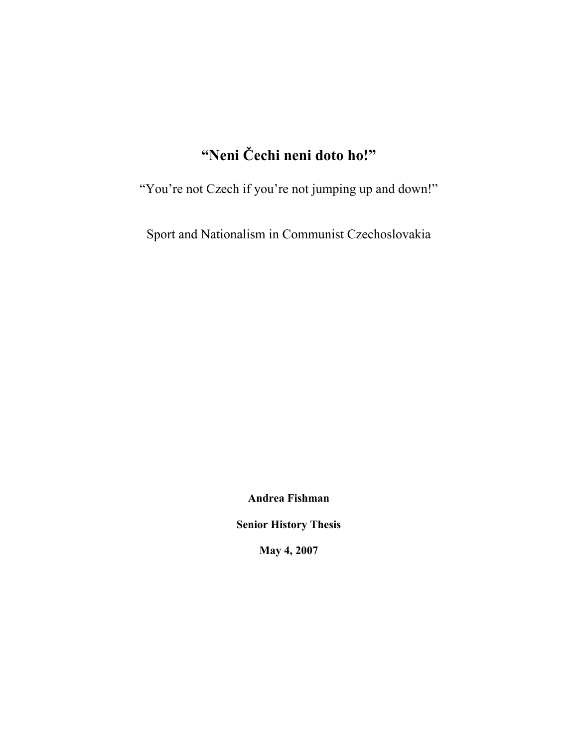# "Neni Čechi neni doto ho!"

"You're not Czech if you're not jumping up and down!"

Sport and Nationalism in Communist Czechoslovakia

**Andrea Fishman**

**Senior History Thesis**

**May 4, 2007**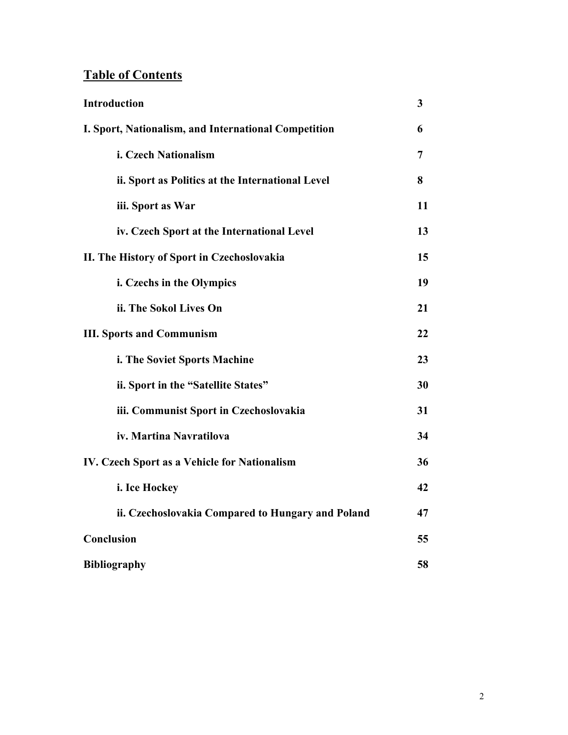## Table of Contents

| | |
|---|---|
| **Introduction** | **3** |
| **I. Sport, Nationalism, and International Competition** | **6** |
| &nbsp;&nbsp;&nbsp;&nbsp;**i. Czech Nationalism** | **7** |
| &nbsp;&nbsp;&nbsp;&nbsp;**ii. Sport as Politics at the International Level** | **8** |
| &nbsp;&nbsp;&nbsp;&nbsp;**iii. Sport as War** | **11** |
| &nbsp;&nbsp;&nbsp;&nbsp;**iv. Czech Sport at the International Level** | **13** |
| **II. The History of Sport in Czechoslovakia** | **15** |
| &nbsp;&nbsp;&nbsp;&nbsp;**i. Czechs in the Olympics** | **19** |
| &nbsp;&nbsp;&nbsp;&nbsp;**ii. The Sokol Lives On** | **21** |
| **III. Sports and Communism** | **22** |
| &nbsp;&nbsp;&nbsp;&nbsp;**i. The Soviet Sports Machine** | **23** |
| &nbsp;&nbsp;&nbsp;&nbsp;**ii. Sport in the "Satellite States"** | **30** |
| &nbsp;&nbsp;&nbsp;&nbsp;**iii. Communist Sport in Czechoslovakia** | **31** |
| &nbsp;&nbsp;&nbsp;&nbsp;**iv. Martina Navratilova** | **34** |
| **IV. Czech Sport as a Vehicle for Nationalism** | **36** |
| &nbsp;&nbsp;&nbsp;&nbsp;**i. Ice Hockey** | **42** |
| &nbsp;&nbsp;&nbsp;&nbsp;**ii. Czechoslovakia Compared to Hungary and Poland** | **47** |
| **Conclusion** | **55** |
| **Bibliography** | **58** |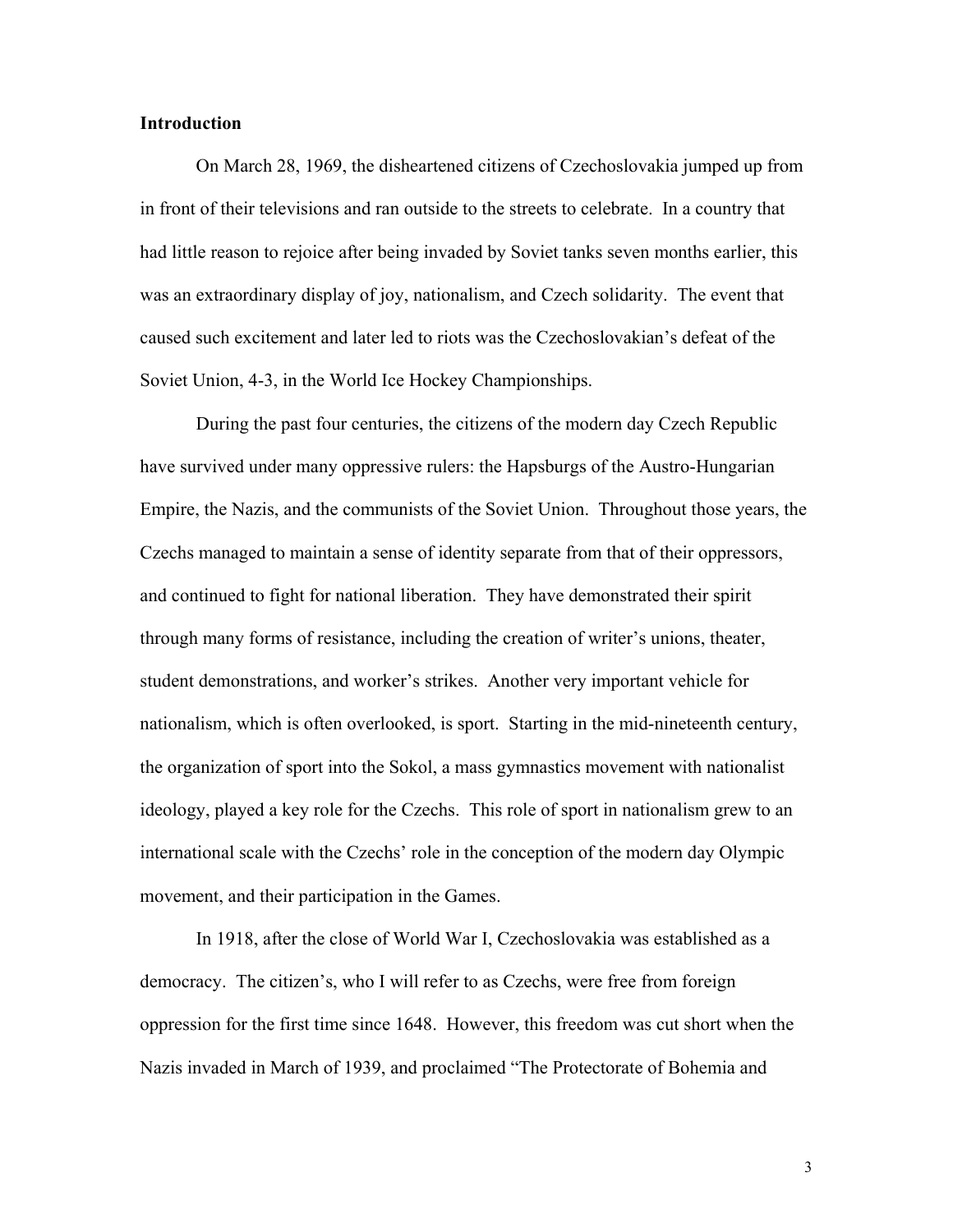**Introduction**

On March 28, 1969, the disheartened citizens of Czechoslovakia jumped up from in front of their televisions and ran outside to the streets to celebrate. In a country that had little reason to rejoice after being invaded by Soviet tanks seven months earlier, this was an extraordinary display of joy, nationalism, and Czech solidarity. The event that caused such excitement and later led to riots was the Czechoslovakian's defeat of the Soviet Union, 4-3, in the World Ice Hockey Championships.

During the past four centuries, the citizens of the modern day Czech Republic have survived under many oppressive rulers: the Hapsburgs of the Austro-Hungarian Empire, the Nazis, and the communists of the Soviet Union. Throughout those years, the Czechs managed to maintain a sense of identity separate from that of their oppressors, and continued to fight for national liberation. They have demonstrated their spirit through many forms of resistance, including the creation of writer's unions, theater, student demonstrations, and worker's strikes. Another very important vehicle for nationalism, which is often overlooked, is sport. Starting in the mid-nineteenth century, the organization of sport into the Sokol, a mass gymnastics movement with nationalist ideology, played a key role for the Czechs. This role of sport in nationalism grew to an international scale with the Czechs' role in the conception of the modern day Olympic movement, and their participation in the Games.

In 1918, after the close of World War I, Czechoslovakia was established as a democracy. The citizen's, who I will refer to as Czechs, were free from foreign oppression for the first time since 1648. However, this freedom was cut short when the Nazis invaded in March of 1939, and proclaimed "The Protectorate of Bohemia and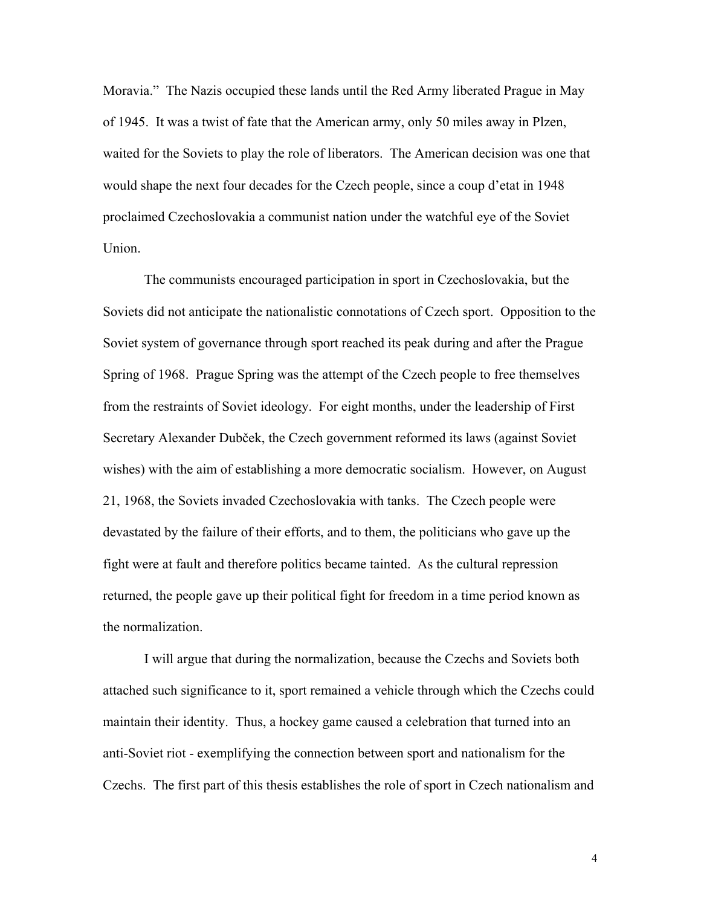Moravia." The Nazis occupied these lands until the Red Army liberated Prague in May of 1945. It was a twist of fate that the American army, only 50 miles away in Plzen, waited for the Soviets to play the role of liberators. The American decision was one that would shape the next four decades for the Czech people, since a coup d'etat in 1948 proclaimed Czechoslovakia a communist nation under the watchful eye of the Soviet Union.

The communists encouraged participation in sport in Czechoslovakia, but the Soviets did not anticipate the nationalistic connotations of Czech sport. Opposition to the Soviet system of governance through sport reached its peak during and after the Prague Spring of 1968. Prague Spring was the attempt of the Czech people to free themselves from the restraints of Soviet ideology. For eight months, under the leadership of First Secretary Alexander Dubček, the Czech government reformed its laws (against Soviet wishes) with the aim of establishing a more democratic socialism. However, on August 21, 1968, the Soviets invaded Czechoslovakia with tanks. The Czech people were devastated by the failure of their efforts, and to them, the politicians who gave up the fight were at fault and therefore politics became tainted. As the cultural repression returned, the people gave up their political fight for freedom in a time period known as the normalization.

I will argue that during the normalization, because the Czechs and Soviets both attached such significance to it, sport remained a vehicle through which the Czechs could maintain their identity. Thus, a hockey game caused a celebration that turned into an anti-Soviet riot - exemplifying the connection between sport and nationalism for the Czechs. The first part of this thesis establishes the role of sport in Czech nationalism and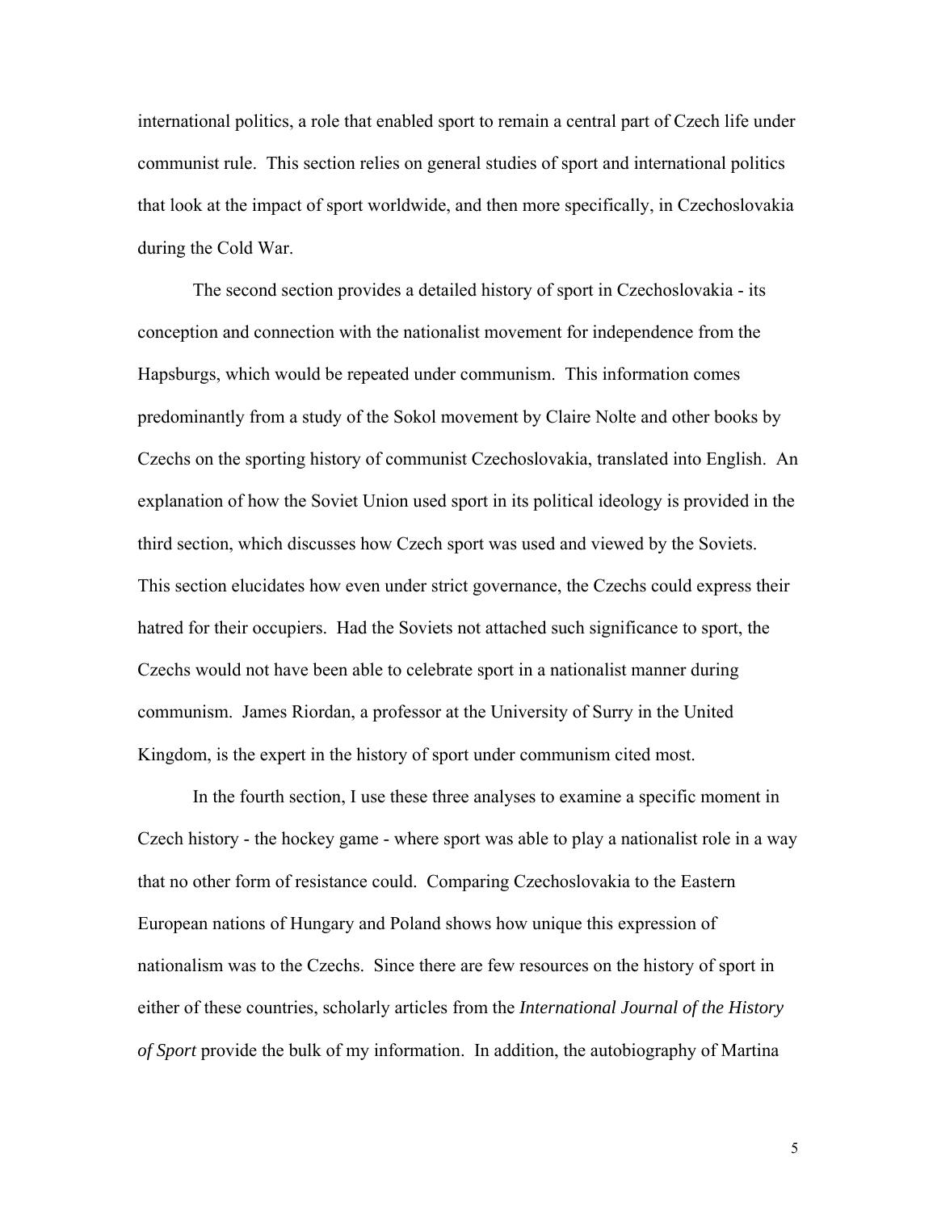international politics, a role that enabled sport to remain a central part of Czech life under communist rule. This section relies on general studies of sport and international politics that look at the impact of sport worldwide, and then more specifically, in Czechoslovakia during the Cold War.

The second section provides a detailed history of sport in Czechoslovakia - its conception and connection with the nationalist movement for independence from the Hapsburgs, which would be repeated under communism. This information comes predominantly from a study of the Sokol movement by Claire Nolte and other books by Czechs on the sporting history of communist Czechoslovakia, translated into English. An explanation of how the Soviet Union used sport in its political ideology is provided in the third section, which discusses how Czech sport was used and viewed by the Soviets. This section elucidates how even under strict governance, the Czechs could express their hatred for their occupiers. Had the Soviets not attached such significance to sport, the Czechs would not have been able to celebrate sport in a nationalist manner during communism. James Riordan, a professor at the University of Surry in the United Kingdom, is the expert in the history of sport under communism cited most.

In the fourth section, I use these three analyses to examine a specific moment in Czech history - the hockey game - where sport was able to play a nationalist role in a way that no other form of resistance could. Comparing Czechoslovakia to the Eastern European nations of Hungary and Poland shows how unique this expression of nationalism was to the Czechs. Since there are few resources on the history of sport in either of these countries, scholarly articles from the *International Journal of the History of Sport* provide the bulk of my information. In addition, the autobiography of Martina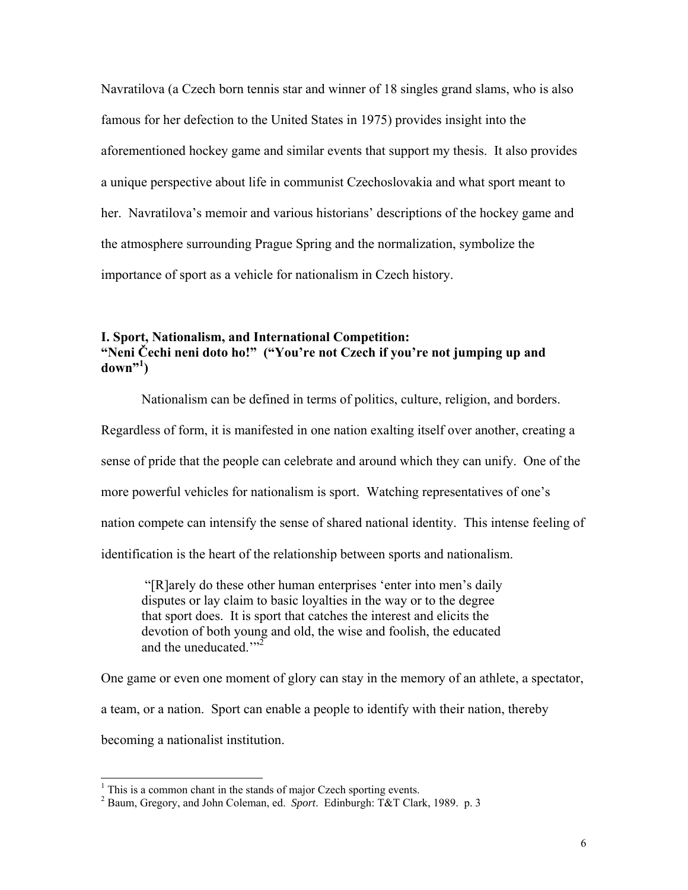Navratilova (a Czech born tennis star and winner of 18 singles grand slams, who is also famous for her defection to the United States in 1975) provides insight into the aforementioned hockey game and similar events that support my thesis. It also provides a unique perspective about life in communist Czechoslovakia and what sport meant to her. Navratilova's memoir and various historians' descriptions of the hockey game and the atmosphere surrounding Prague Spring and the normalization, symbolize the importance of sport as a vehicle for nationalism in Czech history.

## I. Sport, Nationalism, and International Competition: "Neni Čechi neni doto ho!" ("You're not Czech if you're not jumping up and down"[1])

Nationalism can be defined in terms of politics, culture, religion, and borders. Regardless of form, it is manifested in one nation exalting itself over another, creating a sense of pride that the people can celebrate and around which they can unify. One of the more powerful vehicles for nationalism is sport. Watching representatives of one's nation compete can intensify the sense of shared national identity. This intense feeling of identification is the heart of the relationship between sports and nationalism.

> "[R]arely do these other human enterprises 'enter into men's daily disputes or lay claim to basic loyalties in the way or to the degree that sport does. It is sport that catches the interest and elicits the devotion of both young and old, the wise and foolish, the educated and the uneducated.'"[2]

One game or even one moment of glory can stay in the memory of an athlete, a spectator, a team, or a nation. Sport can enable a people to identify with their nation, thereby becoming a nationalist institution.

---

[1] This is a common chant in the stands of major Czech sporting events.

[2] Baum, Gregory, and John Coleman, ed. *Sport*. Edinburgh: T&T Clark, 1989. p. 3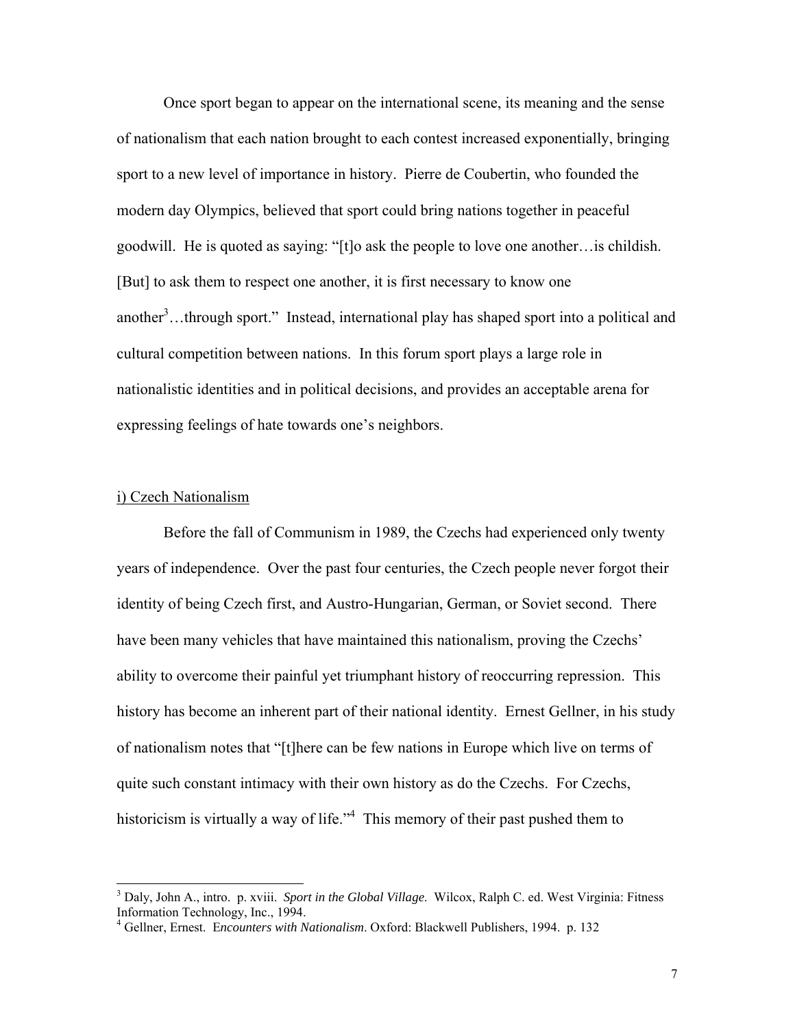Once sport began to appear on the international scene, its meaning and the sense of nationalism that each nation brought to each contest increased exponentially, bringing sport to a new level of importance in history. Pierre de Coubertin, who founded the modern day Olympics, believed that sport could bring nations together in peaceful goodwill. He is quoted as saying: "[t]o ask the people to love one another…is childish. [But] to ask them to respect one another, it is first necessary to know one another[3]…through sport." Instead, international play has shaped sport into a political and cultural competition between nations. In this forum sport plays a large role in nationalistic identities and in political decisions, and provides an acceptable arena for expressing feelings of hate towards one's neighbors.

i) Czech Nationalism

Before the fall of Communism in 1989, the Czechs had experienced only twenty years of independence. Over the past four centuries, the Czech people never forgot their identity of being Czech first, and Austro-Hungarian, German, or Soviet second. There have been many vehicles that have maintained this nationalism, proving the Czechs' ability to overcome their painful yet triumphant history of reoccurring repression. This history has become an inherent part of their national identity. Ernest Gellner, in his study of nationalism notes that "[t]here can be few nations in Europe which live on terms of quite such constant intimacy with their own history as do the Czechs. For Czechs, historicism is virtually a way of life."[4] This memory of their past pushed them to

---

[3] Daly, John A., intro. p. xviii. *Sport in the Global Village.* Wilcox, Ralph C. ed. West Virginia: Fitness Information Technology, Inc., 1994.

[4] Gellner, Ernest. *Encounters with Nationalism*. Oxford: Blackwell Publishers, 1994. p. 132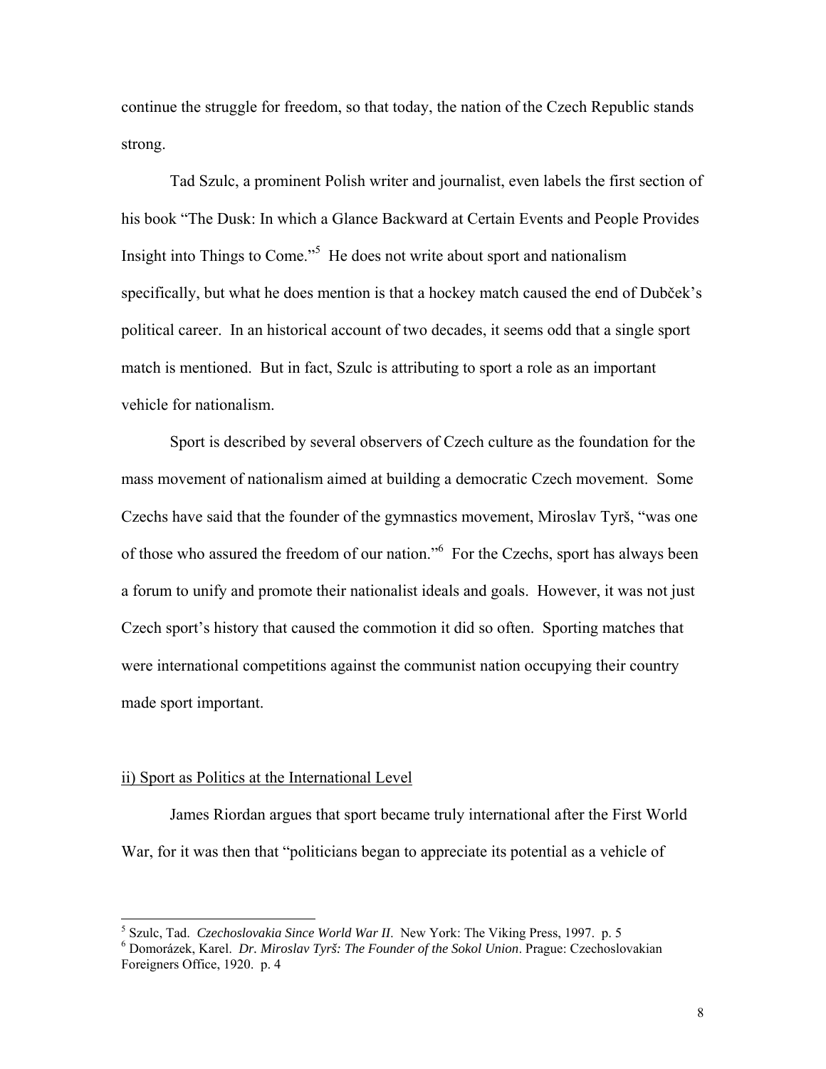continue the struggle for freedom, so that today, the nation of the Czech Republic stands strong.

Tad Szulc, a prominent Polish writer and journalist, even labels the first section of his book "The Dusk: In which a Glance Backward at Certain Events and People Provides Insight into Things to Come."[5] He does not write about sport and nationalism specifically, but what he does mention is that a hockey match caused the end of Dubček's political career. In an historical account of two decades, it seems odd that a single sport match is mentioned. But in fact, Szulc is attributing to sport a role as an important vehicle for nationalism.

Sport is described by several observers of Czech culture as the foundation for the mass movement of nationalism aimed at building a democratic Czech movement. Some Czechs have said that the founder of the gymnastics movement, Miroslav Tyrš, "was one of those who assured the freedom of our nation."[6] For the Czechs, sport has always been a forum to unify and promote their nationalist ideals and goals. However, it was not just Czech sport's history that caused the commotion it did so often. Sporting matches that were international competitions against the communist nation occupying their country made sport important.

<u>ii) Sport as Politics at the International Level</u>

James Riordan argues that sport became truly international after the First World War, for it was then that "politicians began to appreciate its potential as a vehicle of

---

[5] Szulc, Tad. *Czechoslovakia Since World War II*. New York: The Viking Press, 1997. p. 5

[6] Domorázek, Karel. *Dr. Miroslav Tyrš: The Founder of the Sokol Union*. Prague: Czechoslovakian Foreigners Office, 1920. p. 4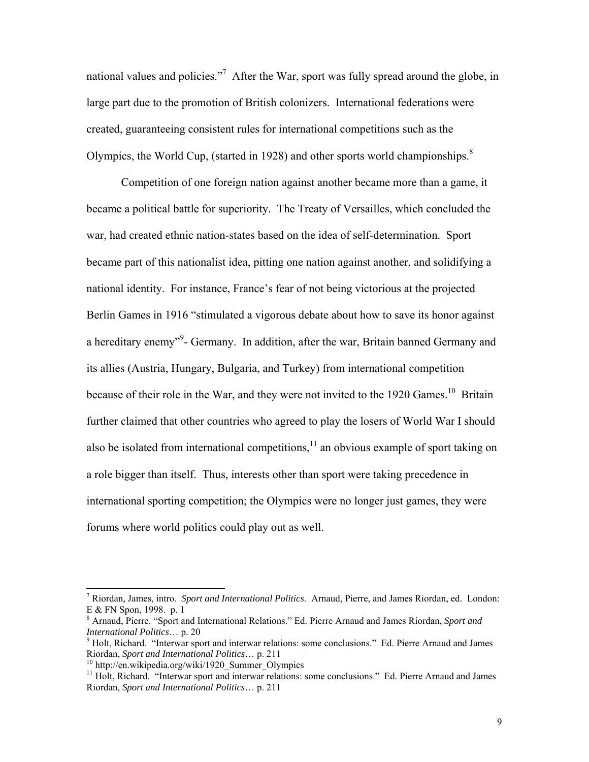national values and policies."[7] After the War, sport was fully spread around the globe, in large part due to the promotion of British colonizers. International federations were created, guaranteeing consistent rules for international competitions such as the Olympics, the World Cup, (started in 1928) and other sports world championships.[8]

Competition of one foreign nation against another became more than a game, it became a political battle for superiority. The Treaty of Versailles, which concluded the war, had created ethnic nation-states based on the idea of self-determination. Sport became part of this nationalist idea, pitting one nation against another, and solidifying a national identity. For instance, France's fear of not being victorious at the projected Berlin Games in 1916 "stimulated a vigorous debate about how to save its honor against a hereditary enemy"[9]- Germany. In addition, after the war, Britain banned Germany and its allies (Austria, Hungary, Bulgaria, and Turkey) from international competition because of their role in the War, and they were not invited to the 1920 Games.[10] Britain further claimed that other countries who agreed to play the losers of World War I should also be isolated from international competitions,[11] an obvious example of sport taking on a role bigger than itself. Thus, interests other than sport were taking precedence in international sporting competition; the Olympics were no longer just games, they were forums where world politics could play out as well.

---

[7] Riordan, James, intro. *Sport and International Politics*. Arnaud, Pierre, and James Riordan, ed. London: E & FN Spon, 1998. p. 1

[8] Arnaud, Pierre. "Sport and International Relations." Ed. Pierre Arnaud and James Riordan, *Sport and International Politics*… p. 20

[9] Holt, Richard. "Interwar sport and interwar relations: some conclusions." Ed. Pierre Arnaud and James Riordan, *Sport and International Politics*… p. 211

[10] http://en.wikipedia.org/wiki/1920_Summer_Olympics

[11] Holt, Richard. "Interwar sport and interwar relations: some conclusions." Ed. Pierre Arnaud and James Riordan, *Sport and International Politics*… p. 211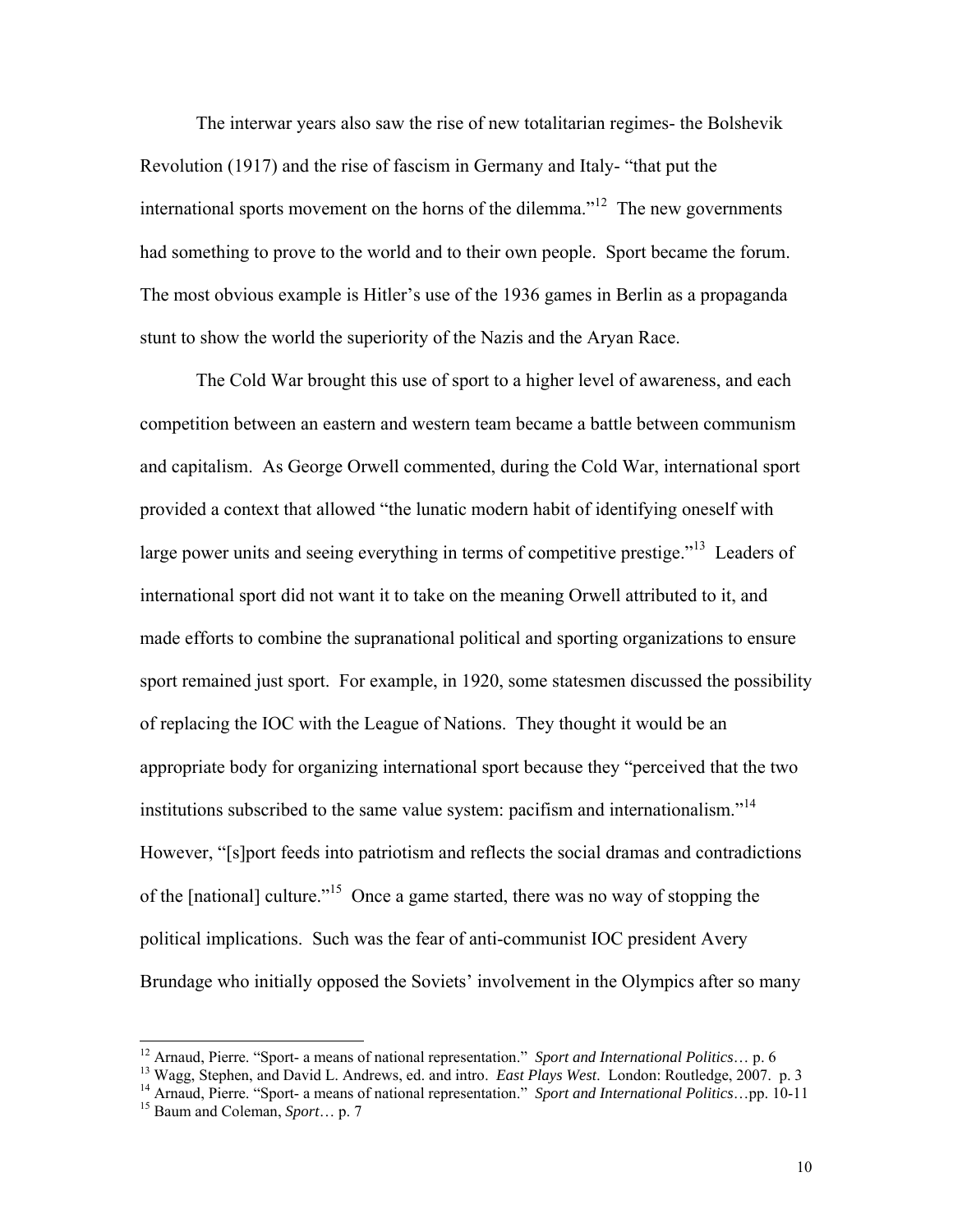The interwar years also saw the rise of new totalitarian regimes- the Bolshevik Revolution (1917) and the rise of fascism in Germany and Italy- "that put the international sports movement on the horns of the dilemma."[12] The new governments had something to prove to the world and to their own people. Sport became the forum. The most obvious example is Hitler's use of the 1936 games in Berlin as a propaganda stunt to show the world the superiority of the Nazis and the Aryan Race.

The Cold War brought this use of sport to a higher level of awareness, and each competition between an eastern and western team became a battle between communism and capitalism. As George Orwell commented, during the Cold War, international sport provided a context that allowed "the lunatic modern habit of identifying oneself with large power units and seeing everything in terms of competitive prestige."[13] Leaders of international sport did not want it to take on the meaning Orwell attributed to it, and made efforts to combine the supranational political and sporting organizations to ensure sport remained just sport. For example, in 1920, some statesmen discussed the possibility of replacing the IOC with the League of Nations. They thought it would be an appropriate body for organizing international sport because they "perceived that the two institutions subscribed to the same value system: pacifism and internationalism."[14] However, "[s]port feeds into patriotism and reflects the social dramas and contradictions of the [national] culture."[15] Once a game started, there was no way of stopping the political implications. Such was the fear of anti-communist IOC president Avery Brundage who initially opposed the Soviets' involvement in the Olympics after so many

---

[12] Arnaud, Pierre. "Sport- a means of national representation." *Sport and International Politics*… p. 6

[13] Wagg, Stephen, and David L. Andrews, ed. and intro. *East Plays West*. London: Routledge, 2007. p. 3

[14] Arnaud, Pierre. "Sport- a means of national representation." *Sport and International Politics*…pp. 10-11

[15] Baum and Coleman, *Sport*… p. 7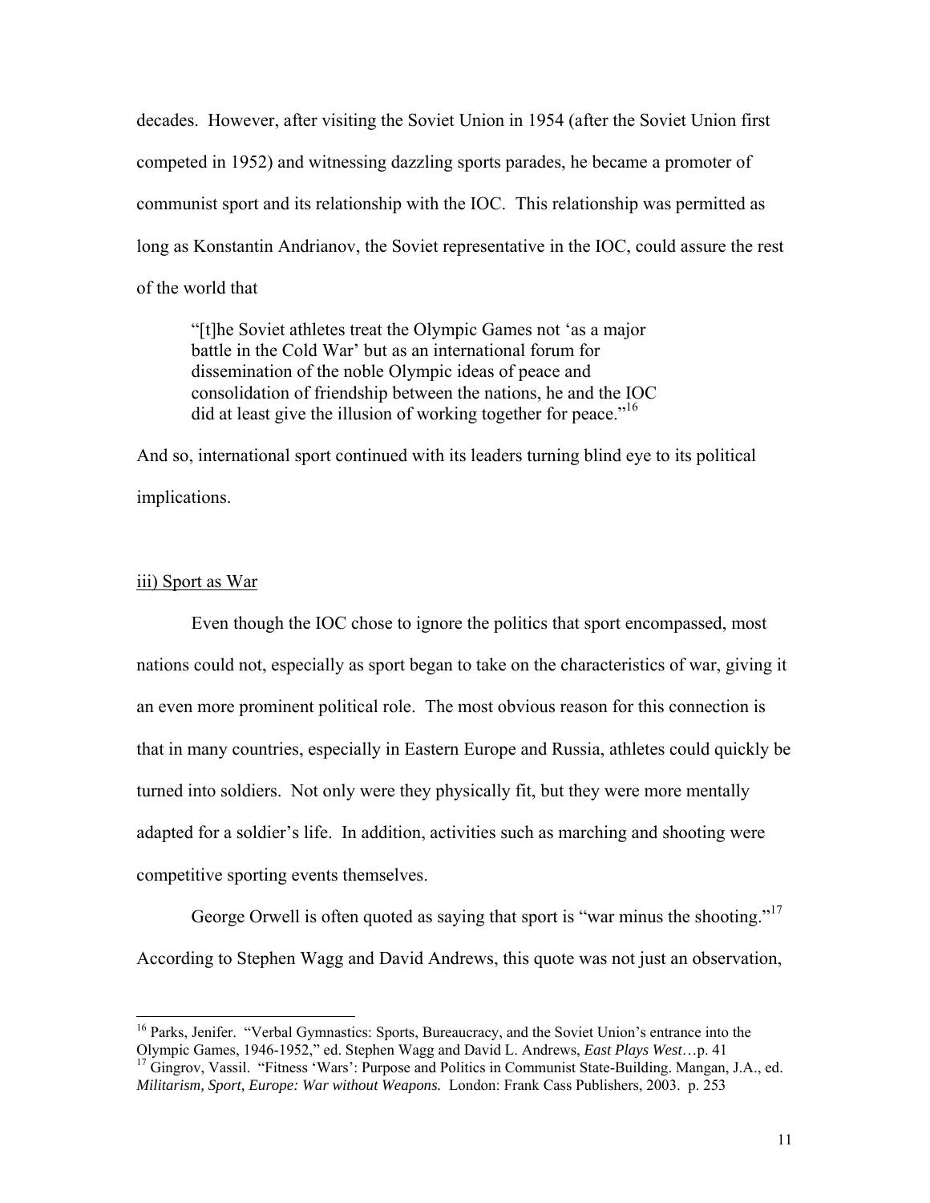decades. However, after visiting the Soviet Union in 1954 (after the Soviet Union first competed in 1952) and witnessing dazzling sports parades, he became a promoter of communist sport and its relationship with the IOC. This relationship was permitted as long as Konstantin Andrianov, the Soviet representative in the IOC, could assure the rest of the world that

> "[t]he Soviet athletes treat the Olympic Games not 'as a major battle in the Cold War' but as an international forum for dissemination of the noble Olympic ideas of peace and consolidation of friendship between the nations, he and the IOC did at least give the illusion of working together for peace."[16]

And so, international sport continued with its leaders turning blind eye to its political implications.

<u>iii) Sport as War</u>

Even though the IOC chose to ignore the politics that sport encompassed, most nations could not, especially as sport began to take on the characteristics of war, giving it an even more prominent political role. The most obvious reason for this connection is that in many countries, especially in Eastern Europe and Russia, athletes could quickly be turned into soldiers. Not only were they physically fit, but they were more mentally adapted for a soldier's life. In addition, activities such as marching and shooting were competitive sporting events themselves.

George Orwell is often quoted as saying that sport is "war minus the shooting."[17] According to Stephen Wagg and David Andrews, this quote was not just an observation,

---

[16] Parks, Jenifer. "Verbal Gymnastics: Sports, Bureaucracy, and the Soviet Union's entrance into the Olympic Games, 1946-1952," ed. Stephen Wagg and David L. Andrews, *East Plays West*…p. 41

[17] Gingrov, Vassil. "Fitness 'Wars': Purpose and Politics in Communist State-Building. Mangan, J.A., ed. ***Militarism, Sport, Europe: War without Weapons.*** London: Frank Cass Publishers, 2003. p. 253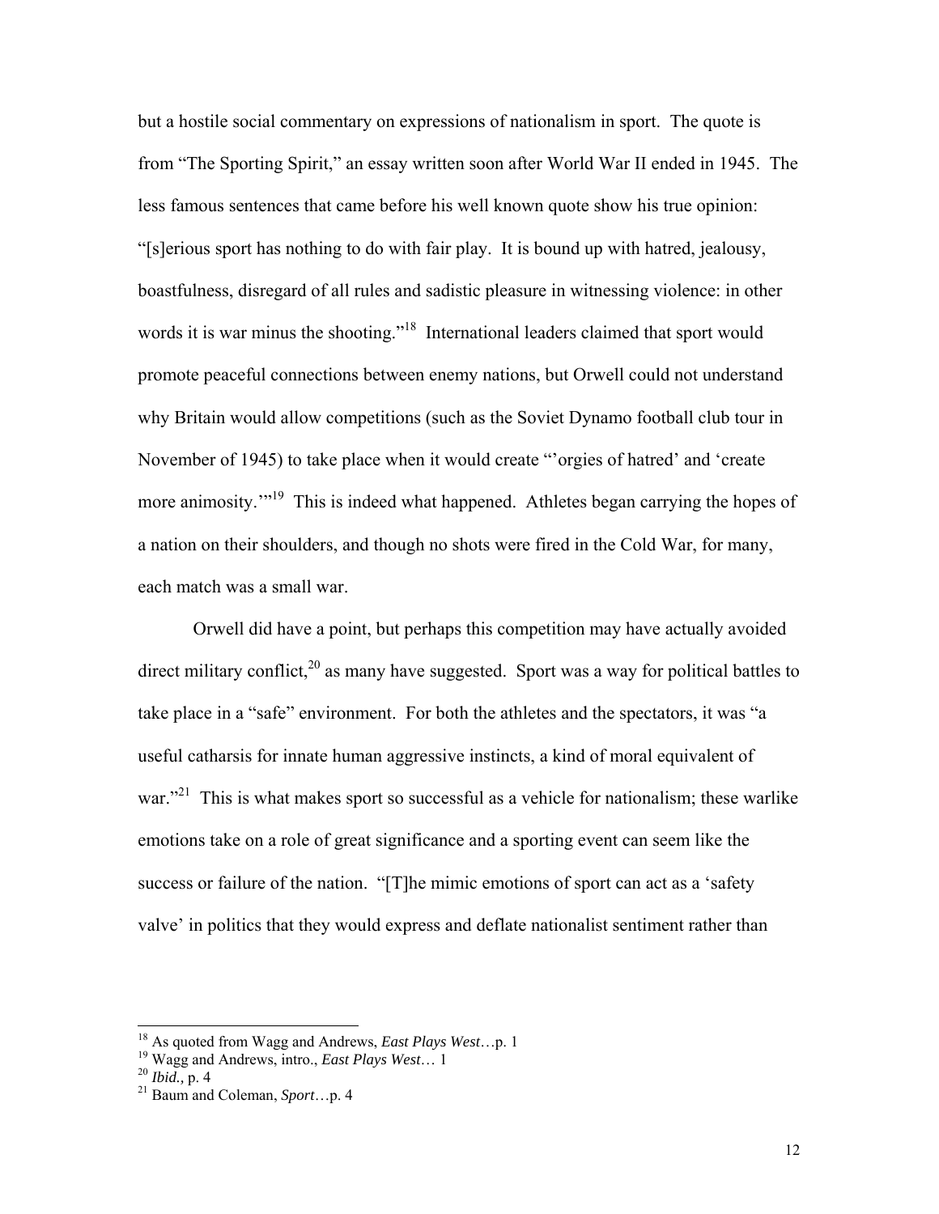but a hostile social commentary on expressions of nationalism in sport. The quote is from "The Sporting Spirit," an essay written soon after World War II ended in 1945. The less famous sentences that came before his well known quote show his true opinion: "[s]erious sport has nothing to do with fair play. It is bound up with hatred, jealousy, boastfulness, disregard of all rules and sadistic pleasure in witnessing violence: in other words it is war minus the shooting."[18] International leaders claimed that sport would promote peaceful connections between enemy nations, but Orwell could not understand why Britain would allow competitions (such as the Soviet Dynamo football club tour in November of 1945) to take place when it would create "'orgies of hatred' and 'create more animosity.'"[19] This is indeed what happened. Athletes began carrying the hopes of a nation on their shoulders, and though no shots were fired in the Cold War, for many, each match was a small war.

Orwell did have a point, but perhaps this competition may have actually avoided direct military conflict,[20] as many have suggested. Sport was a way for political battles to take place in a "safe" environment. For both the athletes and the spectators, it was "a useful catharsis for innate human aggressive instincts, a kind of moral equivalent of war."[21] This is what makes sport so successful as a vehicle for nationalism; these warlike emotions take on a role of great significance and a sporting event can seem like the success or failure of the nation. "[T]he mimic emotions of sport can act as a 'safety valve' in politics that they would express and deflate nationalist sentiment rather than

---

[18] As quoted from Wagg and Andrews, *East Plays West*…p. 1

[19] Wagg and Andrews, intro., *East Plays West*… 1

[20] *Ibid.,* p. 4

[21] Baum and Coleman, *Sport*…p. 4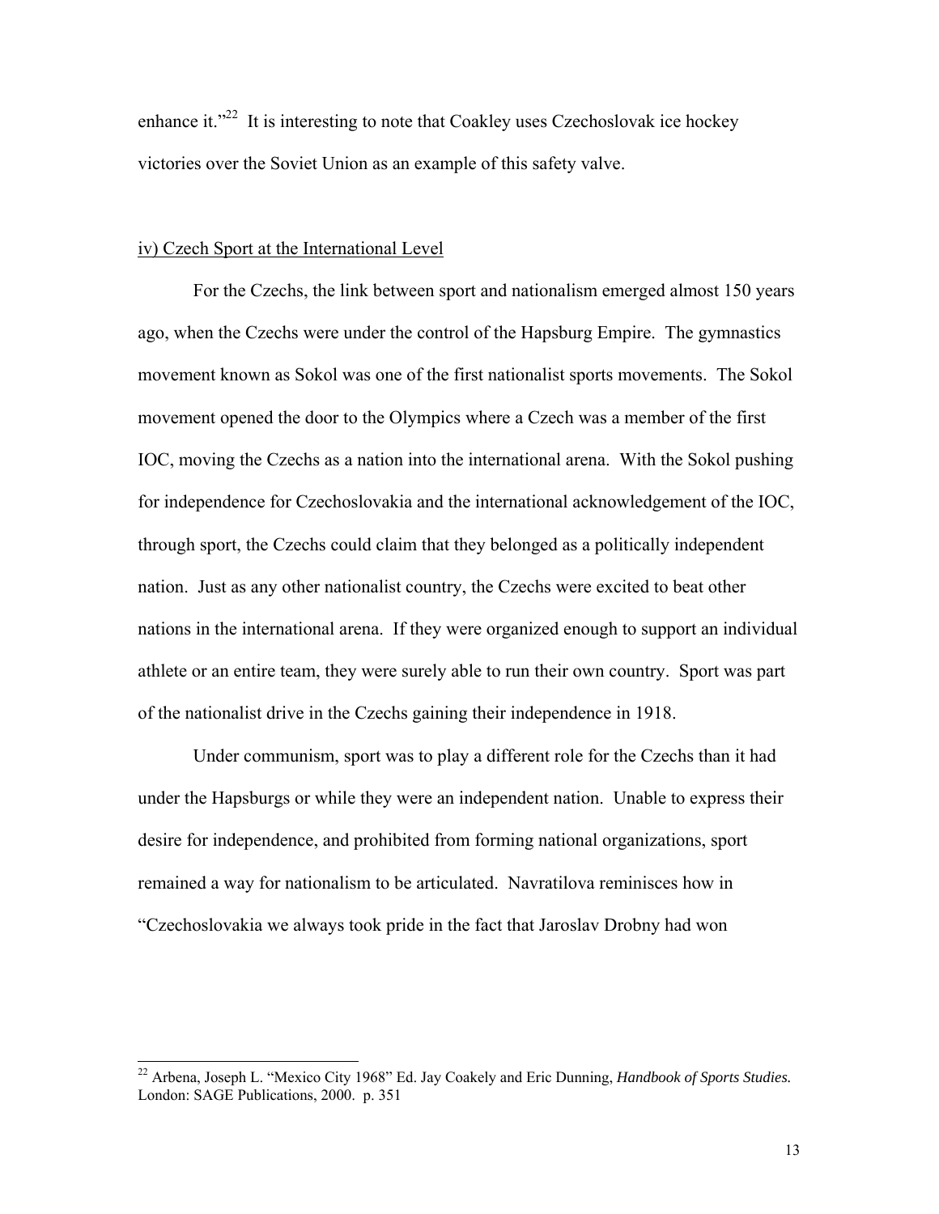enhance it."[22] It is interesting to note that Coakley uses Czechoslovak ice hockey victories over the Soviet Union as an example of this safety valve.

### iv) Czech Sport at the International Level

For the Czechs, the link between sport and nationalism emerged almost 150 years ago, when the Czechs were under the control of the Hapsburg Empire. The gymnastics movement known as Sokol was one of the first nationalist sports movements. The Sokol movement opened the door to the Olympics where a Czech was a member of the first IOC, moving the Czechs as a nation into the international arena. With the Sokol pushing for independence for Czechoslovakia and the international acknowledgement of the IOC, through sport, the Czechs could claim that they belonged as a politically independent nation. Just as any other nationalist country, the Czechs were excited to beat other nations in the international arena. If they were organized enough to support an individual athlete or an entire team, they were surely able to run their own country. Sport was part of the nationalist drive in the Czechs gaining their independence in 1918.

Under communism, sport was to play a different role for the Czechs than it had under the Hapsburgs or while they were an independent nation. Unable to express their desire for independence, and prohibited from forming national organizations, sport remained a way for nationalism to be articulated. Navratilova reminisces how in "Czechoslovakia we always took pride in the fact that Jaroslav Drobny had won

---

[22] Arbena, Joseph L. "Mexico City 1968" Ed. Jay Coakely and Eric Dunning, *Handbook of Sports Studies.* London: SAGE Publications, 2000. p. 351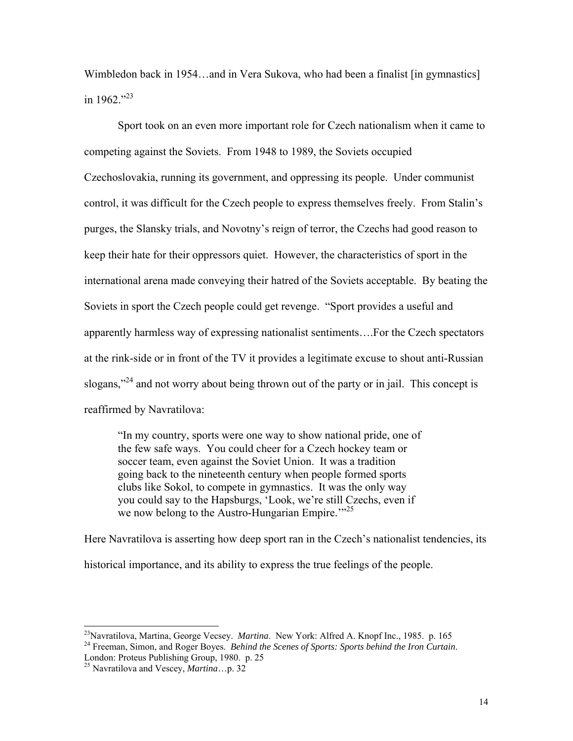Wimbledon back in 1954…and in Vera Sukova, who had been a finalist [in gymnastics] in 1962."[23]

Sport took on an even more important role for Czech nationalism when it came to competing against the Soviets. From 1948 to 1989, the Soviets occupied Czechoslovakia, running its government, and oppressing its people. Under communist control, it was difficult for the Czech people to express themselves freely. From Stalin's purges, the Slansky trials, and Novotny's reign of terror, the Czechs had good reason to keep their hate for their oppressors quiet. However, the characteristics of sport in the international arena made conveying their hatred of the Soviets acceptable. By beating the Soviets in sport the Czech people could get revenge. "Sport provides a useful and apparently harmless way of expressing nationalist sentiments….For the Czech spectators at the rink-side or in front of the TV it provides a legitimate excuse to shout anti-Russian slogans,"[24] and not worry about being thrown out of the party or in jail. This concept is reaffirmed by Navratilova:

> "In my country, sports were one way to show national pride, one of the few safe ways. You could cheer for a Czech hockey team or soccer team, even against the Soviet Union. It was a tradition going back to the nineteenth century when people formed sports clubs like Sokol, to compete in gymnastics. It was the only way you could say to the Hapsburgs, 'Look, we're still Czechs, even if we now belong to the Austro-Hungarian Empire.'"[25]

Here Navratilova is asserting how deep sport ran in the Czech's nationalist tendencies, its historical importance, and its ability to express the true feelings of the people.

---

[23] Navratilova, Martina, George Vecsey. *Martina*. New York: Alfred A. Knopf Inc., 1985. p. 165

[24] Freeman, Simon, and Roger Boyes. *Behind the Scenes of Sports: Sports behind the Iron Curtain*. London: Proteus Publishing Group, 1980. p. 25

[25] Navratilova and Vescey, *Martina*…p. 32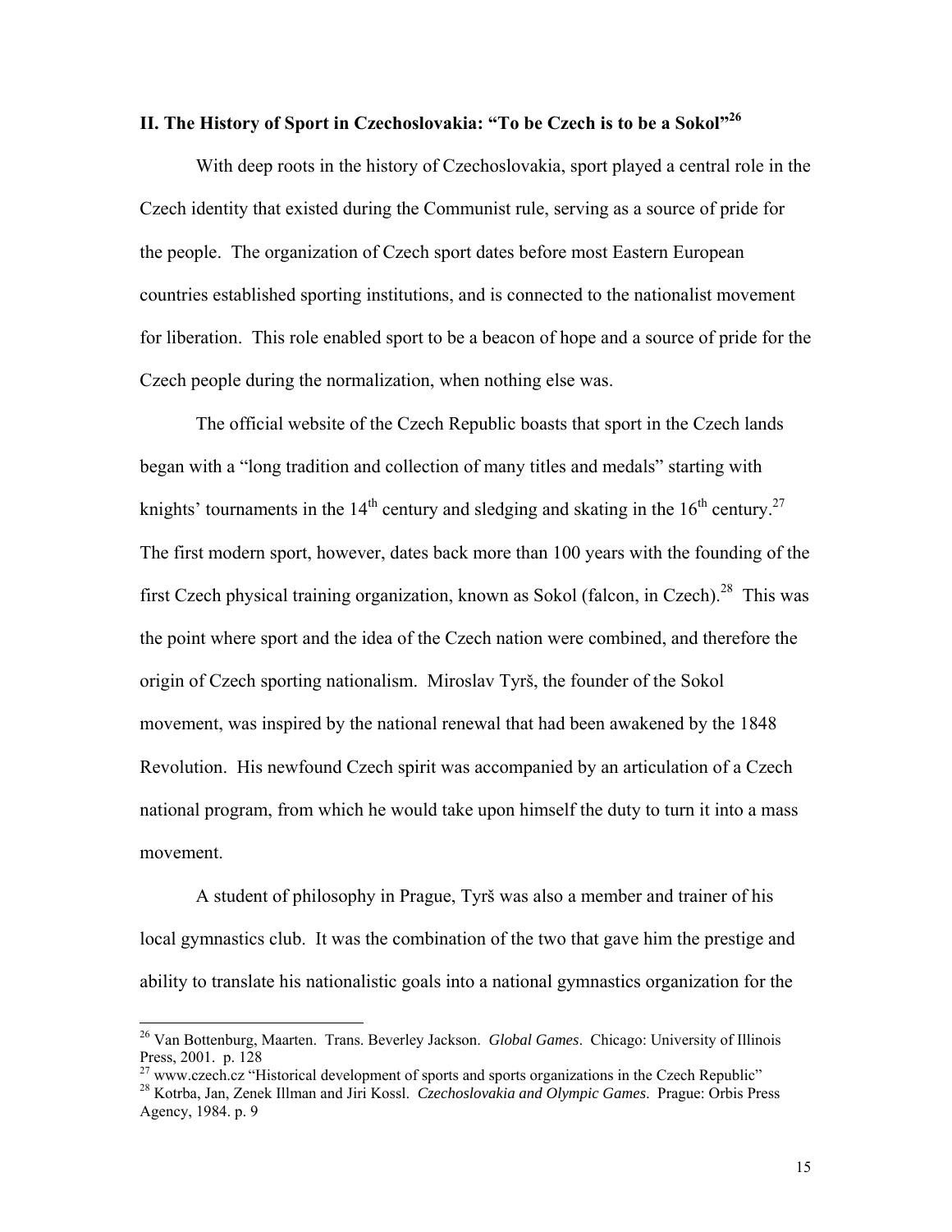## II. The History of Sport in Czechoslovakia: "To be Czech is to be a Sokol"[26]

With deep roots in the history of Czechoslovakia, sport played a central role in the Czech identity that existed during the Communist rule, serving as a source of pride for the people. The organization of Czech sport dates before most Eastern European countries established sporting institutions, and is connected to the nationalist movement for liberation. This role enabled sport to be a beacon of hope and a source of pride for the Czech people during the normalization, when nothing else was.

The official website of the Czech Republic boasts that sport in the Czech lands began with a "long tradition and collection of many titles and medals" starting with knights' tournaments in the 14th century and sledging and skating in the 16th century.[27] The first modern sport, however, dates back more than 100 years with the founding of the first Czech physical training organization, known as Sokol (falcon, in Czech).[28] This was the point where sport and the idea of the Czech nation were combined, and therefore the origin of Czech sporting nationalism. Miroslav Tyrš, the founder of the Sokol movement, was inspired by the national renewal that had been awakened by the 1848 Revolution. His newfound Czech spirit was accompanied by an articulation of a Czech national program, from which he would take upon himself the duty to turn it into a mass movement.

A student of philosophy in Prague, Tyrš was also a member and trainer of his local gymnastics club. It was the combination of the two that gave him the prestige and ability to translate his nationalistic goals into a national gymnastics organization for the

---

[26] Van Bottenburg, Maarten. Trans. Beverley Jackson. *Global Games*. Chicago: University of Illinois Press, 2001. p. 128

[27] www.czech.cz "Historical development of sports and sports organizations in the Czech Republic"

[28] Kotrba, Jan, Zenek Illman and Jiri Kossl. *Czechoslovakia and Olympic Games*. Prague: Orbis Press Agency, 1984. p. 9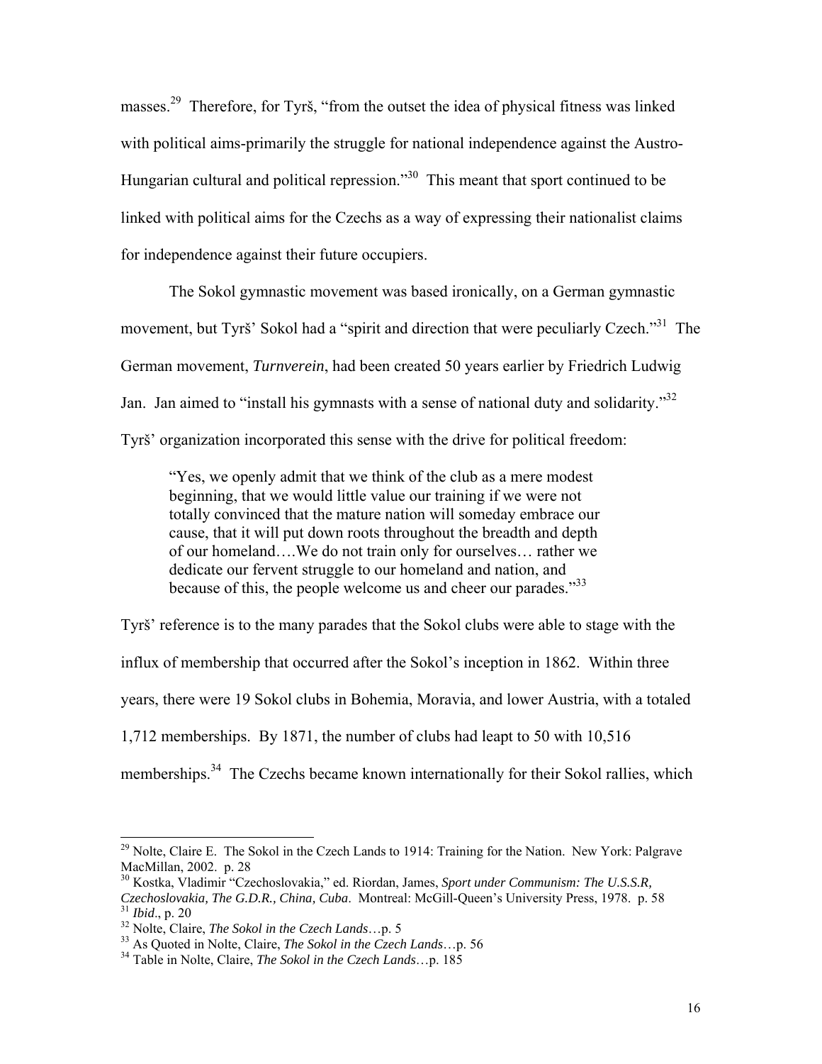masses.[29] Therefore, for Tyrš, "from the outset the idea of physical fitness was linked with political aims-primarily the struggle for national independence against the Austro-Hungarian cultural and political repression."[30] This meant that sport continued to be linked with political aims for the Czechs as a way of expressing their nationalist claims for independence against their future occupiers.

The Sokol gymnastic movement was based ironically, on a German gymnastic movement, but Tyrš' Sokol had a "spirit and direction that were peculiarly Czech."[31] The German movement, *Turnverein*, had been created 50 years earlier by Friedrich Ludwig Jan. Jan aimed to "install his gymnasts with a sense of national duty and solidarity."[32] Tyrš' organization incorporated this sense with the drive for political freedom:

> "Yes, we openly admit that we think of the club as a mere modest beginning, that we would little value our training if we were not totally convinced that the mature nation will someday embrace our cause, that it will put down roots throughout the breadth and depth of our homeland….We do not train only for ourselves… rather we dedicate our fervent struggle to our homeland and nation, and because of this, the people welcome us and cheer our parades."[33]

Tyrš' reference is to the many parades that the Sokol clubs were able to stage with the influx of membership that occurred after the Sokol's inception in 1862. Within three years, there were 19 Sokol clubs in Bohemia, Moravia, and lower Austria, with a totaled 1,712 memberships. By 1871, the number of clubs had leapt to 50 with 10,516 memberships.[34] The Czechs became known internationally for their Sokol rallies, which

---

[29] Nolte, Claire E. The Sokol in the Czech Lands to 1914: Training for the Nation. New York: Palgrave MacMillan, 2002. p. 28

[30] Kostka, Vladimir "Czechoslovakia," ed. Riordan, James, *Sport under Communism: The U.S.S.R, Czechoslovakia, The G.D.R., China, Cuba*. Montreal: McGill-Queen's University Press, 1978. p. 58

[31] *Ibid*., p. 20

[32] Nolte, Claire, *The Sokol in the Czech Lands*…p. 5

[33] As Quoted in Nolte, Claire, *The Sokol in the Czech Lands*…p. 56

[34] Table in Nolte, Claire, *The Sokol in the Czech Lands*…p. 185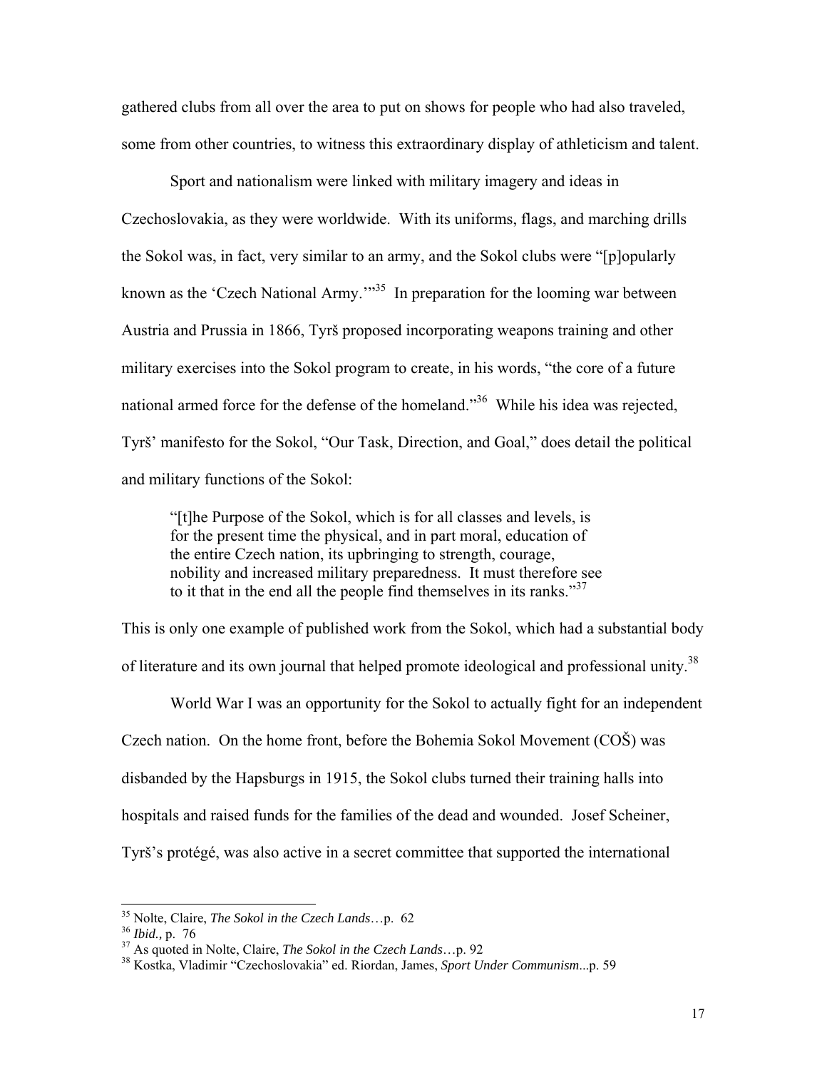gathered clubs from all over the area to put on shows for people who had also traveled, some from other countries, to witness this extraordinary display of athleticism and talent.

Sport and nationalism were linked with military imagery and ideas in Czechoslovakia, as they were worldwide. With its uniforms, flags, and marching drills the Sokol was, in fact, very similar to an army, and the Sokol clubs were "[p]opularly known as the 'Czech National Army.'"[35] In preparation for the looming war between Austria and Prussia in 1866, Tyrš proposed incorporating weapons training and other military exercises into the Sokol program to create, in his words, "the core of a future national armed force for the defense of the homeland."[36] While his idea was rejected, Tyrš' manifesto for the Sokol, "Our Task, Direction, and Goal," does detail the political and military functions of the Sokol:

> "[t]he Purpose of the Sokol, which is for all classes and levels, is for the present time the physical, and in part moral, education of the entire Czech nation, its upbringing to strength, courage, nobility and increased military preparedness. It must therefore see to it that in the end all the people find themselves in its ranks."[37]

This is only one example of published work from the Sokol, which had a substantial body of literature and its own journal that helped promote ideological and professional unity.[38]

World War I was an opportunity for the Sokol to actually fight for an independent Czech nation. On the home front, before the Bohemia Sokol Movement (COŠ) was disbanded by the Hapsburgs in 1915, the Sokol clubs turned their training halls into hospitals and raised funds for the families of the dead and wounded. Josef Scheiner, Tyrš's protégé, was also active in a secret committee that supported the international

---

[35] Nolte, Claire, *The Sokol in the Czech Lands*…p. 62

[36] *Ibid.,* p. 76

[37] As quoted in Nolte, Claire, *The Sokol in the Czech Lands*…p. 92

[38] Kostka, Vladimir "Czechoslovakia" ed. Riordan, James, *Sport Under Communism*...p. 59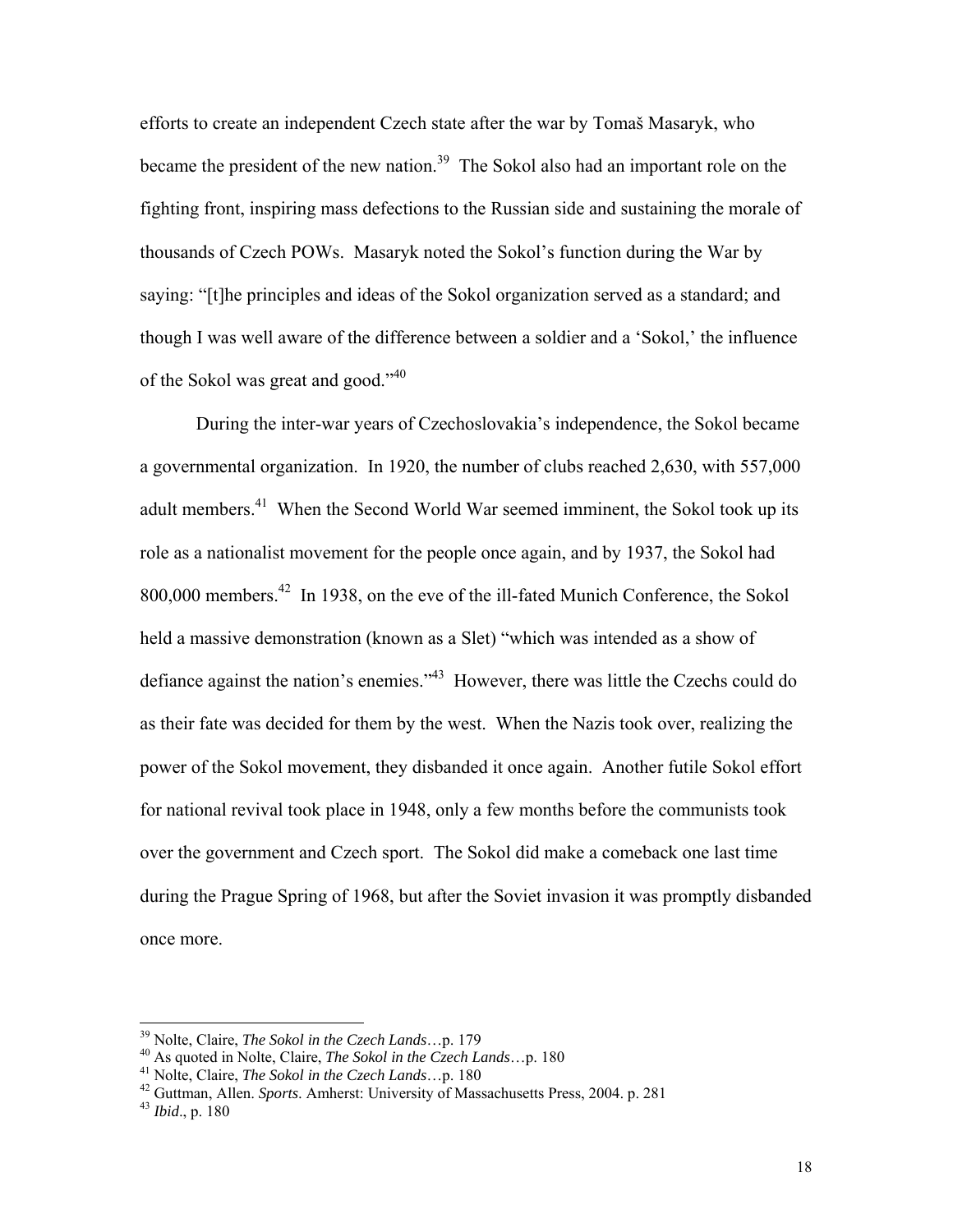efforts to create an independent Czech state after the war by Tomaš Masaryk, who became the president of the new nation.[39] The Sokol also had an important role on the fighting front, inspiring mass defections to the Russian side and sustaining the morale of thousands of Czech POWs. Masaryk noted the Sokol's function during the War by saying: "[t]he principles and ideas of the Sokol organization served as a standard; and though I was well aware of the difference between a soldier and a 'Sokol,' the influence of the Sokol was great and good."[40]

During the inter-war years of Czechoslovakia's independence, the Sokol became a governmental organization. In 1920, the number of clubs reached 2,630, with 557,000 adult members.[41] When the Second World War seemed imminent, the Sokol took up its role as a nationalist movement for the people once again, and by 1937, the Sokol had 800,000 members.[42] In 1938, on the eve of the ill-fated Munich Conference, the Sokol held a massive demonstration (known as a Slet) "which was intended as a show of defiance against the nation's enemies."[43] However, there was little the Czechs could do as their fate was decided for them by the west. When the Nazis took over, realizing the power of the Sokol movement, they disbanded it once again. Another futile Sokol effort for national revival took place in 1948, only a few months before the communists took over the government and Czech sport. The Sokol did make a comeback one last time during the Prague Spring of 1968, but after the Soviet invasion it was promptly disbanded once more.

---

[39] Nolte, Claire, *The Sokol in the Czech Lands*…p. 179

[40] As quoted in Nolte, Claire, *The Sokol in the Czech Lands*…p. 180

[41] Nolte, Claire, *The Sokol in the Czech Lands*…p. 180

[42] Guttman, Allen. *Sports*. Amherst: University of Massachusetts Press, 2004. p. 281

[43] *Ibid*., p. 180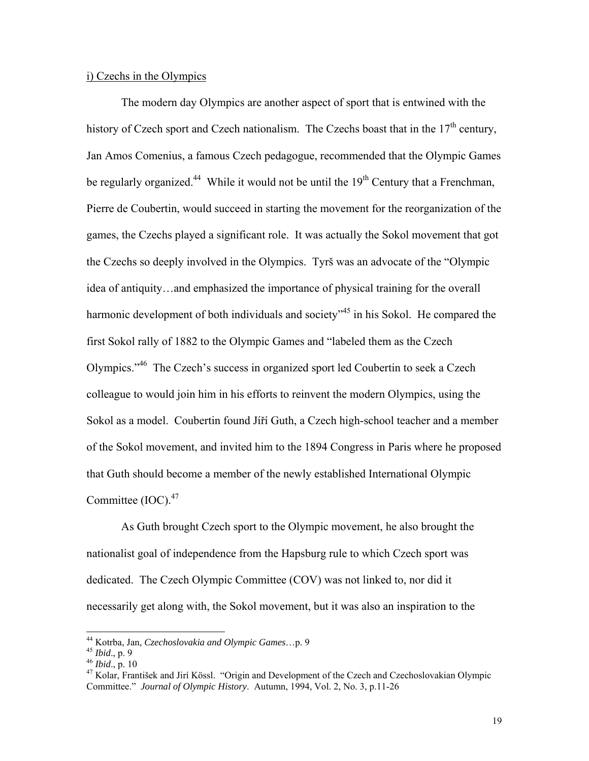i) Czechs in the Olympics

The modern day Olympics are another aspect of sport that is entwined with the history of Czech sport and Czech nationalism. The Czechs boast that in the 17th century, Jan Amos Comenius, a famous Czech pedagogue, recommended that the Olympic Games be regularly organized.[44] While it would not be until the 19th Century that a Frenchman, Pierre de Coubertin, would succeed in starting the movement for the reorganization of the games, the Czechs played a significant role. It was actually the Sokol movement that got the Czechs so deeply involved in the Olympics. Tyrš was an advocate of the "Olympic idea of antiquity…and emphasized the importance of physical training for the overall harmonic development of both individuals and society"[45] in his Sokol. He compared the first Sokol rally of 1882 to the Olympic Games and "labeled them as the Czech Olympics."[46] The Czech's success in organized sport led Coubertin to seek a Czech colleague to would join him in his efforts to reinvent the modern Olympics, using the Sokol as a model. Coubertin found Jíří Guth, a Czech high-school teacher and a member of the Sokol movement, and invited him to the 1894 Congress in Paris where he proposed that Guth should become a member of the newly established International Olympic Committee (IOC).[47]

As Guth brought Czech sport to the Olympic movement, he also brought the nationalist goal of independence from the Hapsburg rule to which Czech sport was dedicated. The Czech Olympic Committee (COV) was not linked to, nor did it necessarily get along with, the Sokol movement, but it was also an inspiration to the

---

[44] Kotrba, Jan, *Czechoslovakia and Olympic Games*…p. 9

[45] *Ibid*., p. 9

[46] *Ibid*., p. 10

[47] Kolar, František and Jirí Kössl. "Origin and Development of the Czech and Czechoslovakian Olympic Committee." *Journal of Olympic History*. Autumn, 1994, Vol. 2, No. 3, p.11-26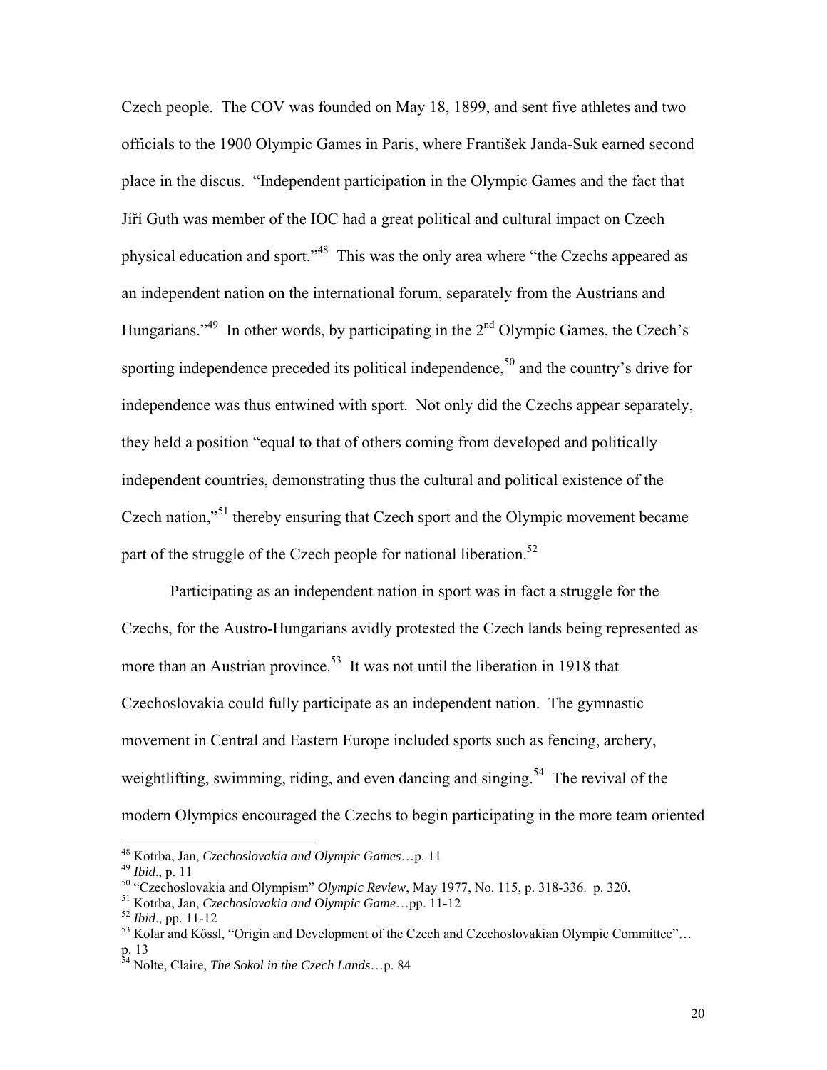Czech people. The COV was founded on May 18, 1899, and sent five athletes and two officials to the 1900 Olympic Games in Paris, where František Janda-Suk earned second place in the discus. "Independent participation in the Olympic Games and the fact that Jiří Guth was member of the IOC had a great political and cultural impact on Czech physical education and sport."[48] This was the only area where "the Czechs appeared as an independent nation on the international forum, separately from the Austrians and Hungarians."[49] In other words, by participating in the 2nd Olympic Games, the Czech's sporting independence preceded its political independence,[50] and the country's drive for independence was thus entwined with sport. Not only did the Czechs appear separately, they held a position "equal to that of others coming from developed and politically independent countries, demonstrating thus the cultural and political existence of the Czech nation,"[51] thereby ensuring that Czech sport and the Olympic movement became part of the struggle of the Czech people for national liberation.[52]

Participating as an independent nation in sport was in fact a struggle for the Czechs, for the Austro-Hungarians avidly protested the Czech lands being represented as more than an Austrian province.[53] It was not until the liberation in 1918 that Czechoslovakia could fully participate as an independent nation. The gymnastic movement in Central and Eastern Europe included sports such as fencing, archery, weightlifting, swimming, riding, and even dancing and singing.[54] The revival of the modern Olympics encouraged the Czechs to begin participating in the more team oriented

---

[48] Kotrba, Jan, *Czechoslovakia and Olympic Games*…p. 11

[49] *Ibid*., p. 11

[50] "Czechoslovakia and Olympism" *Olympic Review*, May 1977, No. 115, p. 318-336. p. 320.

[51] Kotrba, Jan, *Czechoslovakia and Olympic Game*…pp. 11-12

[52] *Ibid*., pp. 11-12

[53] Kolar and Kössl, "Origin and Development of the Czech and Czechoslovakian Olympic Committee"… p. 13

[54] Nolte, Claire, *The Sokol in the Czech Lands*…p. 84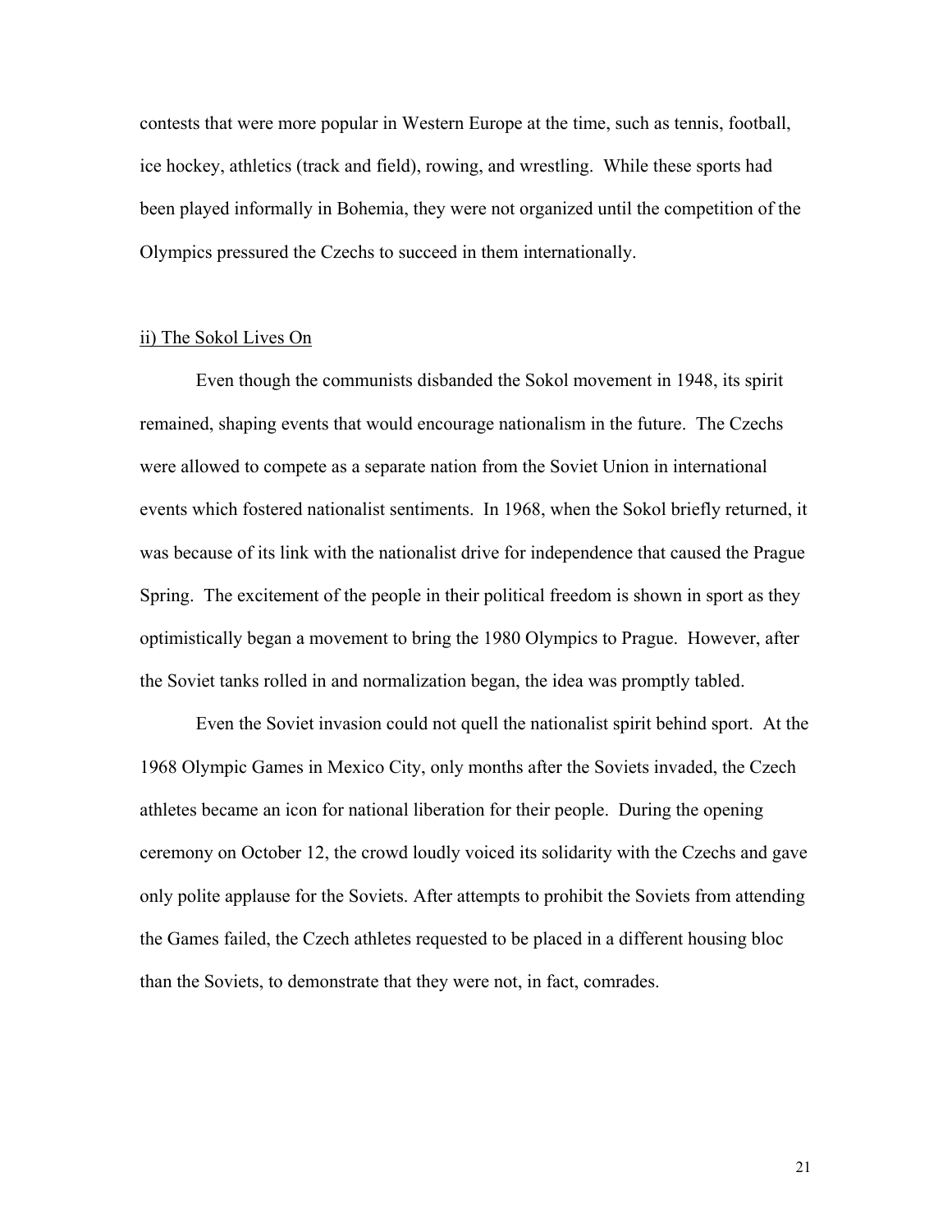contests that were more popular in Western Europe at the time, such as tennis, football, ice hockey, athletics (track and field), rowing, and wrestling. While these sports had been played informally in Bohemia, they were not organized until the competition of the Olympics pressured the Czechs to succeed in them internationally.

### ii) The Sokol Lives On

Even though the communists disbanded the Sokol movement in 1948, its spirit remained, shaping events that would encourage nationalism in the future. The Czechs were allowed to compete as a separate nation from the Soviet Union in international events which fostered nationalist sentiments. In 1968, when the Sokol briefly returned, it was because of its link with the nationalist drive for independence that caused the Prague Spring. The excitement of the people in their political freedom is shown in sport as they optimistically began a movement to bring the 1980 Olympics to Prague. However, after the Soviet tanks rolled in and normalization began, the idea was promptly tabled.

Even the Soviet invasion could not quell the nationalist spirit behind sport. At the 1968 Olympic Games in Mexico City, only months after the Soviets invaded, the Czech athletes became an icon for national liberation for their people. During the opening ceremony on October 12, the crowd loudly voiced its solidarity with the Czechs and gave only polite applause for the Soviets. After attempts to prohibit the Soviets from attending the Games failed, the Czech athletes requested to be placed in a different housing bloc than the Soviets, to demonstrate that they were not, in fact, comrades.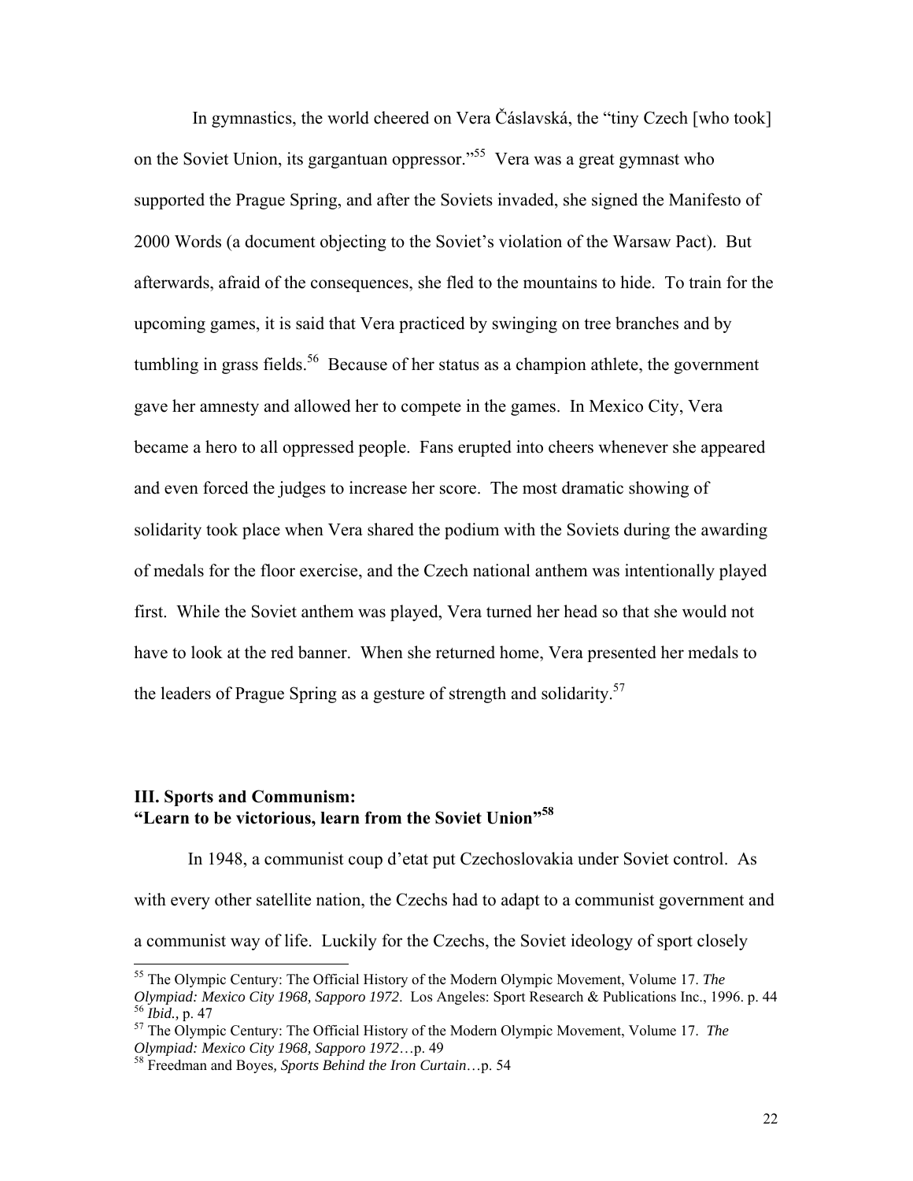In gymnastics, the world cheered on Vera Čáslavská, the "tiny Czech [who took] on the Soviet Union, its gargantuan oppressor."[55] Vera was a great gymnast who supported the Prague Spring, and after the Soviets invaded, she signed the Manifesto of 2000 Words (a document objecting to the Soviet's violation of the Warsaw Pact). But afterwards, afraid of the consequences, she fled to the mountains to hide. To train for the upcoming games, it is said that Vera practiced by swinging on tree branches and by tumbling in grass fields.[56] Because of her status as a champion athlete, the government gave her amnesty and allowed her to compete in the games. In Mexico City, Vera became a hero to all oppressed people. Fans erupted into cheers whenever she appeared and even forced the judges to increase her score. The most dramatic showing of solidarity took place when Vera shared the podium with the Soviets during the awarding of medals for the floor exercise, and the Czech national anthem was intentionally played first. While the Soviet anthem was played, Vera turned her head so that she would not have to look at the red banner. When she returned home, Vera presented her medals to the leaders of Prague Spring as a gesture of strength and solidarity.[57]

## III. Sports and Communism: "Learn to be victorious, learn from the Soviet Union"[58]

In 1948, a communist coup d'etat put Czechoslovakia under Soviet control. As with every other satellite nation, the Czechs had to adapt to a communist government and a communist way of life. Luckily for the Czechs, the Soviet ideology of sport closely

---

[55] The Olympic Century: The Official History of the Modern Olympic Movement, Volume 17. *The Olympiad: Mexico City 1968, Sapporo 1972*. Los Angeles: Sport Research & Publications Inc., 1996. p. 44

[56] *Ibid.*, p. 47

[57] The Olympic Century: The Official History of the Modern Olympic Movement, Volume 17. *The Olympiad: Mexico City 1968, Sapporo 1972*…p. 49

[58] Freedman and Boyes, *Sports Behind the Iron Curtain*…p. 54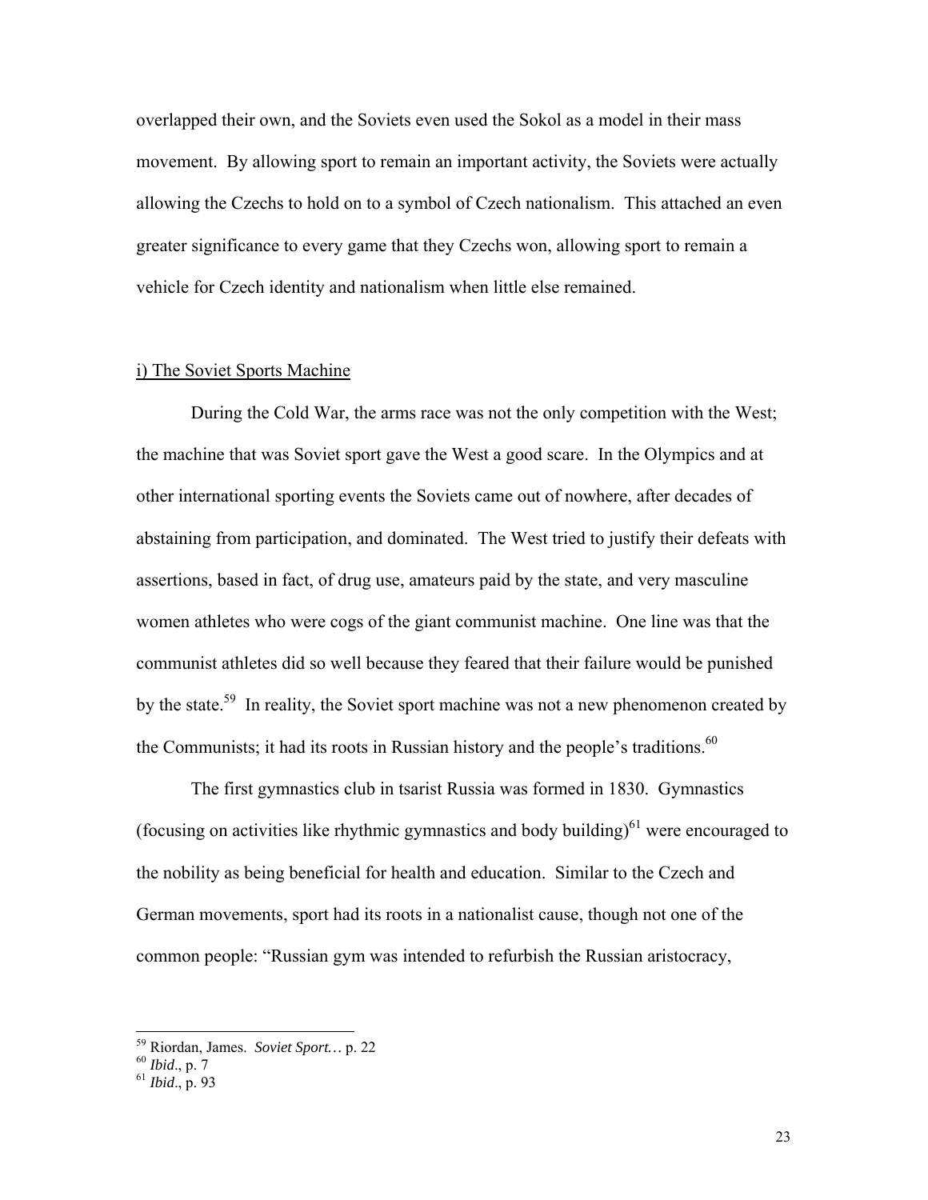overlapped their own, and the Soviets even used the Sokol as a model in their mass movement. By allowing sport to remain an important activity, the Soviets were actually allowing the Czechs to hold on to a symbol of Czech nationalism. This attached an even greater significance to every game that they Czechs won, allowing sport to remain a vehicle for Czech identity and nationalism when little else remained.

### i) The Soviet Sports Machine

During the Cold War, the arms race was not the only competition with the West; the machine that was Soviet sport gave the West a good scare. In the Olympics and at other international sporting events the Soviets came out of nowhere, after decades of abstaining from participation, and dominated. The West tried to justify their defeats with assertions, based in fact, of drug use, amateurs paid by the state, and very masculine women athletes who were cogs of the giant communist machine. One line was that the communist athletes did so well because they feared that their failure would be punished by the state.[59] In reality, the Soviet sport machine was not a new phenomenon created by the Communists; it had its roots in Russian history and the people's traditions.[60]

The first gymnastics club in tsarist Russia was formed in 1830. Gymnastics (focusing on activities like rhythmic gymnastics and body building)[61] were encouraged to the nobility as being beneficial for health and education. Similar to the Czech and German movements, sport had its roots in a nationalist cause, though not one of the common people: "Russian gym was intended to refurbish the Russian aristocracy,

---

[59] Riordan, James. *Soviet Sport…* p. 22

[60] *Ibid*., p. 7

[61] *Ibid*., p. 93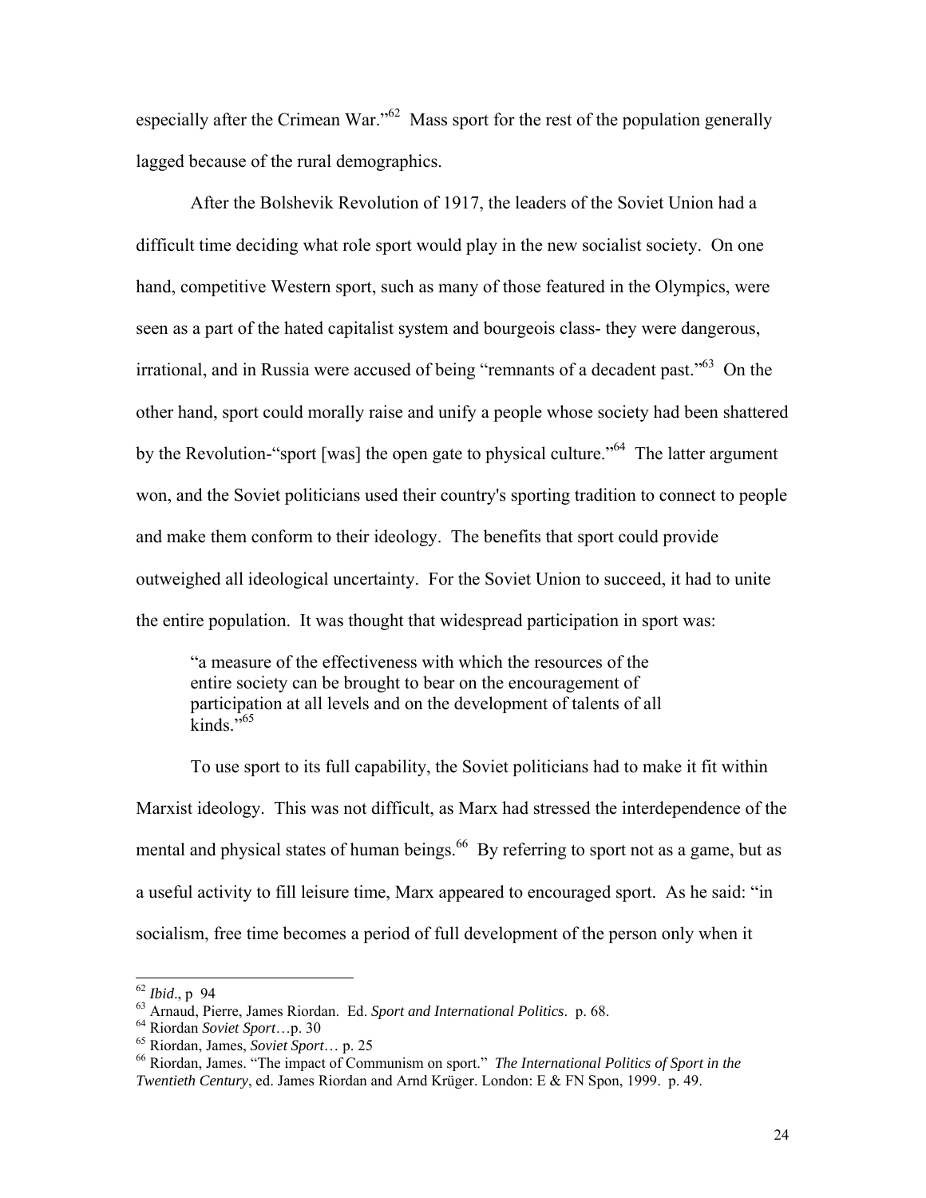especially after the Crimean War."[62] Mass sport for the rest of the population generally lagged because of the rural demographics.

After the Bolshevik Revolution of 1917, the leaders of the Soviet Union had a difficult time deciding what role sport would play in the new socialist society. On one hand, competitive Western sport, such as many of those featured in the Olympics, were seen as a part of the hated capitalist system and bourgeois class- they were dangerous, irrational, and in Russia were accused of being "remnants of a decadent past."[63] On the other hand, sport could morally raise and unify a people whose society had been shattered by the Revolution-"sport [was] the open gate to physical culture."[64] The latter argument won, and the Soviet politicians used their country's sporting tradition to connect to people and make them conform to their ideology. The benefits that sport could provide outweighed all ideological uncertainty. For the Soviet Union to succeed, it had to unite the entire population. It was thought that widespread participation in sport was:

> "a measure of the effectiveness with which the resources of the entire society can be brought to bear on the encouragement of participation at all levels and on the development of talents of all kinds."[65]

To use sport to its full capability, the Soviet politicians had to make it fit within Marxist ideology. This was not difficult, as Marx had stressed the interdependence of the mental and physical states of human beings.[66] By referring to sport not as a game, but as a useful activity to fill leisure time, Marx appeared to encouraged sport. As he said: "in socialism, free time becomes a period of full development of the person only when it

---

[62] *Ibid*., p 94

[63] Arnaud, Pierre, James Riordan. Ed. *Sport and International Politics*. p. 68.

[64] Riordan *Soviet Sport*…p. 30

[65] Riordan, James, *Soviet Sport*… p. 25

[66] Riordan, James. "The impact of Communism on sport." *The International Politics of Sport in the Twentieth Century*, ed. James Riordan and Arnd Krüger. London: E & FN Spon, 1999. p. 49.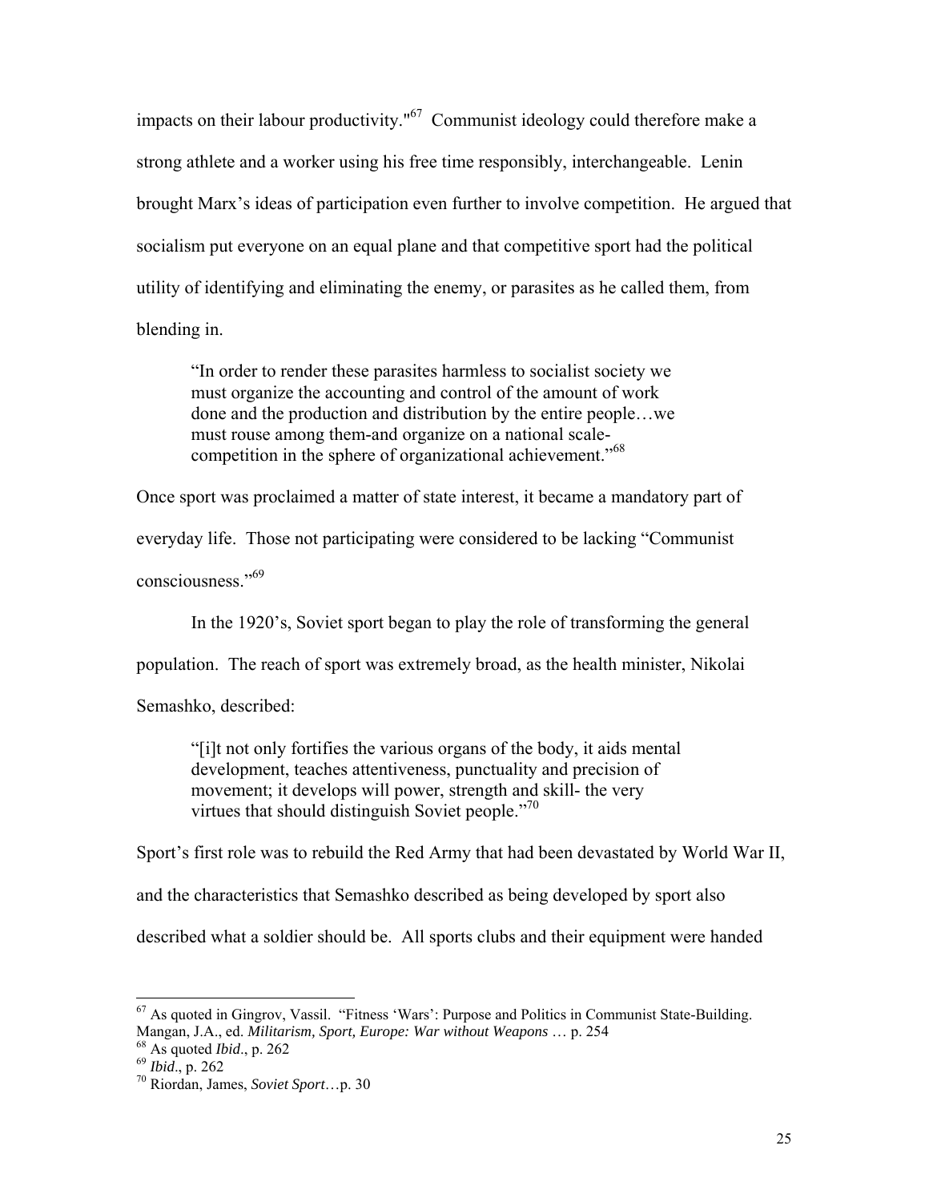impacts on their labour productivity."[67] Communist ideology could therefore make a strong athlete and a worker using his free time responsibly, interchangeable. Lenin brought Marx's ideas of participation even further to involve competition. He argued that socialism put everyone on an equal plane and that competitive sport had the political utility of identifying and eliminating the enemy, or parasites as he called them, from blending in.

> "In order to render these parasites harmless to socialist society we must organize the accounting and control of the amount of work done and the production and distribution by the entire people…we must rouse among them-and organize on a national scale-competition in the sphere of organizational achievement."[68]

Once sport was proclaimed a matter of state interest, it became a mandatory part of everyday life. Those not participating were considered to be lacking "Communist consciousness."[69]

In the 1920's, Soviet sport began to play the role of transforming the general population. The reach of sport was extremely broad, as the health minister, Nikolai Semashko, described:

> "[i]t not only fortifies the various organs of the body, it aids mental development, teaches attentiveness, punctuality and precision of movement; it develops will power, strength and skill- the very virtues that should distinguish Soviet people."[70]

Sport's first role was to rebuild the Red Army that had been devastated by World War II, and the characteristics that Semashko described as being developed by sport also described what a soldier should be. All sports clubs and their equipment were handed

---

[67] As quoted in Gingrov, Vassil. "Fitness 'Wars': Purpose and Politics in Communist State-Building. Mangan, J.A., ed. *Militarism, Sport, Europe: War without Weapons* … p. 254

[68] As quoted *Ibid*., p. 262

[69] *Ibid*., p. 262

[70] Riordan, James, *Soviet Sport*…p. 30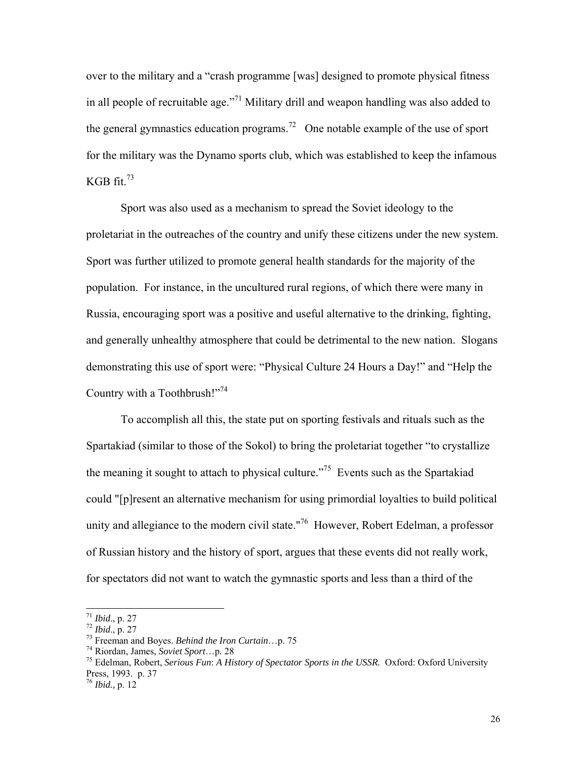over to the military and a "crash programme [was] designed to promote physical fitness in all people of recruitable age."[71] Military drill and weapon handling was also added to the general gymnastics education programs.[72] One notable example of the use of sport for the military was the Dynamo sports club, which was established to keep the infamous KGB fit.[73]

Sport was also used as a mechanism to spread the Soviet ideology to the proletariat in the outreaches of the country and unify these citizens under the new system. Sport was further utilized to promote general health standards for the majority of the population. For instance, in the uncultured rural regions, of which there were many in Russia, encouraging sport was a positive and useful alternative to the drinking, fighting, and generally unhealthy atmosphere that could be detrimental to the new nation. Slogans demonstrating this use of sport were: "Physical Culture 24 Hours a Day!" and "Help the Country with a Toothbrush!"[74]

To accomplish all this, the state put on sporting festivals and rituals such as the Spartakiad (similar to those of the Sokol) to bring the proletariat together "to crystallize the meaning it sought to attach to physical culture."[75] Events such as the Spartakiad could "[p]resent an alternative mechanism for using primordial loyalties to build political unity and allegiance to the modern civil state."[76] However, Robert Edelman, a professor of Russian history and the history of sport, argues that these events did not really work, for spectators did not want to watch the gymnastic sports and less than a third of the

---

[71] *Ibid*., p. 27
[72] *Ibid*., p. 27
[73] Freeman and Boyes. *Behind the Iron Curtain*…p. 75
[74] Riordan, James, *Soviet Sport*…p. 28
[75] Edelman, Robert, *Serious Fun*: *A History of Spectator Sports in the USSR.* Oxford: Oxford University Press, 1993. p. 37
[76] *Ibid.,* p. 12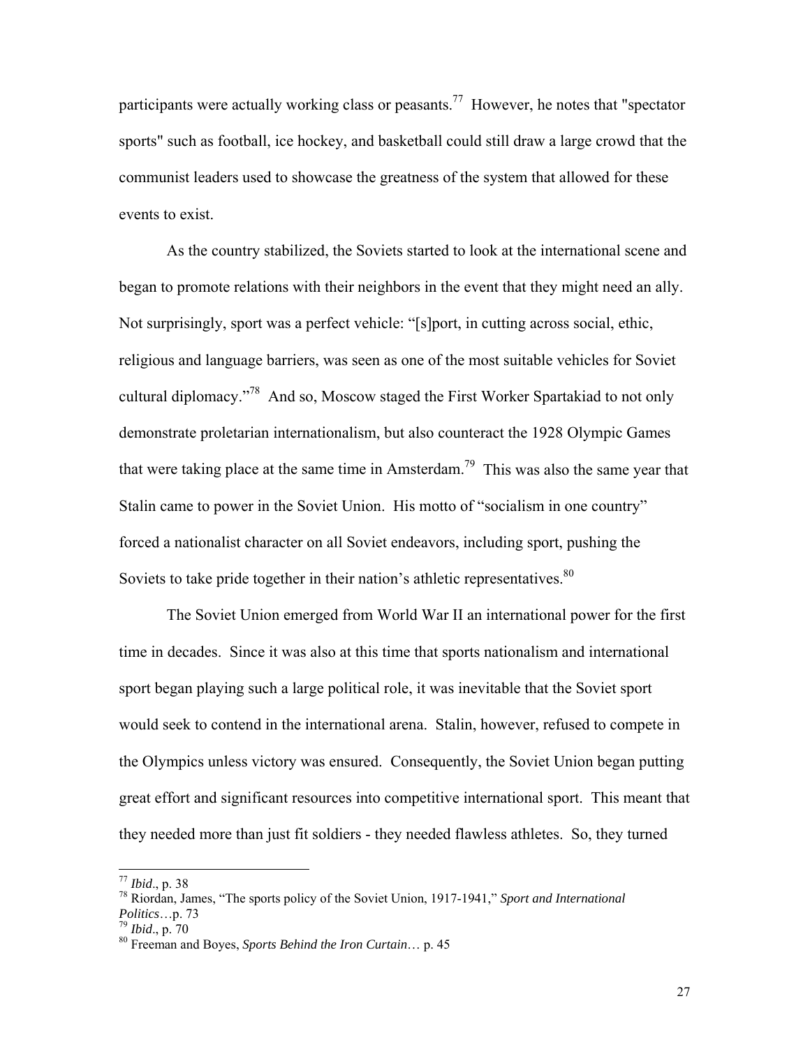participants were actually working class or peasants.[77] However, he notes that "spectator sports" such as football, ice hockey, and basketball could still draw a large crowd that the communist leaders used to showcase the greatness of the system that allowed for these events to exist.

As the country stabilized, the Soviets started to look at the international scene and began to promote relations with their neighbors in the event that they might need an ally. Not surprisingly, sport was a perfect vehicle: "[s]port, in cutting across social, ethic, religious and language barriers, was seen as one of the most suitable vehicles for Soviet cultural diplomacy."[78] And so, Moscow staged the First Worker Spartakiad to not only demonstrate proletarian internationalism, but also counteract the 1928 Olympic Games that were taking place at the same time in Amsterdam.[79] This was also the same year that Stalin came to power in the Soviet Union. His motto of "socialism in one country" forced a nationalist character on all Soviet endeavors, including sport, pushing the Soviets to take pride together in their nation's athletic representatives.[80]

The Soviet Union emerged from World War II an international power for the first time in decades. Since it was also at this time that sports nationalism and international sport began playing such a large political role, it was inevitable that the Soviet sport would seek to contend in the international arena. Stalin, however, refused to compete in the Olympics unless victory was ensured. Consequently, the Soviet Union began putting great effort and significant resources into competitive international sport. This meant that they needed more than just fit soldiers - they needed flawless athletes. So, they turned

---

[77] *Ibid*., p. 38

[78] Riordan, James, "The sports policy of the Soviet Union, 1917-1941," *Sport and International Politics*…p. 73

[79] *Ibid*., p. 70

[80] Freeman and Boyes, *Sports Behind the Iron Curtain*… p. 45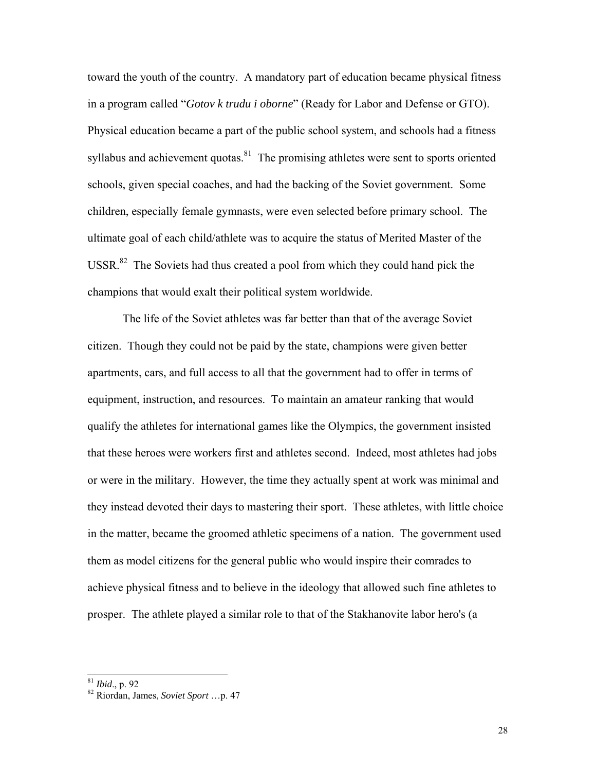toward the youth of the country. A mandatory part of education became physical fitness in a program called "*Gotov k trudu i oborne*" (Ready for Labor and Defense or GTO). Physical education became a part of the public school system, and schools had a fitness syllabus and achievement quotas.[81] The promising athletes were sent to sports oriented schools, given special coaches, and had the backing of the Soviet government. Some children, especially female gymnasts, were even selected before primary school. The ultimate goal of each child/athlete was to acquire the status of Merited Master of the USSR.[82] The Soviets had thus created a pool from which they could hand pick the champions that would exalt their political system worldwide.

The life of the Soviet athletes was far better than that of the average Soviet citizen. Though they could not be paid by the state, champions were given better apartments, cars, and full access to all that the government had to offer in terms of equipment, instruction, and resources. To maintain an amateur ranking that would qualify the athletes for international games like the Olympics, the government insisted that these heroes were workers first and athletes second. Indeed, most athletes had jobs or were in the military. However, the time they actually spent at work was minimal and they instead devoted their days to mastering their sport. These athletes, with little choice in the matter, became the groomed athletic specimens of a nation. The government used them as model citizens for the general public who would inspire their comrades to achieve physical fitness and to believe in the ideology that allowed such fine athletes to prosper. The athlete played a similar role to that of the Stakhanovite labor hero's (a

---

[81] *Ibid*., p. 92

[82] Riordan, James, *Soviet Sport* …p. 47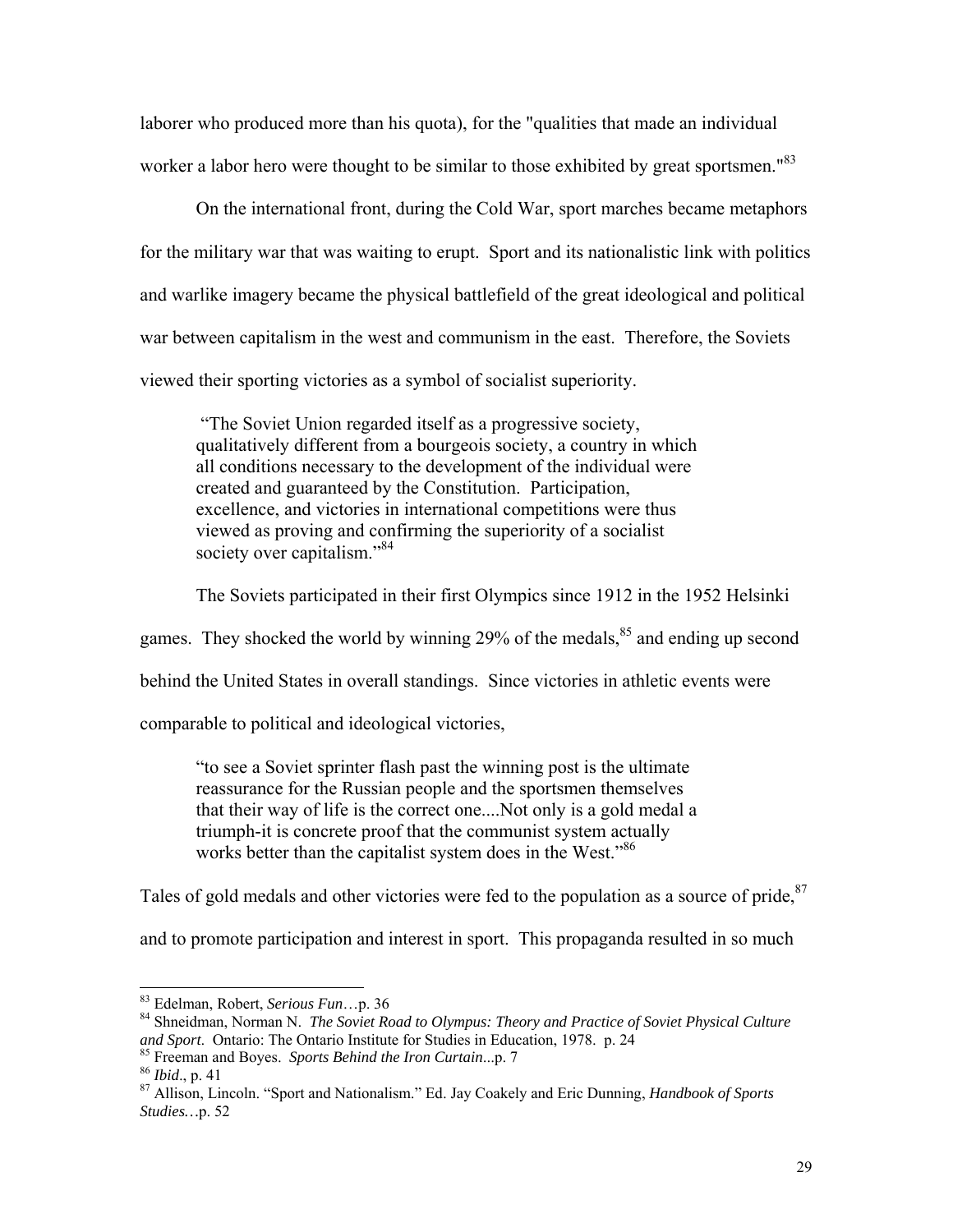laborer who produced more than his quota), for the "qualities that made an individual worker a labor hero were thought to be similar to those exhibited by great sportsmen."[83]

On the international front, during the Cold War, sport marches became metaphors for the military war that was waiting to erupt. Sport and its nationalistic link with politics and warlike imagery became the physical battlefield of the great ideological and political war between capitalism in the west and communism in the east. Therefore, the Soviets viewed their sporting victories as a symbol of socialist superiority.

> "The Soviet Union regarded itself as a progressive society, qualitatively different from a bourgeois society, a country in which all conditions necessary to the development of the individual were created and guaranteed by the Constitution. Participation, excellence, and victories in international competitions were thus viewed as proving and confirming the superiority of a socialist society over capitalism."[84]

The Soviets participated in their first Olympics since 1912 in the 1952 Helsinki games. They shocked the world by winning 29% of the medals,[85] and ending up second behind the United States in overall standings. Since victories in athletic events were comparable to political and ideological victories,

> "to see a Soviet sprinter flash past the winning post is the ultimate reassurance for the Russian people and the sportsmen themselves that their way of life is the correct one....Not only is a gold medal a triumph-it is concrete proof that the communist system actually works better than the capitalist system does in the West."[86]

Tales of gold medals and other victories were fed to the population as a source of pride,[87] and to promote participation and interest in sport. This propaganda resulted in so much

---

[83] Edelman, Robert, *Serious Fun*…p. 36

[84] Shneidman, Norman N. *The Soviet Road to Olympus: Theory and Practice of Soviet Physical Culture and Sport*. Ontario: The Ontario Institute for Studies in Education, 1978. p. 24

[85] Freeman and Boyes. *Sports Behind the Iron Curtain*...p. 7

[86] *Ibid*., p. 41

[87] Allison, Lincoln. "Sport and Nationalism." Ed. Jay Coakely and Eric Dunning, *Handbook of Sports Studies…*p. 52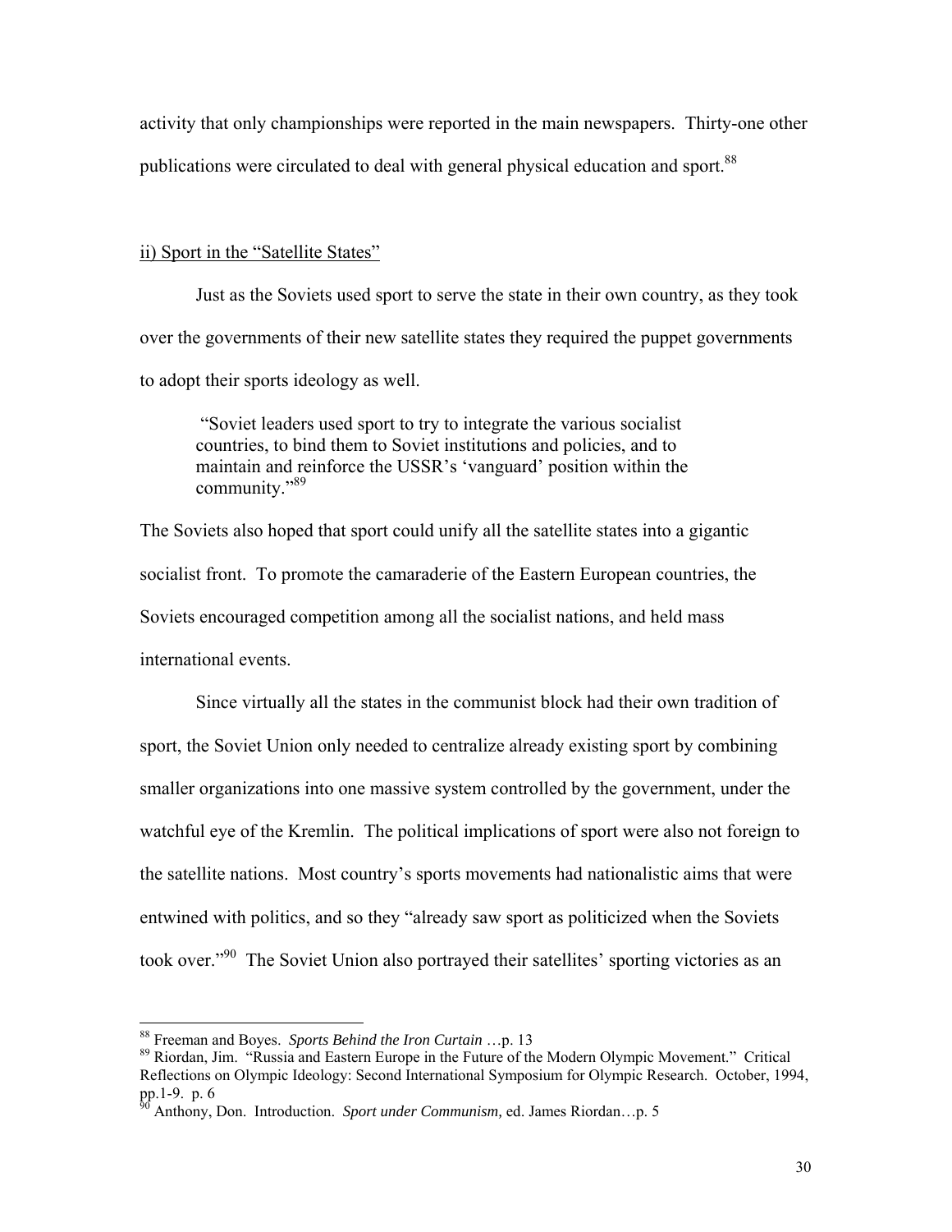activity that only championships were reported in the main newspapers. Thirty-one other publications were circulated to deal with general physical education and sport.[88]

ii) Sport in the "Satellite States"

Just as the Soviets used sport to serve the state in their own country, as they took over the governments of their new satellite states they required the puppet governments to adopt their sports ideology as well.

> "Soviet leaders used sport to try to integrate the various socialist countries, to bind them to Soviet institutions and policies, and to maintain and reinforce the USSR's 'vanguard' position within the community."[89]

The Soviets also hoped that sport could unify all the satellite states into a gigantic socialist front. To promote the camaraderie of the Eastern European countries, the Soviets encouraged competition among all the socialist nations, and held mass international events.

Since virtually all the states in the communist block had their own tradition of sport, the Soviet Union only needed to centralize already existing sport by combining smaller organizations into one massive system controlled by the government, under the watchful eye of the Kremlin. The political implications of sport were also not foreign to the satellite nations. Most country's sports movements had nationalistic aims that were entwined with politics, and so they "already saw sport as politicized when the Soviets took over."[90] The Soviet Union also portrayed their satellites' sporting victories as an

---

[88] Freeman and Boyes. *Sports Behind the Iron Curtain* …p. 13

[89] Riordan, Jim. "Russia and Eastern Europe in the Future of the Modern Olympic Movement." Critical Reflections on Olympic Ideology: Second International Symposium for Olympic Research. October, 1994, pp.1-9. p. 6

[90] Anthony, Don. Introduction. *Sport under Communism,* ed. James Riordan…p. 5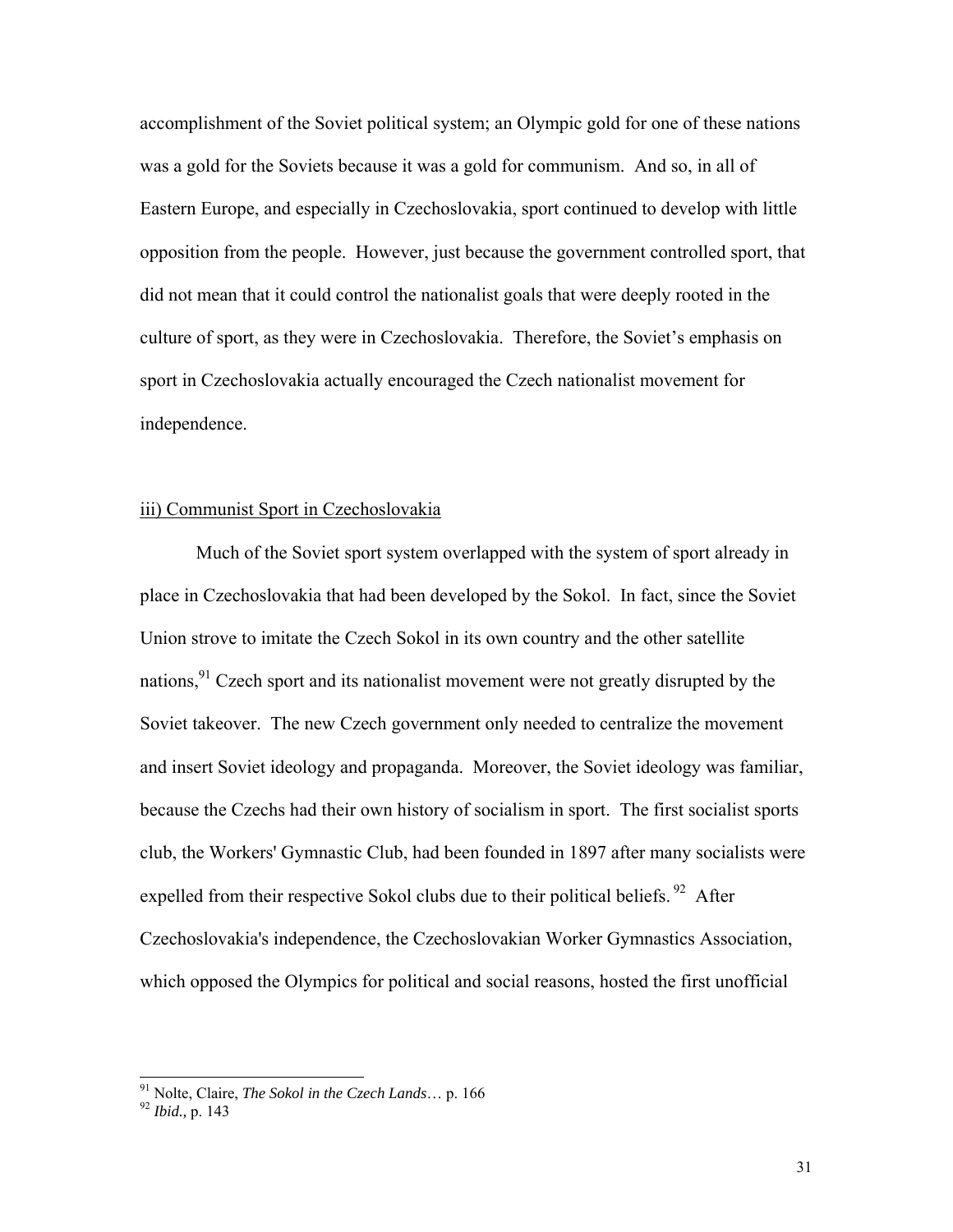accomplishment of the Soviet political system; an Olympic gold for one of these nations was a gold for the Soviets because it was a gold for communism. And so, in all of Eastern Europe, and especially in Czechoslovakia, sport continued to develop with little opposition from the people. However, just because the government controlled sport, that did not mean that it could control the nationalist goals that were deeply rooted in the culture of sport, as they were in Czechoslovakia. Therefore, the Soviet's emphasis on sport in Czechoslovakia actually encouraged the Czech nationalist movement for independence.

### iii) Communist Sport in Czechoslovakia

Much of the Soviet sport system overlapped with the system of sport already in place in Czechoslovakia that had been developed by the Sokol. In fact, since the Soviet Union strove to imitate the Czech Sokol in its own country and the other satellite nations,[91] Czech sport and its nationalist movement were not greatly disrupted by the Soviet takeover. The new Czech government only needed to centralize the movement and insert Soviet ideology and propaganda. Moreover, the Soviet ideology was familiar, because the Czechs had their own history of socialism in sport. The first socialist sports club, the Workers' Gymnastic Club, had been founded in 1897 after many socialists were expelled from their respective Sokol clubs due to their political beliefs.[92] After Czechoslovakia's independence, the Czechoslovakian Worker Gymnastics Association, which opposed the Olympics for political and social reasons, hosted the first unofficial

---

[91] Nolte, Claire, *The Sokol in the Czech Lands*… p. 166

[92] *Ibid.,* p. 143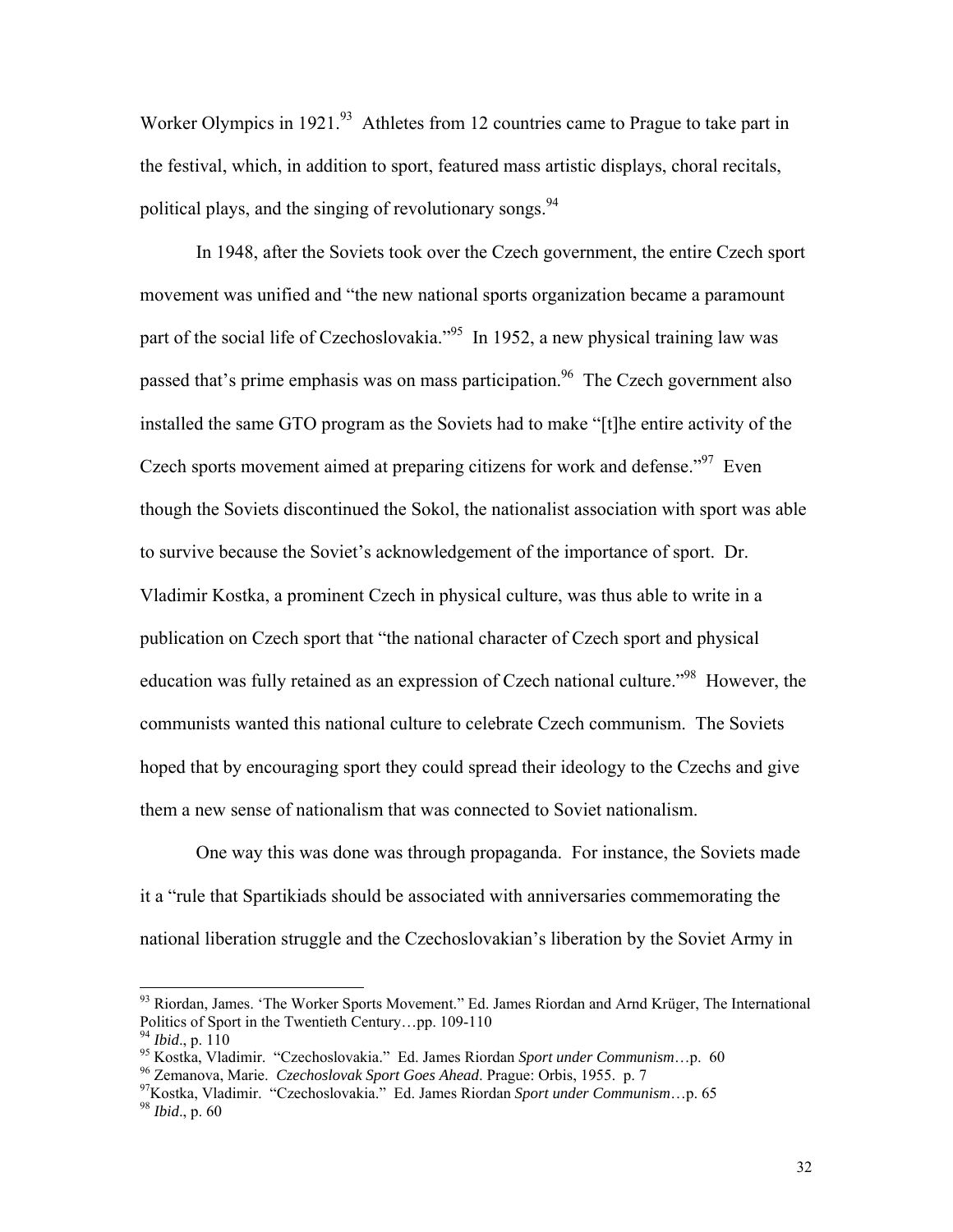Worker Olympics in 1921.[93] Athletes from 12 countries came to Prague to take part in the festival, which, in addition to sport, featured mass artistic displays, choral recitals, political plays, and the singing of revolutionary songs.[94]

In 1948, after the Soviets took over the Czech government, the entire Czech sport movement was unified and "the new national sports organization became a paramount part of the social life of Czechoslovakia."[95] In 1952, a new physical training law was passed that's prime emphasis was on mass participation.[96] The Czech government also installed the same GTO program as the Soviets had to make "[t]he entire activity of the Czech sports movement aimed at preparing citizens for work and defense."[97] Even though the Soviets discontinued the Sokol, the nationalist association with sport was able to survive because the Soviet's acknowledgement of the importance of sport. Dr. Vladimir Kostka, a prominent Czech in physical culture, was thus able to write in a publication on Czech sport that "the national character of Czech sport and physical education was fully retained as an expression of Czech national culture."[98] However, the communists wanted this national culture to celebrate Czech communism. The Soviets hoped that by encouraging sport they could spread their ideology to the Czechs and give them a new sense of nationalism that was connected to Soviet nationalism.

One way this was done was through propaganda. For instance, the Soviets made it a "rule that Spartikiads should be associated with anniversaries commemorating the national liberation struggle and the Czechoslovakian's liberation by the Soviet Army in

---

[93] Riordan, James. 'The Worker Sports Movement." Ed. James Riordan and Arnd Krüger, The International Politics of Sport in the Twentieth Century…pp. 109-110

[94] *Ibid*., p. 110

[95] Kostka, Vladimir. "Czechoslovakia." Ed. James Riordan *Sport under Communism*…p. 60

[96] Zemanova, Marie. *Czechoslovak Sport Goes Ahead*. Prague: Orbis, 1955. p. 7

[97] Kostka, Vladimir. "Czechoslovakia." Ed. James Riordan *Sport under Communism*…p. 65

[98] *Ibid*., p. 60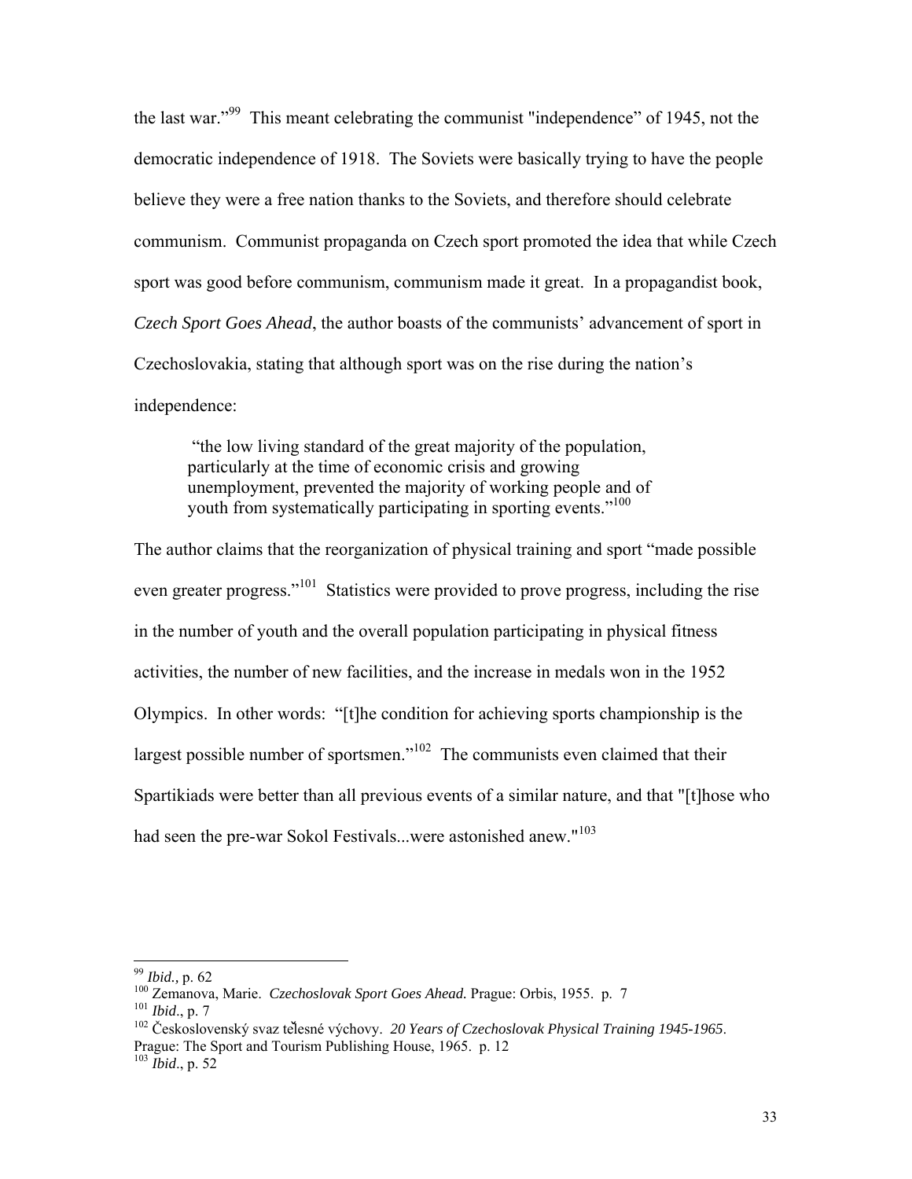the last war."[99] This meant celebrating the communist "independence" of 1945, not the democratic independence of 1918. The Soviets were basically trying to have the people believe they were a free nation thanks to the Soviets, and therefore should celebrate communism. Communist propaganda on Czech sport promoted the idea that while Czech sport was good before communism, communism made it great. In a propagandist book, *Czech Sport Goes Ahead*, the author boasts of the communists' advancement of sport in Czechoslovakia, stating that although sport was on the rise during the nation's independence:

> "the low living standard of the great majority of the population, particularly at the time of economic crisis and growing unemployment, prevented the majority of working people and of youth from systematically participating in sporting events."[100]

The author claims that the reorganization of physical training and sport "made possible even greater progress."[101] Statistics were provided to prove progress, including the rise in the number of youth and the overall population participating in physical fitness activities, the number of new facilities, and the increase in medals won in the 1952 Olympics. In other words: "[t]he condition for achieving sports championship is the largest possible number of sportsmen."[102] The communists even claimed that their Spartikiads were better than all previous events of a similar nature, and that "[t]hose who had seen the pre-war Sokol Festivals...were astonished anew."[103]

---

[99] *Ibid.,* p. 62

[100] Zemanova, Marie. *Czechoslovak Sport Goes Ahead.* Prague: Orbis, 1955. p. 7

[101] *Ibid*., p. 7

[102] Československý svaz tělesné výchovy. *20 Years of Czechoslovak Physical Training 1945-1965*. Prague: The Sport and Tourism Publishing House, 1965. p. 12

[103] *Ibid*., p. 52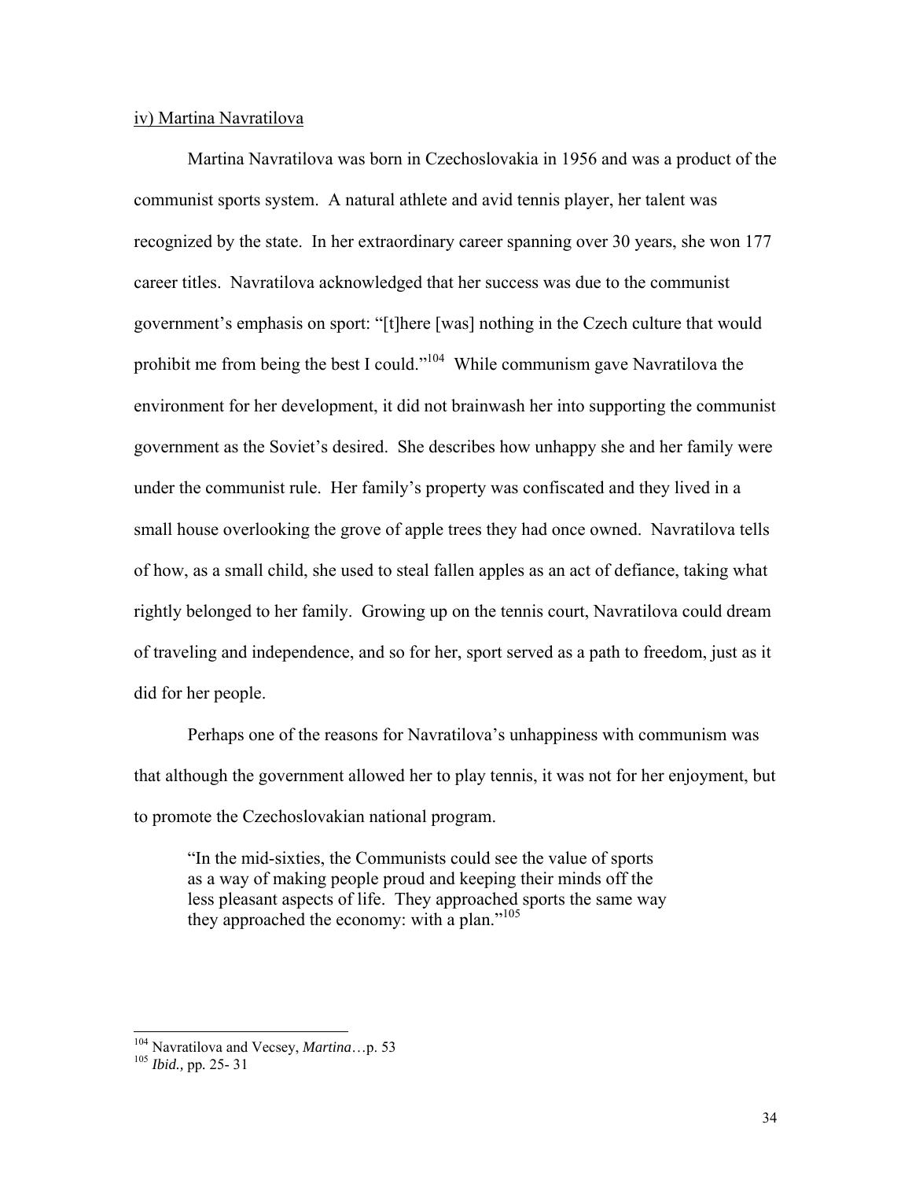iv) Martina Navratilova

Martina Navratilova was born in Czechoslovakia in 1956 and was a product of the communist sports system. A natural athlete and avid tennis player, her talent was recognized by the state. In her extraordinary career spanning over 30 years, she won 177 career titles. Navratilova acknowledged that her success was due to the communist government's emphasis on sport: "[t]here [was] nothing in the Czech culture that would prohibit me from being the best I could."[104] While communism gave Navratilova the environment for her development, it did not brainwash her into supporting the communist government as the Soviet's desired. She describes how unhappy she and her family were under the communist rule. Her family's property was confiscated and they lived in a small house overlooking the grove of apple trees they had once owned. Navratilova tells of how, as a small child, she used to steal fallen apples as an act of defiance, taking what rightly belonged to her family. Growing up on the tennis court, Navratilova could dream of traveling and independence, and so for her, sport served as a path to freedom, just as it did for her people.

Perhaps one of the reasons for Navratilova's unhappiness with communism was that although the government allowed her to play tennis, it was not for her enjoyment, but to promote the Czechoslovakian national program.

> "In the mid-sixties, the Communists could see the value of sports as a way of making people proud and keeping their minds off the less pleasant aspects of life. They approached sports the same way they approached the economy: with a plan."[105]

---

[104] Navratilova and Vecsey, *Martina*…p. 53

[105] *Ibid.,* pp. 25- 31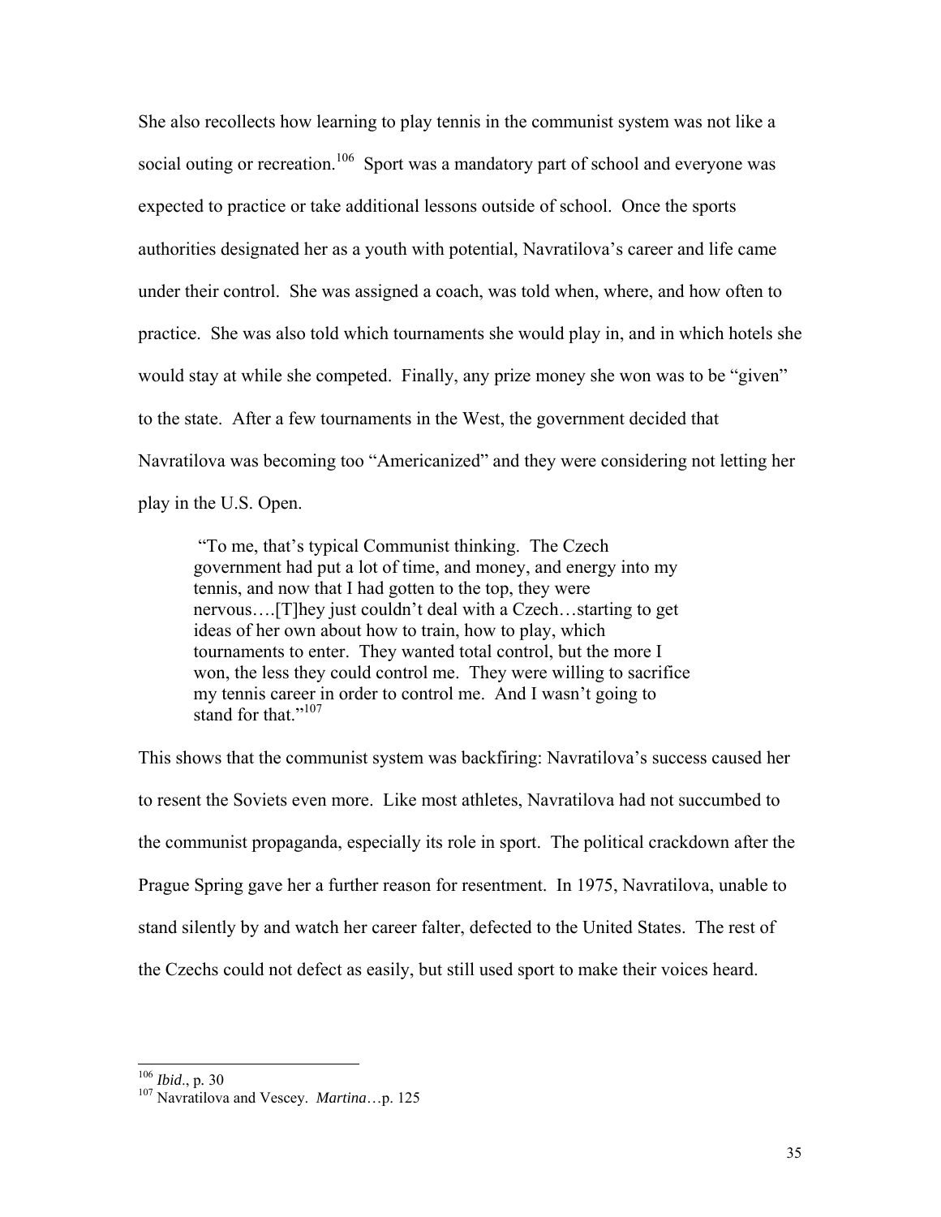She also recollects how learning to play tennis in the communist system was not like a social outing or recreation.[106] Sport was a mandatory part of school and everyone was expected to practice or take additional lessons outside of school. Once the sports authorities designated her as a youth with potential, Navratilova's career and life came under their control. She was assigned a coach, was told when, where, and how often to practice. She was also told which tournaments she would play in, and in which hotels she would stay at while she competed. Finally, any prize money she won was to be "given" to the state. After a few tournaments in the West, the government decided that Navratilova was becoming too "Americanized" and they were considering not letting her play in the U.S. Open.

> "To me, that's typical Communist thinking. The Czech government had put a lot of time, and money, and energy into my tennis, and now that I had gotten to the top, they were nervous….[T]hey just couldn't deal with a Czech…starting to get ideas of her own about how to train, how to play, which tournaments to enter. They wanted total control, but the more I won, the less they could control me. They were willing to sacrifice my tennis career in order to control me. And I wasn't going to stand for that."[107]

This shows that the communist system was backfiring: Navratilova's success caused her to resent the Soviets even more. Like most athletes, Navratilova had not succumbed to the communist propaganda, especially its role in sport. The political crackdown after the Prague Spring gave her a further reason for resentment. In 1975, Navratilova, unable to stand silently by and watch her career falter, defected to the United States. The rest of the Czechs could not defect as easily, but still used sport to make their voices heard.

---

[106] *Ibid*., p. 30

[107] Navratilova and Vescey. *Martina*…p. 125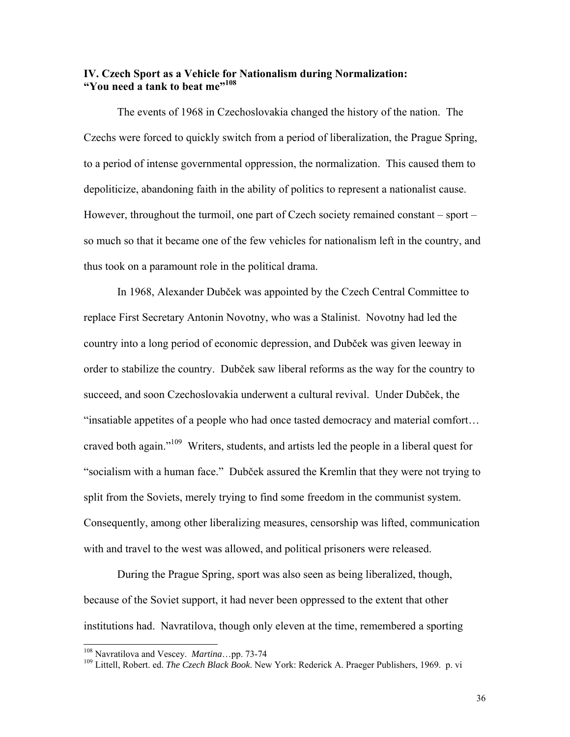## IV. Czech Sport as a Vehicle for Nationalism during Normalization: "You need a tank to beat me"[108]

The events of 1968 in Czechoslovakia changed the history of the nation. The Czechs were forced to quickly switch from a period of liberalization, the Prague Spring, to a period of intense governmental oppression, the normalization. This caused them to depoliticize, abandoning faith in the ability of politics to represent a nationalist cause. However, throughout the turmoil, one part of Czech society remained constant – sport – so much so that it became one of the few vehicles for nationalism left in the country, and thus took on a paramount role in the political drama.

In 1968, Alexander Dubček was appointed by the Czech Central Committee to replace First Secretary Antonin Novotny, who was a Stalinist. Novotny had led the country into a long period of economic depression, and Dubček was given leeway in order to stabilize the country. Dubček saw liberal reforms as the way for the country to succeed, and soon Czechoslovakia underwent a cultural revival. Under Dubček, the "insatiable appetites of a people who had once tasted democracy and material comfort… craved both again."[109] Writers, students, and artists led the people in a liberal quest for "socialism with a human face." Dubček assured the Kremlin that they were not trying to split from the Soviets, merely trying to find some freedom in the communist system. Consequently, among other liberalizing measures, censorship was lifted, communication with and travel to the west was allowed, and political prisoners were released.

During the Prague Spring, sport was also seen as being liberalized, though, because of the Soviet support, it had never been oppressed to the extent that other institutions had. Navratilova, though only eleven at the time, remembered a sporting

---

[108] Navratilova and Vescey. *Martina*…pp. 73-74

[109] Littell, Robert. ed. *The Czech Black Book*. New York: Rederick A. Praeger Publishers, 1969. p. vi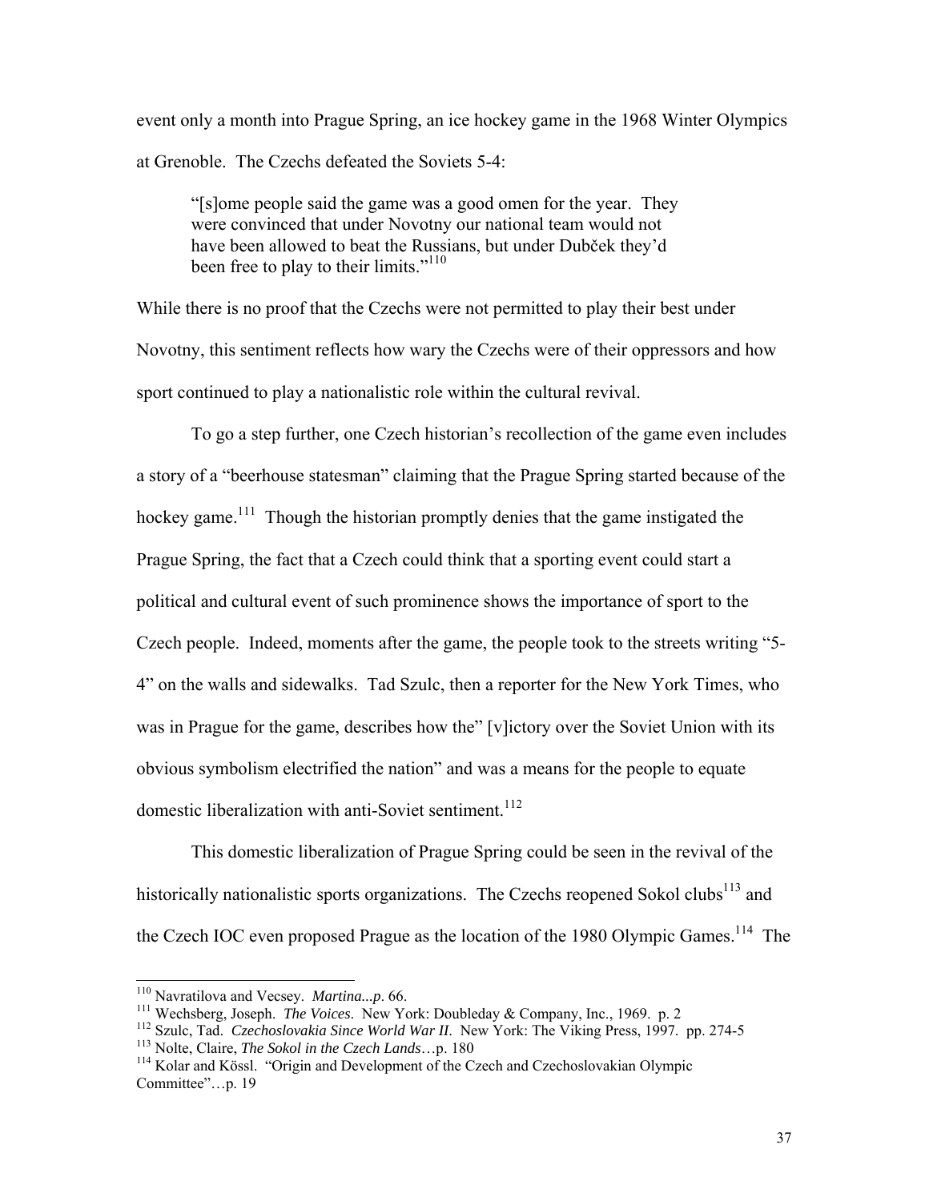event only a month into Prague Spring, an ice hockey game in the 1968 Winter Olympics at Grenoble. The Czechs defeated the Soviets 5-4:

> "[s]ome people said the game was a good omen for the year. They were convinced that under Novotny our national team would not have been allowed to beat the Russians, but under Dubček they'd been free to play to their limits."[110]

While there is no proof that the Czechs were not permitted to play their best under Novotny, this sentiment reflects how wary the Czechs were of their oppressors and how sport continued to play a nationalistic role within the cultural revival.

To go a step further, one Czech historian's recollection of the game even includes a story of a "beerhouse statesman" claiming that the Prague Spring started because of the hockey game.[111] Though the historian promptly denies that the game instigated the Prague Spring, the fact that a Czech could think that a sporting event could start a political and cultural event of such prominence shows the importance of sport to the Czech people. Indeed, moments after the game, the people took to the streets writing "5-4" on the walls and sidewalks. Tad Szulc, then a reporter for the New York Times, who was in Prague for the game, describes how the" [v]ictory over the Soviet Union with its obvious symbolism electrified the nation" and was a means for the people to equate domestic liberalization with anti-Soviet sentiment.[112]

This domestic liberalization of Prague Spring could be seen in the revival of the historically nationalistic sports organizations. The Czechs reopened Sokol clubs[113] and the Czech IOC even proposed Prague as the location of the 1980 Olympic Games.[114] The

---

[110] Navratilova and Vecsey. *Martina...p*. 66.

[111] Wechsberg, Joseph. *The Voices*. New York: Doubleday & Company, Inc., 1969. p. 2

[112] Szulc, Tad. *Czechoslovakia Since World War II*. New York: The Viking Press, 1997. pp. 274-5

[113] Nolte, Claire, *The Sokol in the Czech Lands*…p. 180

[114] Kolar and Kössl. "Origin and Development of the Czech and Czechoslovakian Olympic Committee"…p. 19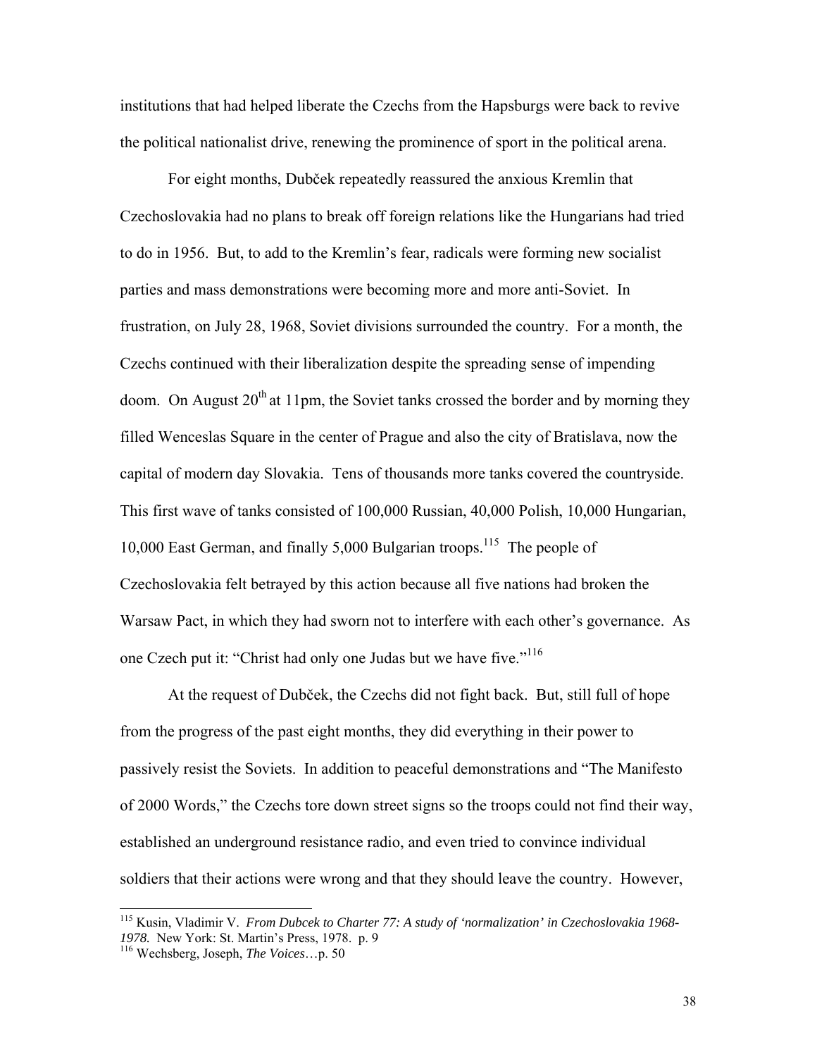institutions that had helped liberate the Czechs from the Hapsburgs were back to revive the political nationalist drive, renewing the prominence of sport in the political arena.

For eight months, Dubček repeatedly reassured the anxious Kremlin that Czechoslovakia had no plans to break off foreign relations like the Hungarians had tried to do in 1956. But, to add to the Kremlin's fear, radicals were forming new socialist parties and mass demonstrations were becoming more and more anti-Soviet. In frustration, on July 28, 1968, Soviet divisions surrounded the country. For a month, the Czechs continued with their liberalization despite the spreading sense of impending doom. On August 20th at 11pm, the Soviet tanks crossed the border and by morning they filled Wenceslas Square in the center of Prague and also the city of Bratislava, now the capital of modern day Slovakia. Tens of thousands more tanks covered the countryside. This first wave of tanks consisted of 100,000 Russian, 40,000 Polish, 10,000 Hungarian, 10,000 East German, and finally 5,000 Bulgarian troops.[115] The people of Czechoslovakia felt betrayed by this action because all five nations had broken the Warsaw Pact, in which they had sworn not to interfere with each other's governance. As one Czech put it: "Christ had only one Judas but we have five."[116]

At the request of Dubček, the Czechs did not fight back. But, still full of hope from the progress of the past eight months, they did everything in their power to passively resist the Soviets. In addition to peaceful demonstrations and "The Manifesto of 2000 Words," the Czechs tore down street signs so the troops could not find their way, established an underground resistance radio, and even tried to convince individual soldiers that their actions were wrong and that they should leave the country. However,

---

[115] Kusin, Vladimir V. *From Dubcek to Charter 77: A study of 'normalization' in Czechoslovakia 1968-1978.* New York: St. Martin's Press, 1978. p. 9

[116] Wechsberg, Joseph, *The Voices*…p. 50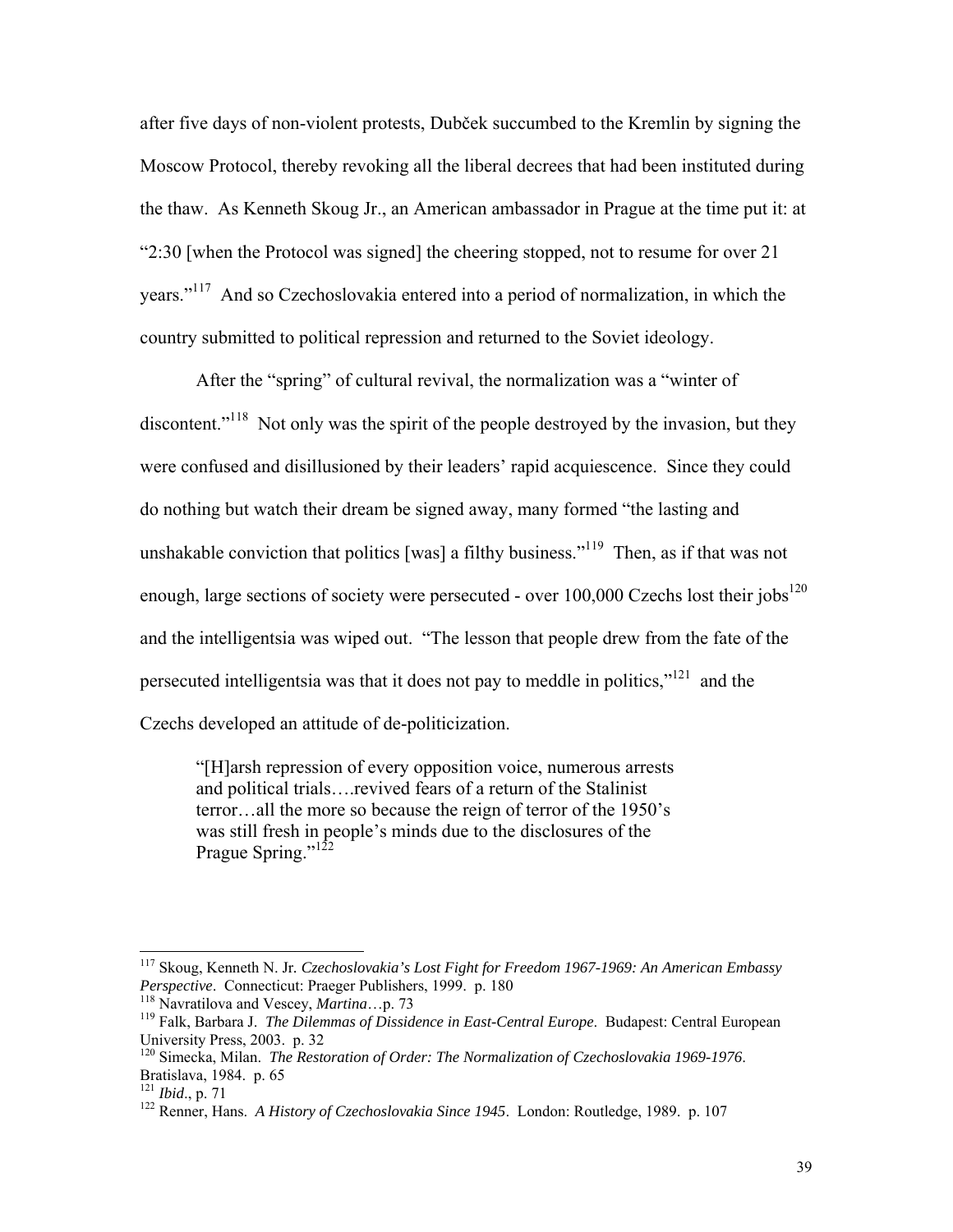after five days of non-violent protests, Dubček succumbed to the Kremlin by signing the Moscow Protocol, thereby revoking all the liberal decrees that had been instituted during the thaw. As Kenneth Skoug Jr., an American ambassador in Prague at the time put it: at "2:30 [when the Protocol was signed] the cheering stopped, not to resume for over 21 years."[117] And so Czechoslovakia entered into a period of normalization, in which the country submitted to political repression and returned to the Soviet ideology.

After the "spring" of cultural revival, the normalization was a "winter of discontent."[118] Not only was the spirit of the people destroyed by the invasion, but they were confused and disillusioned by their leaders' rapid acquiescence. Since they could do nothing but watch their dream be signed away, many formed "the lasting and unshakable conviction that politics [was] a filthy business."[119] Then, as if that was not enough, large sections of society were persecuted - over 100,000 Czechs lost their jobs[120] and the intelligentsia was wiped out. "The lesson that people drew from the fate of the persecuted intelligentsia was that it does not pay to meddle in politics,"[121] and the Czechs developed an attitude of de-politicization.

> "[H]arsh repression of every opposition voice, numerous arrests and political trials….revived fears of a return of the Stalinist terror…all the more so because the reign of terror of the 1950's was still fresh in people's minds due to the disclosures of the Prague Spring."[122]

---

[117] Skoug, Kenneth N. Jr. *Czechoslovakia's Lost Fight for Freedom 1967-1969: An American Embassy Perspective*. Connecticut: Praeger Publishers, 1999. p. 180

[118] Navratilova and Vescey, *Martina*…p. 73

[119] Falk, Barbara J. *The Dilemmas of Dissidence in East-Central Europe*. Budapest: Central European University Press, 2003. p. 32

[120] Simecka, Milan. *The Restoration of Order: The Normalization of Czechoslovakia 1969-1976*. Bratislava, 1984. p. 65

[121] *Ibid*., p. 71

[122] Renner, Hans. *A History of Czechoslovakia Since 1945*. London: Routledge, 1989. p. 107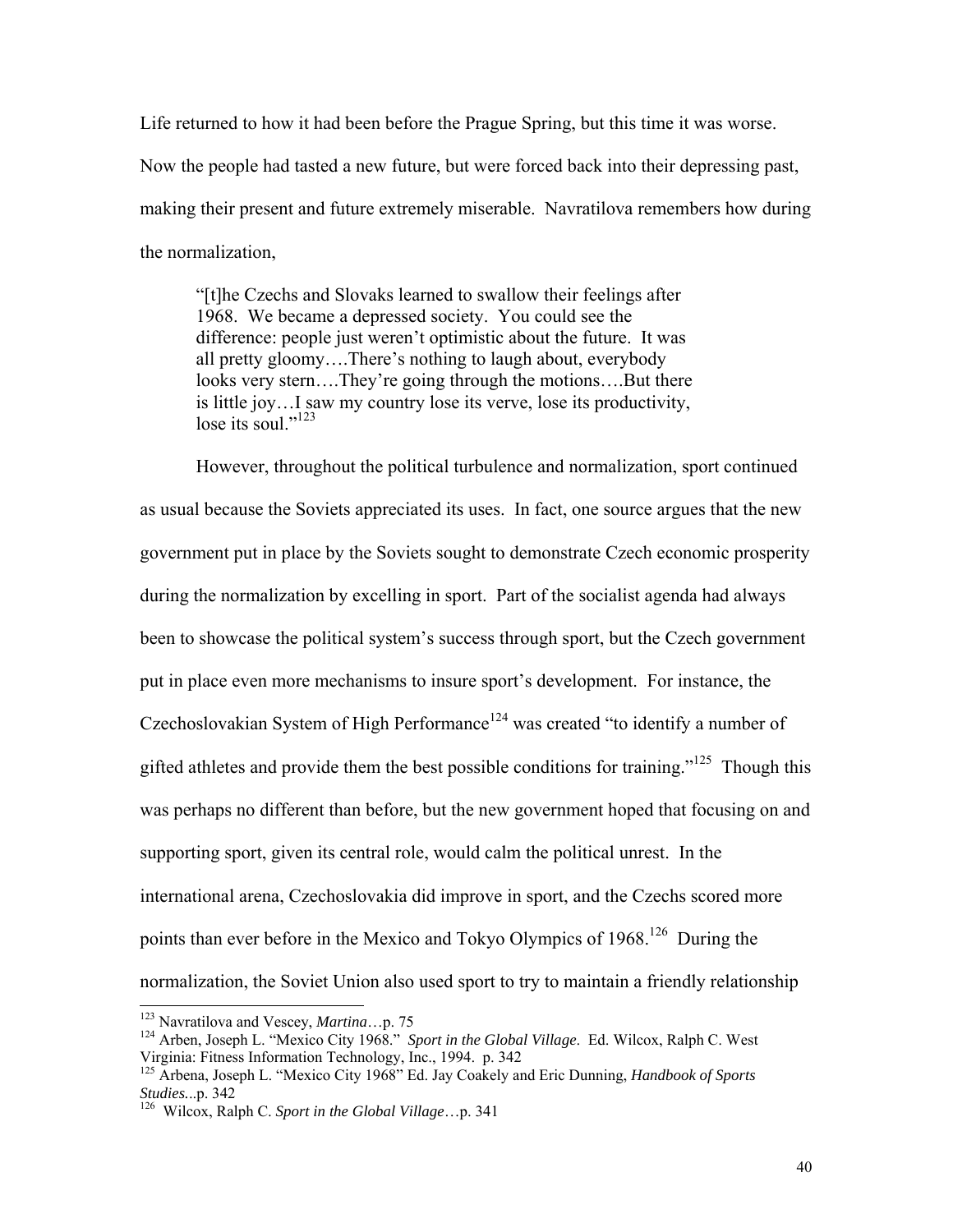Life returned to how it had been before the Prague Spring, but this time it was worse. Now the people had tasted a new future, but were forced back into their depressing past, making their present and future extremely miserable. Navratilova remembers how during the normalization,

> "[t]he Czechs and Slovaks learned to swallow their feelings after 1968. We became a depressed society. You could see the difference: people just weren't optimistic about the future. It was all pretty gloomy….There's nothing to laugh about, everybody looks very stern….They're going through the motions….But there is little joy…I saw my country lose its verve, lose its productivity, lose its soul."[123]

However, throughout the political turbulence and normalization, sport continued as usual because the Soviets appreciated its uses. In fact, one source argues that the new government put in place by the Soviets sought to demonstrate Czech economic prosperity during the normalization by excelling in sport. Part of the socialist agenda had always been to showcase the political system's success through sport, but the Czech government put in place even more mechanisms to insure sport's development. For instance, the Czechoslovakian System of High Performance[124] was created "to identify a number of gifted athletes and provide them the best possible conditions for training."[125] Though this was perhaps no different than before, but the new government hoped that focusing on and supporting sport, given its central role, would calm the political unrest. In the international arena, Czechoslovakia did improve in sport, and the Czechs scored more points than ever before in the Mexico and Tokyo Olympics of 1968.[126] During the normalization, the Soviet Union also used sport to try to maintain a friendly relationship

---

[123] Navratilova and Vescey, *Martina*…p. 75

[124] Arben, Joseph L. "Mexico City 1968." *Sport in the Global Village*. Ed. Wilcox, Ralph C. West Virginia: Fitness Information Technology, Inc., 1994. p. 342

[125] Arbena, Joseph L. "Mexico City 1968" Ed. Jay Coakely and Eric Dunning, *Handbook of Sports Studies*...p. 342

[126] Wilcox, Ralph C. *Sport in the Global Village*…p. 341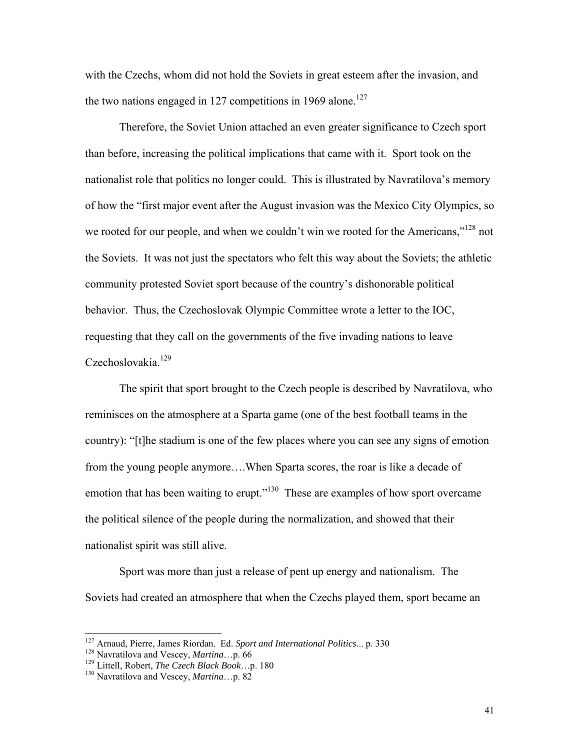with the Czechs, whom did not hold the Soviets in great esteem after the invasion, and the two nations engaged in 127 competitions in 1969 alone.[127]

Therefore, the Soviet Union attached an even greater significance to Czech sport than before, increasing the political implications that came with it. Sport took on the nationalist role that politics no longer could. This is illustrated by Navratilova's memory of how the "first major event after the August invasion was the Mexico City Olympics, so we rooted for our people, and when we couldn't win we rooted for the Americans,"[128] not the Soviets. It was not just the spectators who felt this way about the Soviets; the athletic community protested Soviet sport because of the country's dishonorable political behavior. Thus, the Czechoslovak Olympic Committee wrote a letter to the IOC, requesting that they call on the governments of the five invading nations to leave Czechoslovakia.[129]

The spirit that sport brought to the Czech people is described by Navratilova, who reminisces on the atmosphere at a Sparta game (one of the best football teams in the country): "[t]he stadium is one of the few places where you can see any signs of emotion from the young people anymore….When Sparta scores, the roar is like a decade of emotion that has been waiting to erupt."[130] These are examples of how sport overcame the political silence of the people during the normalization, and showed that their nationalist spirit was still alive.

Sport was more than just a release of pent up energy and nationalism. The Soviets had created an atmosphere that when the Czechs played them, sport became an

---

[127] Arnaud, Pierre, James Riordan. Ed. *Sport and International Politics*... p. 330

[128] Navratilova and Vescey, *Martina*…p. 66

[129] Littell, Robert, *The Czech Black Book*…p. 180

[130] Navratilova and Vescey, *Martina*…p. 82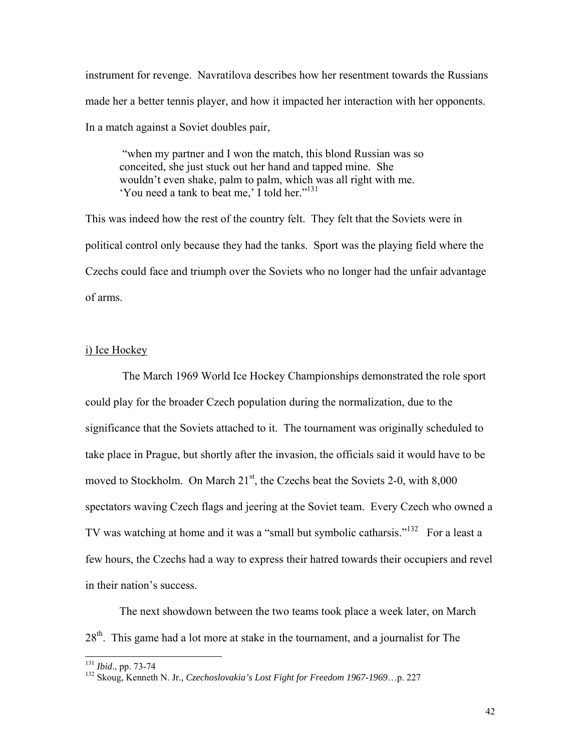instrument for revenge. Navratilova describes how her resentment towards the Russians made her a better tennis player, and how it impacted her interaction with her opponents. In a match against a Soviet doubles pair,

> "when my partner and I won the match, this blond Russian was so conceited, she just stuck out her hand and tapped mine. She wouldn't even shake, palm to palm, which was all right with me. 'You need a tank to beat me,' I told her."[131]

This was indeed how the rest of the country felt. They felt that the Soviets were in political control only because they had the tanks. Sport was the playing field where the Czechs could face and triumph over the Soviets who no longer had the unfair advantage of arms.

i) Ice Hockey

The March 1969 World Ice Hockey Championships demonstrated the role sport could play for the broader Czech population during the normalization, due to the significance that the Soviets attached to it. The tournament was originally scheduled to take place in Prague, but shortly after the invasion, the officials said it would have to be moved to Stockholm. On March 21st, the Czechs beat the Soviets 2-0, with 8,000 spectators waving Czech flags and jeering at the Soviet team. Every Czech who owned a TV was watching at home and it was a "small but symbolic catharsis."[132] For a least a few hours, the Czechs had a way to express their hatred towards their occupiers and revel in their nation's success.

The next showdown between the two teams took place a week later, on March 28th. This game had a lot more at stake in the tournament, and a journalist for The

---

[131] *Ibid*., pp. 73-74

[132] Skoug, Kenneth N. Jr*., Czechoslovakia's Lost Fight for Freedom 1967-1969*…p. 227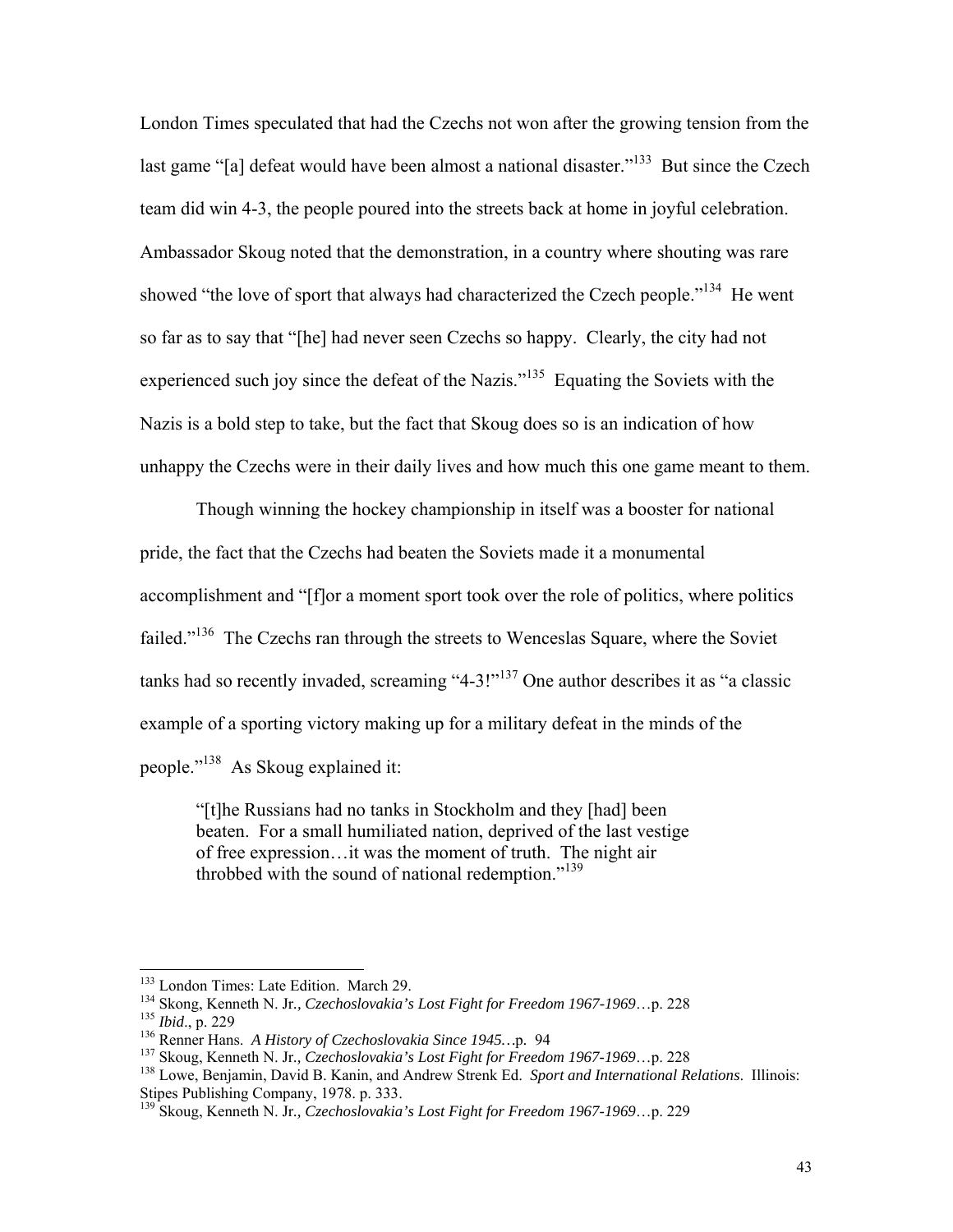London Times speculated that had the Czechs not won after the growing tension from the last game "[a] defeat would have been almost a national disaster."[133] But since the Czech team did win 4-3, the people poured into the streets back at home in joyful celebration. Ambassador Skoug noted that the demonstration, in a country where shouting was rare showed "the love of sport that always had characterized the Czech people."[134] He went so far as to say that "[he] had never seen Czechs so happy. Clearly, the city had not experienced such joy since the defeat of the Nazis."[135] Equating the Soviets with the Nazis is a bold step to take, but the fact that Skoug does so is an indication of how unhappy the Czechs were in their daily lives and how much this one game meant to them.

Though winning the hockey championship in itself was a booster for national pride, the fact that the Czechs had beaten the Soviets made it a monumental accomplishment and "[f]or a moment sport took over the role of politics, where politics failed."[136] The Czechs ran through the streets to Wenceslas Square, where the Soviet tanks had so recently invaded, screaming "4-3!"[137] One author describes it as "a classic example of a sporting victory making up for a military defeat in the minds of the people."[138] As Skoug explained it:

> "[t]he Russians had no tanks in Stockholm and they [had] been beaten. For a small humiliated nation, deprived of the last vestige of free expression…it was the moment of truth. The night air throbbed with the sound of national redemption."[139]

---

[133] London Times: Late Edition. March 29.

[134] Skong, Kenneth N. Jr., *Czechoslovakia's Lost Fight for Freedom 1967-1969*…p. 228

[135] *Ibid*., p. 229

[136] Renner Hans. *A History of Czechoslovakia Since 1945*…p. 94

[137] Skoug, Kenneth N. Jr., *Czechoslovakia's Lost Fight for Freedom 1967-1969*…p. 228

[138] Lowe, Benjamin, David B. Kanin, and Andrew Strenk Ed. *Sport and International Relations*. Illinois: Stipes Publishing Company, 1978. p. 333.

[139] Skoug, Kenneth N. Jr., *Czechoslovakia's Lost Fight for Freedom 1967-1969*…p. 229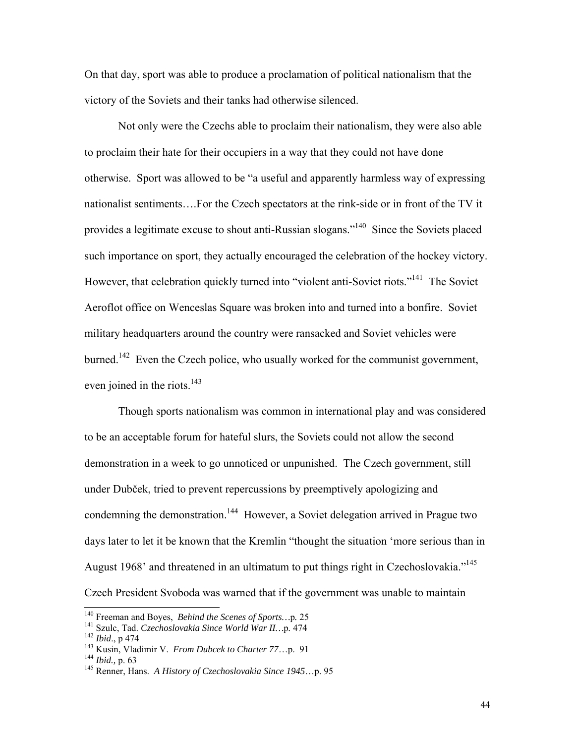On that day, sport was able to produce a proclamation of political nationalism that the victory of the Soviets and their tanks had otherwise silenced.

Not only were the Czechs able to proclaim their nationalism, they were also able to proclaim their hate for their occupiers in a way that they could not have done otherwise. Sport was allowed to be "a useful and apparently harmless way of expressing nationalist sentiments….For the Czech spectators at the rink-side or in front of the TV it provides a legitimate excuse to shout anti-Russian slogans."[140] Since the Soviets placed such importance on sport, they actually encouraged the celebration of the hockey victory. However, that celebration quickly turned into "violent anti-Soviet riots."[141] The Soviet Aeroflot office on Wenceslas Square was broken into and turned into a bonfire. Soviet military headquarters around the country were ransacked and Soviet vehicles were burned.[142] Even the Czech police, who usually worked for the communist government, even joined in the riots.[143]

Though sports nationalism was common in international play and was considered to be an acceptable forum for hateful slurs, the Soviets could not allow the second demonstration in a week to go unnoticed or unpunished. The Czech government, still under Dubček, tried to prevent repercussions by preemptively apologizing and condemning the demonstration.[144] However, a Soviet delegation arrived in Prague two days later to let it be known that the Kremlin "thought the situation 'more serious than in August 1968' and threatened in an ultimatum to put things right in Czechoslovakia."[145] Czech President Svoboda was warned that if the government was unable to maintain

---

[140] Freeman and Boyes, *Behind the Scenes of Sports…*p. 25
[141] Szulc, Tad. *Czechoslovakia Since World War II…*p. 474
[142] *Ibid*., p 474
[143] Kusin, Vladimir V. *From Dubcek to Charter 77*…p. 91
[144] *Ibid.,* p. 63
[145] Renner, Hans. *A History of Czechoslovakia Since 1945*…p. 95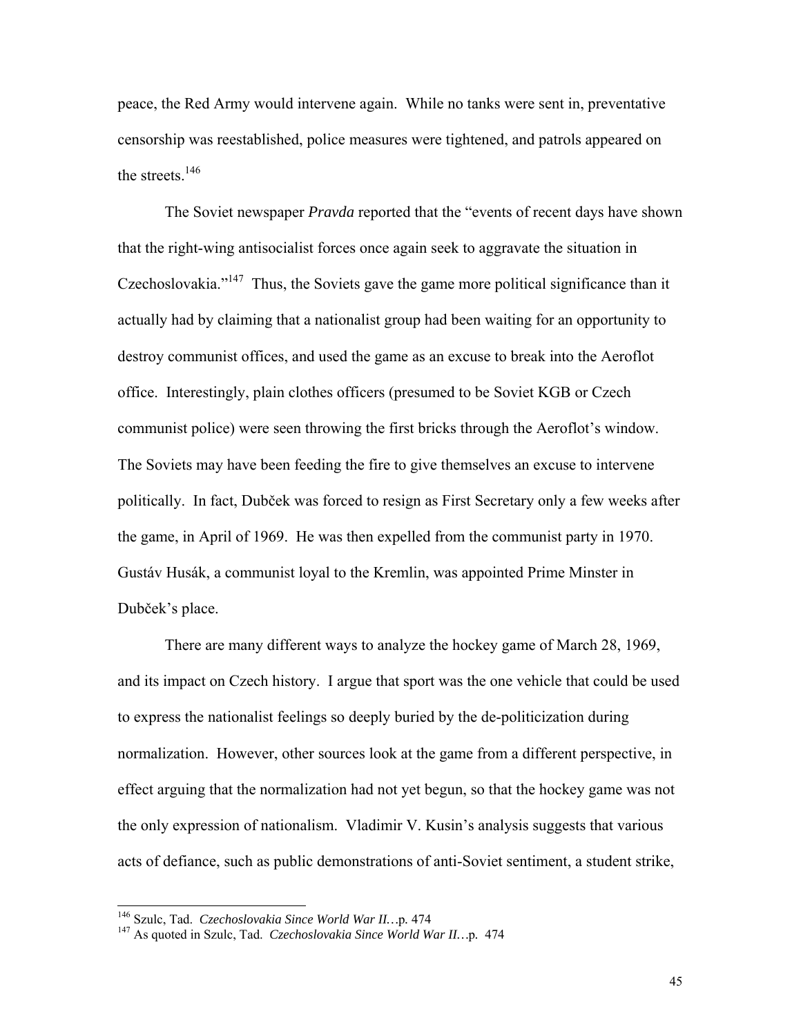peace, the Red Army would intervene again. While no tanks were sent in, preventative censorship was reestablished, police measures were tightened, and patrols appeared on the streets.[146]

The Soviet newspaper *Pravda* reported that the "events of recent days have shown that the right-wing antisocialist forces once again seek to aggravate the situation in Czechoslovakia."[147] Thus, the Soviets gave the game more political significance than it actually had by claiming that a nationalist group had been waiting for an opportunity to destroy communist offices, and used the game as an excuse to break into the Aeroflot office. Interestingly, plain clothes officers (presumed to be Soviet KGB or Czech communist police) were seen throwing the first bricks through the Aeroflot's window. The Soviets may have been feeding the fire to give themselves an excuse to intervene politically. In fact, Dubček was forced to resign as First Secretary only a few weeks after the game, in April of 1969. He was then expelled from the communist party in 1970. Gustáv Husák, a communist loyal to the Kremlin, was appointed Prime Minster in Dubček's place.

There are many different ways to analyze the hockey game of March 28, 1969, and its impact on Czech history. I argue that sport was the one vehicle that could be used to express the nationalist feelings so deeply buried by the de-politicization during normalization. However, other sources look at the game from a different perspective, in effect arguing that the normalization had not yet begun, so that the hockey game was not the only expression of nationalism. Vladimir V. Kusin's analysis suggests that various acts of defiance, such as public demonstrations of anti-Soviet sentiment, a student strike,

---

[146] Szulc, Tad. *Czechoslovakia Since World War II…*p. 474

[147] As quoted in Szulc, Tad. *Czechoslovakia Since World War II…*p. 474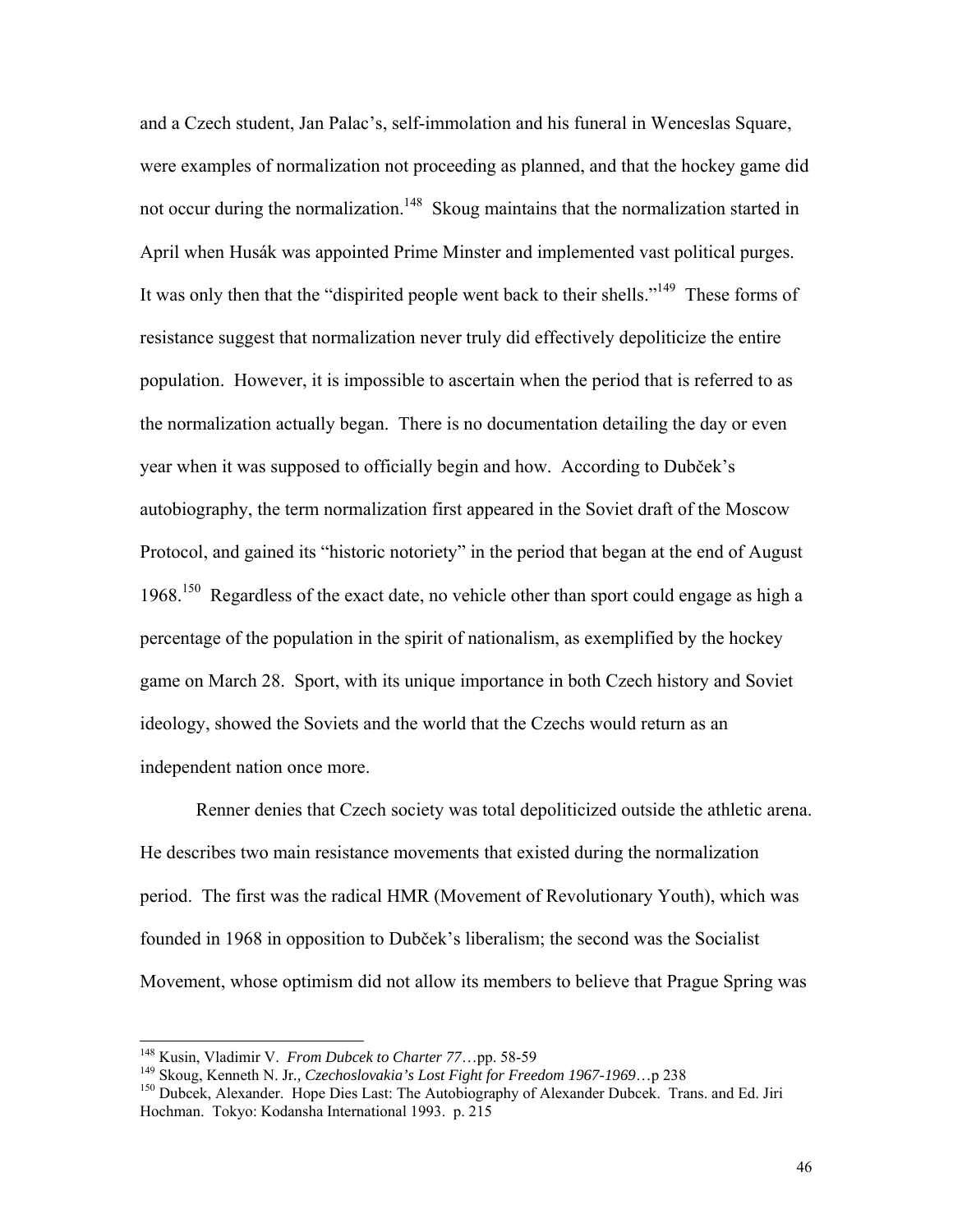and a Czech student, Jan Palac's, self-immolation and his funeral in Wenceslas Square, were examples of normalization not proceeding as planned, and that the hockey game did not occur during the normalization.[148] Skoug maintains that the normalization started in April when Husák was appointed Prime Minster and implemented vast political purges. It was only then that the "dispirited people went back to their shells."[149] These forms of resistance suggest that normalization never truly did effectively depoliticize the entire population. However, it is impossible to ascertain when the period that is referred to as the normalization actually began. There is no documentation detailing the day or even year when it was supposed to officially begin and how. According to Dubček's autobiography, the term normalization first appeared in the Soviet draft of the Moscow Protocol, and gained its "historic notoriety" in the period that began at the end of August 1968.[150] Regardless of the exact date, no vehicle other than sport could engage as high a percentage of the population in the spirit of nationalism, as exemplified by the hockey game on March 28. Sport, with its unique importance in both Czech history and Soviet ideology, showed the Soviets and the world that the Czechs would return as an independent nation once more.

Renner denies that Czech society was total depoliticized outside the athletic arena. He describes two main resistance movements that existed during the normalization period. The first was the radical HMR (Movement of Revolutionary Youth), which was founded in 1968 in opposition to Dubček's liberalism; the second was the Socialist Movement, whose optimism did not allow its members to believe that Prague Spring was

---

[148] Kusin, Vladimir V. *From Dubcek to Charter 77*…pp. 58-59

[149] Skoug, Kenneth N. Jr.*, Czechoslovakia's Lost Fight for Freedom 1967-1969*…p 238

[150] Dubcek, Alexander. Hope Dies Last: The Autobiography of Alexander Dubcek. Trans. and Ed. Jiri Hochman. Tokyo: Kodansha International 1993. p. 215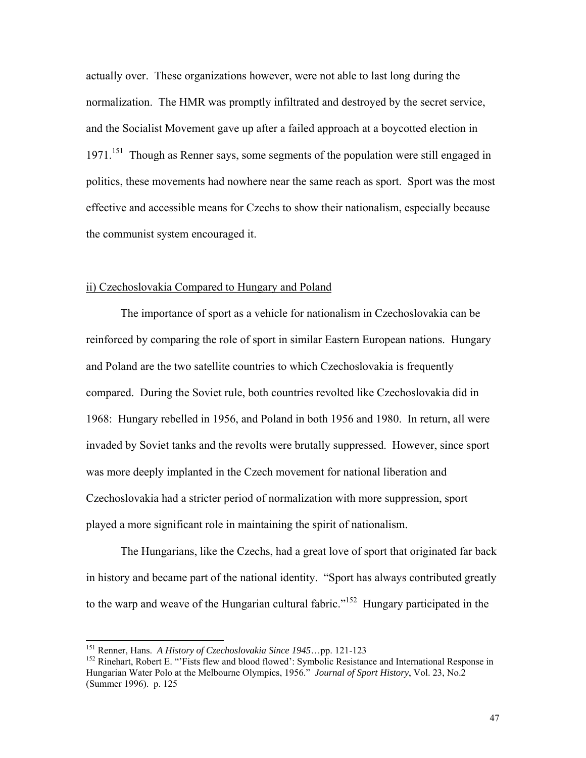actually over. These organizations however, were not able to last long during the normalization. The HMR was promptly infiltrated and destroyed by the secret service, and the Socialist Movement gave up after a failed approach at a boycotted election in 1971.[151] Though as Renner says, some segments of the population were still engaged in politics, these movements had nowhere near the same reach as sport. Sport was the most effective and accessible means for Czechs to show their nationalism, especially because the communist system encouraged it.

<u>ii) Czechoslovakia Compared to Hungary and Poland</u>

The importance of sport as a vehicle for nationalism in Czechoslovakia can be reinforced by comparing the role of sport in similar Eastern European nations. Hungary and Poland are the two satellite countries to which Czechoslovakia is frequently compared. During the Soviet rule, both countries revolted like Czechoslovakia did in 1968: Hungary rebelled in 1956, and Poland in both 1956 and 1980. In return, all were invaded by Soviet tanks and the revolts were brutally suppressed. However, since sport was more deeply implanted in the Czech movement for national liberation and Czechoslovakia had a stricter period of normalization with more suppression, sport played a more significant role in maintaining the spirit of nationalism.

The Hungarians, like the Czechs, had a great love of sport that originated far back in history and became part of the national identity. "Sport has always contributed greatly to the warp and weave of the Hungarian cultural fabric."[152] Hungary participated in the

---

[151] Renner, Hans. *A History of Czechoslovakia Since 1945*…pp. 121-123

[152] Rinehart, Robert E. "'Fists flew and blood flowed': Symbolic Resistance and International Response in Hungarian Water Polo at the Melbourne Olympics, 1956." *Journal of Sport History*, Vol. 23, No.2 (Summer 1996). p. 125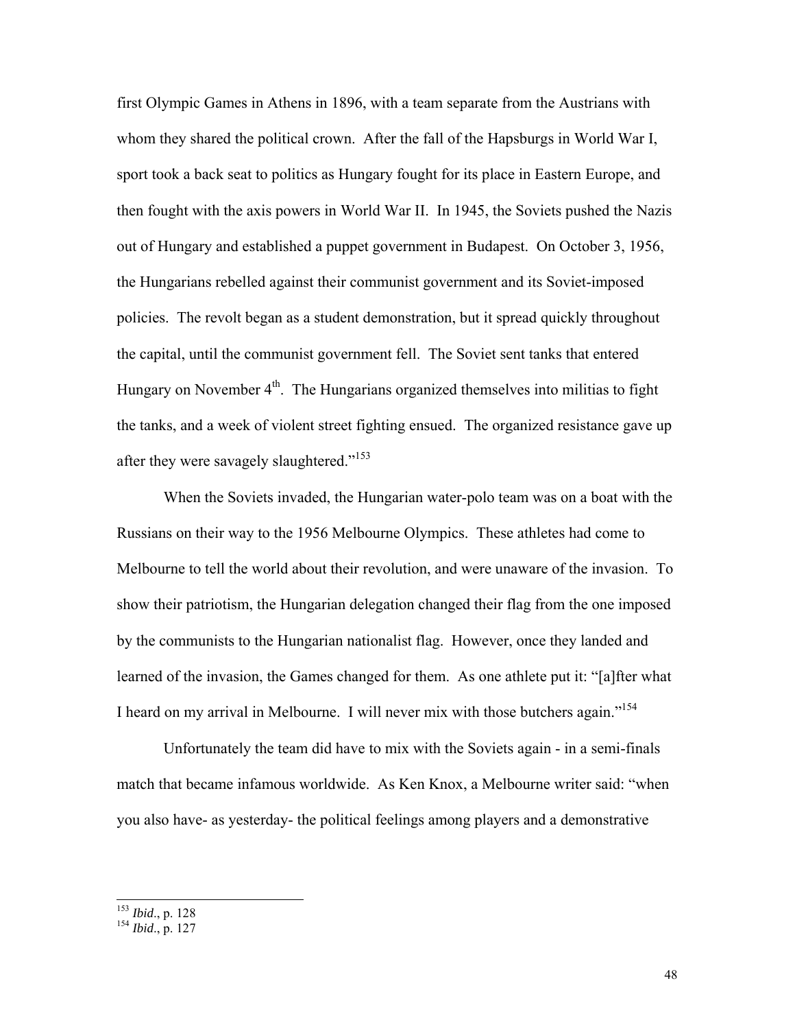first Olympic Games in Athens in 1896, with a team separate from the Austrians with whom they shared the political crown. After the fall of the Hapsburgs in World War I, sport took a back seat to politics as Hungary fought for its place in Eastern Europe, and then fought with the axis powers in World War II. In 1945, the Soviets pushed the Nazis out of Hungary and established a puppet government in Budapest. On October 3, 1956, the Hungarians rebelled against their communist government and its Soviet-imposed policies. The revolt began as a student demonstration, but it spread quickly throughout the capital, until the communist government fell. The Soviet sent tanks that entered Hungary on November 4th. The Hungarians organized themselves into militias to fight the tanks, and a week of violent street fighting ensued. The organized resistance gave up after they were savagely slaughtered."[153]

When the Soviets invaded, the Hungarian water-polo team was on a boat with the Russians on their way to the 1956 Melbourne Olympics. These athletes had come to Melbourne to tell the world about their revolution, and were unaware of the invasion. To show their patriotism, the Hungarian delegation changed their flag from the one imposed by the communists to the Hungarian nationalist flag. However, once they landed and learned of the invasion, the Games changed for them. As one athlete put it: "[a]fter what I heard on my arrival in Melbourne. I will never mix with those butchers again."[154]

Unfortunately the team did have to mix with the Soviets again - in a semi-finals match that became infamous worldwide. As Ken Knox, a Melbourne writer said: "when you also have- as yesterday- the political feelings among players and a demonstrative

---

[153] *Ibid*., p. 128

[154] *Ibid*., p. 127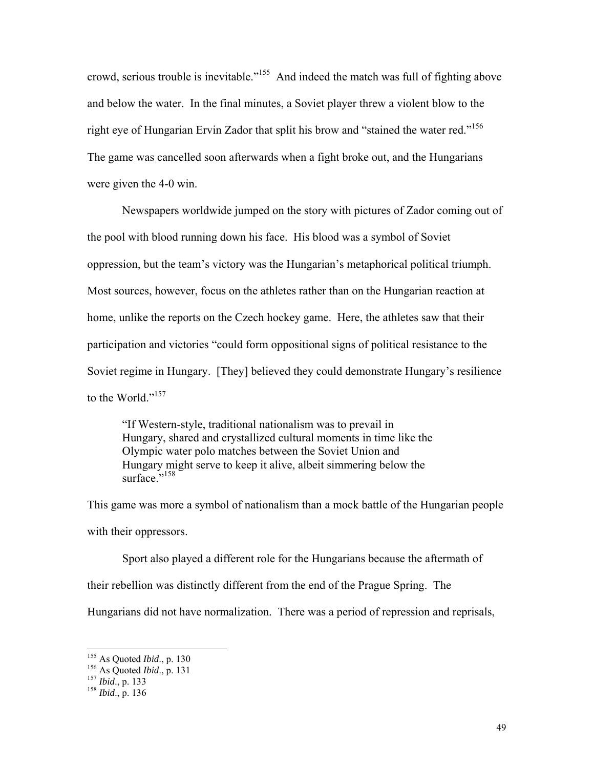crowd, serious trouble is inevitable."[155] And indeed the match was full of fighting above and below the water. In the final minutes, a Soviet player threw a violent blow to the right eye of Hungarian Ervin Zador that split his brow and "stained the water red."[156] The game was cancelled soon afterwards when a fight broke out, and the Hungarians were given the 4-0 win.

Newspapers worldwide jumped on the story with pictures of Zador coming out of the pool with blood running down his face. His blood was a symbol of Soviet oppression, but the team's victory was the Hungarian's metaphorical political triumph. Most sources, however, focus on the athletes rather than on the Hungarian reaction at home, unlike the reports on the Czech hockey game. Here, the athletes saw that their participation and victories "could form oppositional signs of political resistance to the Soviet regime in Hungary. [They] believed they could demonstrate Hungary's resilience to the World."[157]

> "If Western-style, traditional nationalism was to prevail in Hungary, shared and crystallized cultural moments in time like the Olympic water polo matches between the Soviet Union and Hungary might serve to keep it alive, albeit simmering below the surface."[158]

This game was more a symbol of nationalism than a mock battle of the Hungarian people with their oppressors.

Sport also played a different role for the Hungarians because the aftermath of their rebellion was distinctly different from the end of the Prague Spring. The Hungarians did not have normalization. There was a period of repression and reprisals,

---

[155] As Quoted *Ibid*., p. 130

[156] As Quoted *Ibid*., p. 131

[157] *Ibid*., p. 133

[158] *Ibid*., p. 136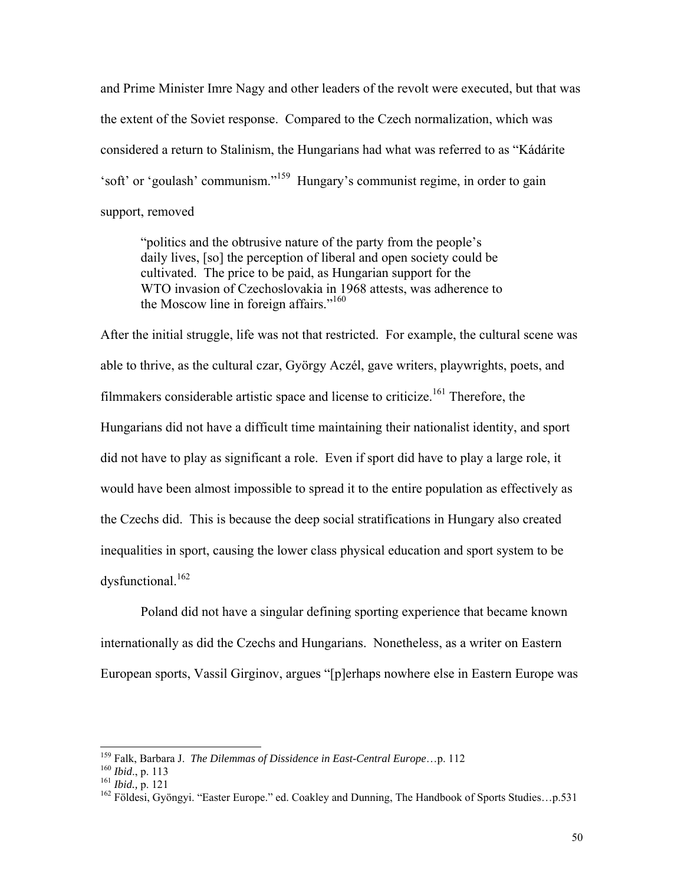and Prime Minister Imre Nagy and other leaders of the revolt were executed, but that was the extent of the Soviet response. Compared to the Czech normalization, which was considered a return to Stalinism, the Hungarians had what was referred to as "Kádárite 'soft' or 'goulash' communism."[159] Hungary's communist regime, in order to gain support, removed

> "politics and the obtrusive nature of the party from the people's daily lives, [so] the perception of liberal and open society could be cultivated. The price to be paid, as Hungarian support for the WTO invasion of Czechoslovakia in 1968 attests, was adherence to the Moscow line in foreign affairs."[160]

After the initial struggle, life was not that restricted. For example, the cultural scene was able to thrive, as the cultural czar, György Aczél, gave writers, playwrights, poets, and filmmakers considerable artistic space and license to criticize.[161] Therefore, the Hungarians did not have a difficult time maintaining their nationalist identity, and sport did not have to play as significant a role. Even if sport did have to play a large role, it would have been almost impossible to spread it to the entire population as effectively as the Czechs did. This is because the deep social stratifications in Hungary also created inequalities in sport, causing the lower class physical education and sport system to be dysfunctional.[162]

Poland did not have a singular defining sporting experience that became known internationally as did the Czechs and Hungarians. Nonetheless, as a writer on Eastern European sports, Vassil Girginov, argues "[p]erhaps nowhere else in Eastern Europe was

---

[159] Falk, Barbara J. *The Dilemmas of Dissidence in East-Central Europe*…p. 112

[160] *Ibid.*, p. 113

[161] *Ibid.,* p. 121

[162] Földesi, Gyöngyi. "Easter Europe." ed. Coakley and Dunning, The Handbook of Sports Studies…p.531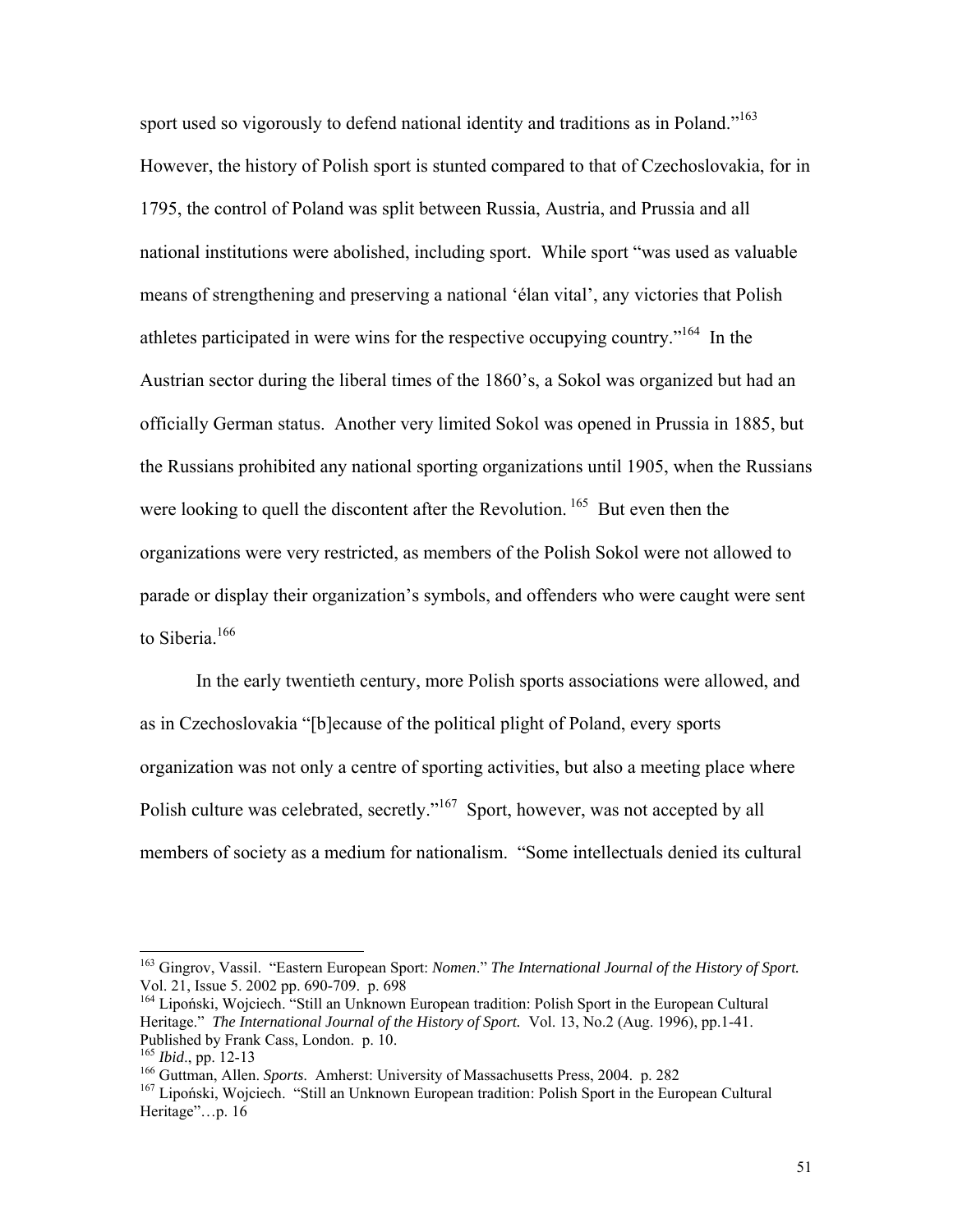sport used so vigorously to defend national identity and traditions as in Poland."[163] However, the history of Polish sport is stunted compared to that of Czechoslovakia, for in 1795, the control of Poland was split between Russia, Austria, and Prussia and all national institutions were abolished, including sport. While sport "was used as valuable means of strengthening and preserving a national 'élan vital', any victories that Polish athletes participated in were wins for the respective occupying country."[164] In the Austrian sector during the liberal times of the 1860's, a Sokol was organized but had an officially German status. Another very limited Sokol was opened in Prussia in 1885, but the Russians prohibited any national sporting organizations until 1905, when the Russians were looking to quell the discontent after the Revolution.[165] But even then the organizations were very restricted, as members of the Polish Sokol were not allowed to parade or display their organization's symbols, and offenders who were caught were sent to Siberia.[166]

In the early twentieth century, more Polish sports associations were allowed, and as in Czechoslovakia "[b]ecause of the political plight of Poland, every sports organization was not only a centre of sporting activities, but also a meeting place where Polish culture was celebrated, secretly."[167] Sport, however, was not accepted by all members of society as a medium for nationalism. "Some intellectuals denied its cultural

---

[163] Gingrov, Vassil. "Eastern European Sport: *Nomen*." *The International Journal of the History of Sport.* Vol. 21, Issue 5. 2002 pp. 690-709. p. 698

[164] Lipoński, Wojciech. "Still an Unknown European tradition: Polish Sport in the European Cultural Heritage." *The International Journal of the History of Sport.* Vol. 13, No.2 (Aug. 1996), pp.1-41. Published by Frank Cass, London. p. 10.

[165] *Ibid*., pp. 12-13

[166] Guttman, Allen. *Sports*. Amherst: University of Massachusetts Press, 2004. p. 282

[167] Lipoński, Wojciech. "Still an Unknown European tradition: Polish Sport in the European Cultural Heritage"…p. 16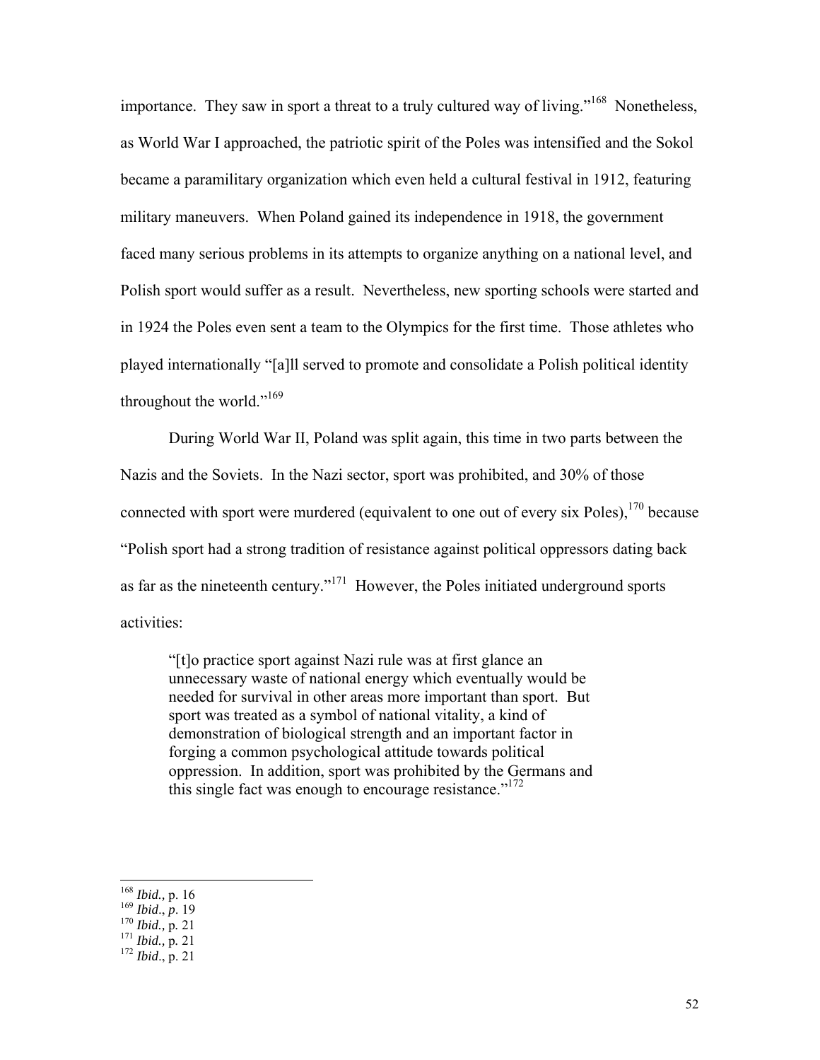importance. They saw in sport a threat to a truly cultured way of living."[168] Nonetheless, as World War I approached, the patriotic spirit of the Poles was intensified and the Sokol became a paramilitary organization which even held a cultural festival in 1912, featuring military maneuvers. When Poland gained its independence in 1918, the government faced many serious problems in its attempts to organize anything on a national level, and Polish sport would suffer as a result. Nevertheless, new sporting schools were started and in 1924 the Poles even sent a team to the Olympics for the first time. Those athletes who played internationally "[a]ll served to promote and consolidate a Polish political identity throughout the world."[169]

During World War II, Poland was split again, this time in two parts between the Nazis and the Soviets. In the Nazi sector, sport was prohibited, and 30% of those connected with sport were murdered (equivalent to one out of every six Poles),[170] because "Polish sport had a strong tradition of resistance against political oppressors dating back as far as the nineteenth century."[171] However, the Poles initiated underground sports activities:

> "[t]o practice sport against Nazi rule was at first glance an unnecessary waste of national energy which eventually would be needed for survival in other areas more important than sport. But sport was treated as a symbol of national vitality, a kind of demonstration of biological strength and an important factor in forging a common psychological attitude towards political oppression. In addition, sport was prohibited by the Germans and this single fact was enough to encourage resistance."[172]

---

[168] *Ibid.,* p. 16
[169] *Ibid*., *p*. 19
[170] *Ibid.,* p. 21
[171] *Ibid.,* p. 21
[172] *Ibid*., p. 21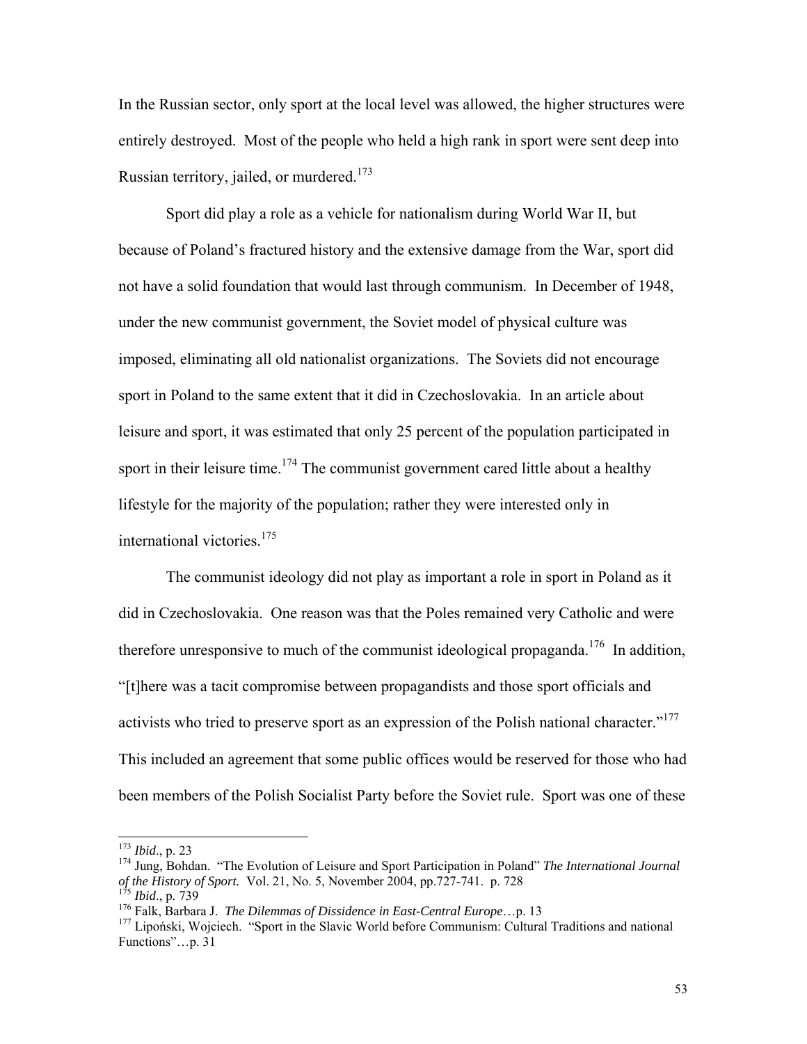In the Russian sector, only sport at the local level was allowed, the higher structures were entirely destroyed. Most of the people who held a high rank in sport were sent deep into Russian territory, jailed, or murdered.[173]

Sport did play a role as a vehicle for nationalism during World War II, but because of Poland's fractured history and the extensive damage from the War, sport did not have a solid foundation that would last through communism. In December of 1948, under the new communist government, the Soviet model of physical culture was imposed, eliminating all old nationalist organizations. The Soviets did not encourage sport in Poland to the same extent that it did in Czechoslovakia. In an article about leisure and sport, it was estimated that only 25 percent of the population participated in sport in their leisure time.[174] The communist government cared little about a healthy lifestyle for the majority of the population; rather they were interested only in international victories.[175]

The communist ideology did not play as important a role in sport in Poland as it did in Czechoslovakia. One reason was that the Poles remained very Catholic and were therefore unresponsive to much of the communist ideological propaganda.[176] In addition, "[t]here was a tacit compromise between propagandists and those sport officials and activists who tried to preserve sport as an expression of the Polish national character."[177] This included an agreement that some public offices would be reserved for those who had been members of the Polish Socialist Party before the Soviet rule. Sport was one of these

---

[173] *Ibid*., p. 23

[174] Jung, Bohdan. "The Evolution of Leisure and Sport Participation in Poland" *The International Journal of the History of Sport.* Vol. 21, No. 5, November 2004, pp.727-741. p. 728

[175] *Ibid*., p. 739

[176] Falk, Barbara J. *The Dilemmas of Dissidence in East-Central Europe*…p. 13

[177] Lipoński, Wojciech. "Sport in the Slavic World before Communism: Cultural Traditions and national Functions"…p. 31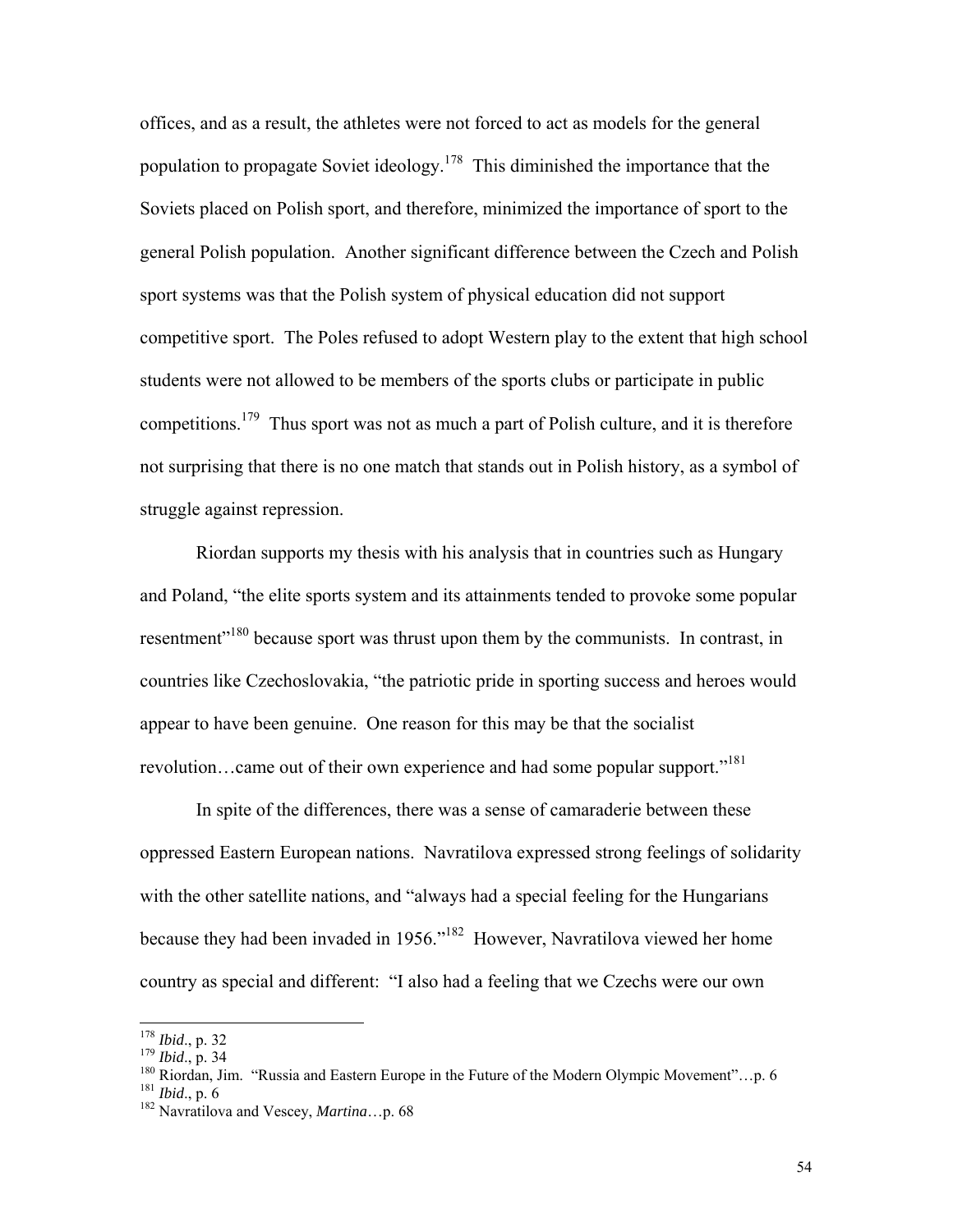offices, and as a result, the athletes were not forced to act as models for the general population to propagate Soviet ideology.[178] This diminished the importance that the Soviets placed on Polish sport, and therefore, minimized the importance of sport to the general Polish population. Another significant difference between the Czech and Polish sport systems was that the Polish system of physical education did not support competitive sport. The Poles refused to adopt Western play to the extent that high school students were not allowed to be members of the sports clubs or participate in public competitions.[179] Thus sport was not as much a part of Polish culture, and it is therefore not surprising that there is no one match that stands out in Polish history, as a symbol of struggle against repression.

Riordan supports my thesis with his analysis that in countries such as Hungary and Poland, "the elite sports system and its attainments tended to provoke some popular resentment"[180] because sport was thrust upon them by the communists. In contrast, in countries like Czechoslovakia, "the patriotic pride in sporting success and heroes would appear to have been genuine. One reason for this may be that the socialist revolution…came out of their own experience and had some popular support."[181]

In spite of the differences, there was a sense of camaraderie between these oppressed Eastern European nations. Navratilova expressed strong feelings of solidarity with the other satellite nations, and "always had a special feeling for the Hungarians because they had been invaded in 1956."[182] However, Navratilova viewed her home country as special and different: "I also had a feeling that we Czechs were our own

---

[178] *Ibid*., p. 32
[179] *Ibid*., p. 34
[180] Riordan, Jim. "Russia and Eastern Europe in the Future of the Modern Olympic Movement"…p. 6
[181] *Ibid*., p. 6
[182] Navratilova and Vescey, *Martina*…p. 68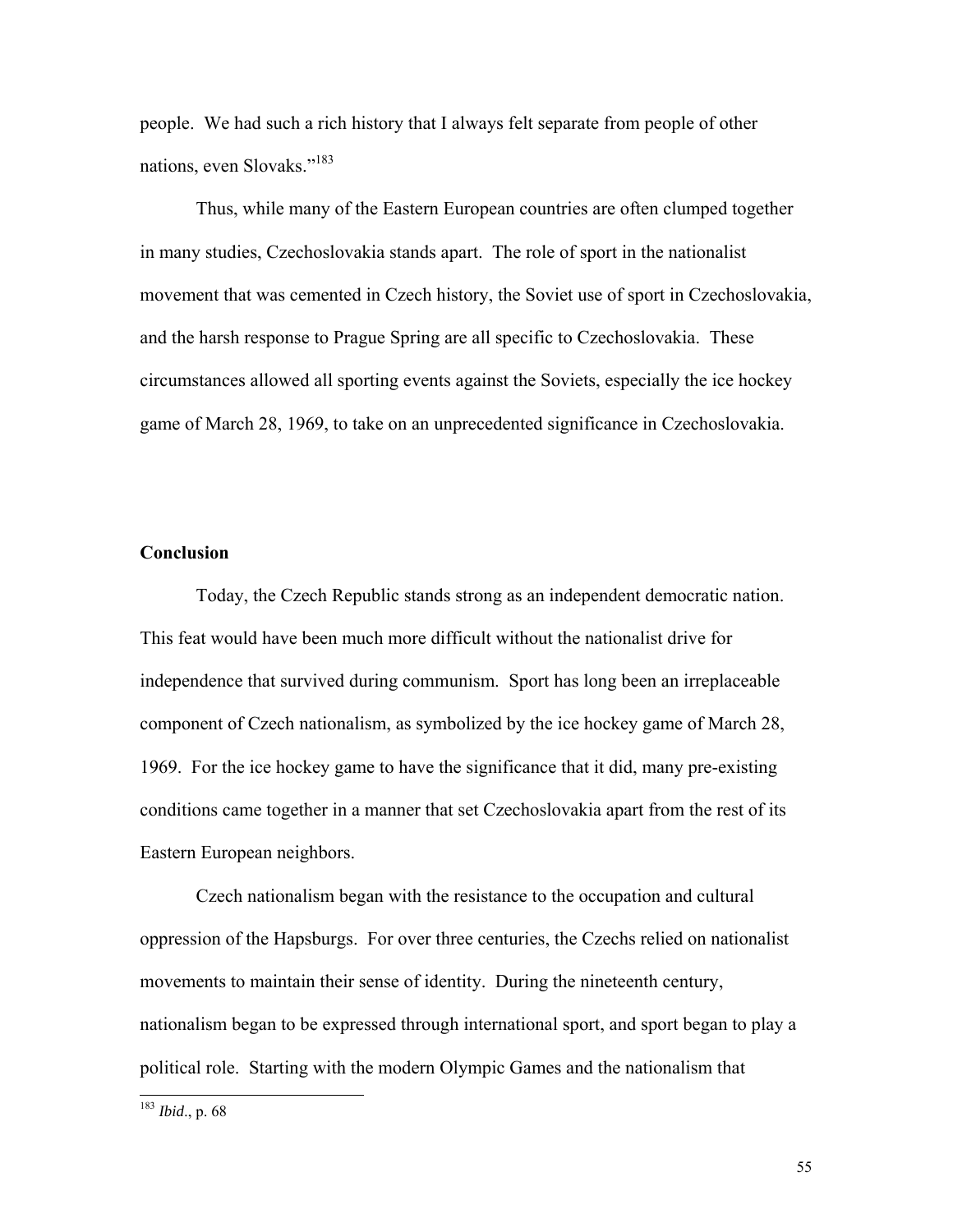people. We had such a rich history that I always felt separate from people of other nations, even Slovaks."[183]

Thus, while many of the Eastern European countries are often clumped together in many studies, Czechoslovakia stands apart. The role of sport in the nationalist movement that was cemented in Czech history, the Soviet use of sport in Czechoslovakia, and the harsh response to Prague Spring are all specific to Czechoslovakia. These circumstances allowed all sporting events against the Soviets, especially the ice hockey game of March 28, 1969, to take on an unprecedented significance in Czechoslovakia.

**Conclusion**

Today, the Czech Republic stands strong as an independent democratic nation. This feat would have been much more difficult without the nationalist drive for independence that survived during communism. Sport has long been an irreplaceable component of Czech nationalism, as symbolized by the ice hockey game of March 28, 1969. For the ice hockey game to have the significance that it did, many pre-existing conditions came together in a manner that set Czechoslovakia apart from the rest of its Eastern European neighbors.

Czech nationalism began with the resistance to the occupation and cultural oppression of the Hapsburgs. For over three centuries, the Czechs relied on nationalist movements to maintain their sense of identity. During the nineteenth century, nationalism began to be expressed through international sport, and sport began to play a political role. Starting with the modern Olympic Games and the nationalism that

---

[183] *Ibid*., p. 68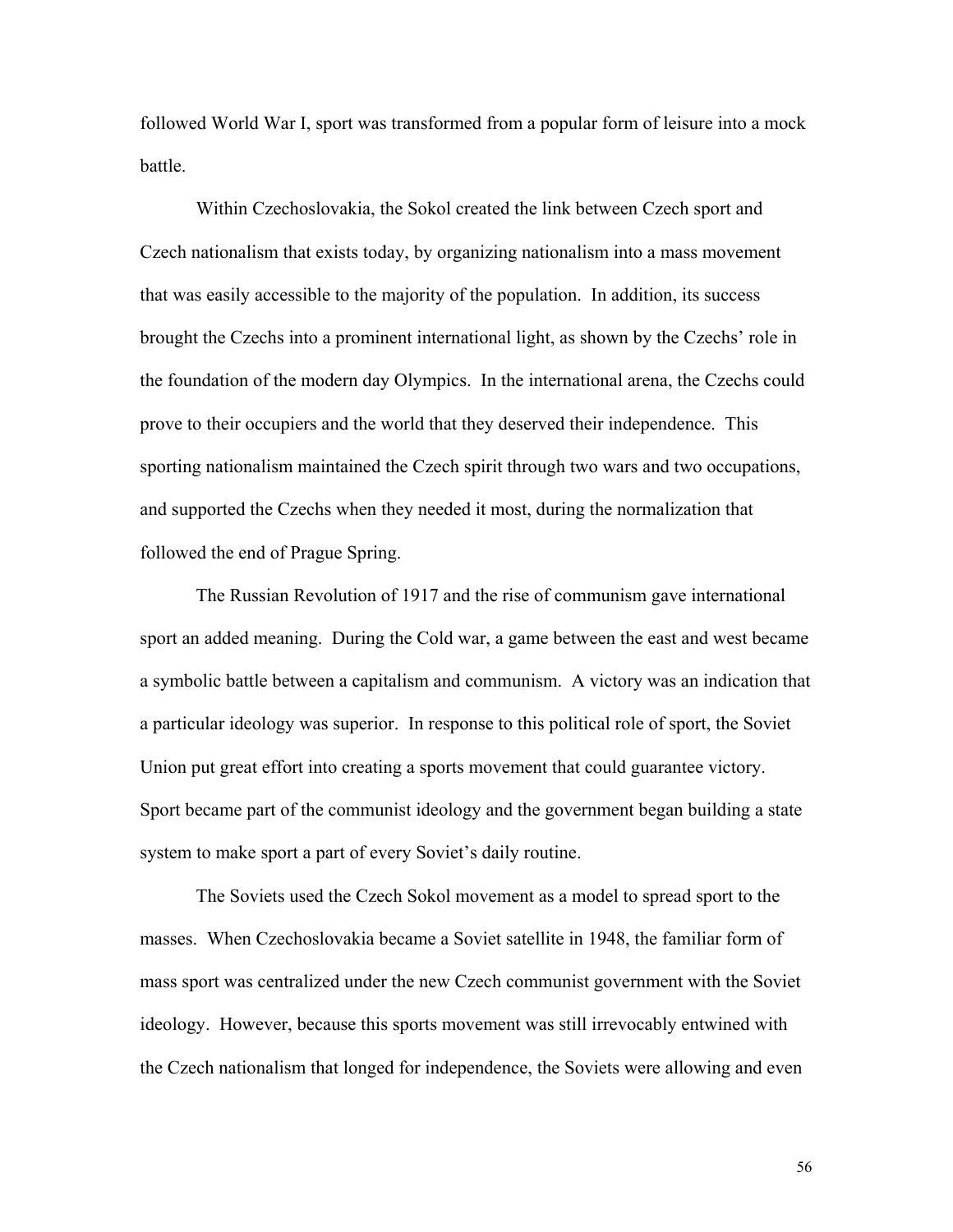followed World War I, sport was transformed from a popular form of leisure into a mock battle.

Within Czechoslovakia, the Sokol created the link between Czech sport and Czech nationalism that exists today, by organizing nationalism into a mass movement that was easily accessible to the majority of the population. In addition, its success brought the Czechs into a prominent international light, as shown by the Czechs' role in the foundation of the modern day Olympics. In the international arena, the Czechs could prove to their occupiers and the world that they deserved their independence. This sporting nationalism maintained the Czech spirit through two wars and two occupations, and supported the Czechs when they needed it most, during the normalization that followed the end of Prague Spring.

The Russian Revolution of 1917 and the rise of communism gave international sport an added meaning. During the Cold war, a game between the east and west became a symbolic battle between a capitalism and communism. A victory was an indication that a particular ideology was superior. In response to this political role of sport, the Soviet Union put great effort into creating a sports movement that could guarantee victory. Sport became part of the communist ideology and the government began building a state system to make sport a part of every Soviet's daily routine.

The Soviets used the Czech Sokol movement as a model to spread sport to the masses. When Czechoslovakia became a Soviet satellite in 1948, the familiar form of mass sport was centralized under the new Czech communist government with the Soviet ideology. However, because this sports movement was still irrevocably entwined with the Czech nationalism that longed for independence, the Soviets were allowing and even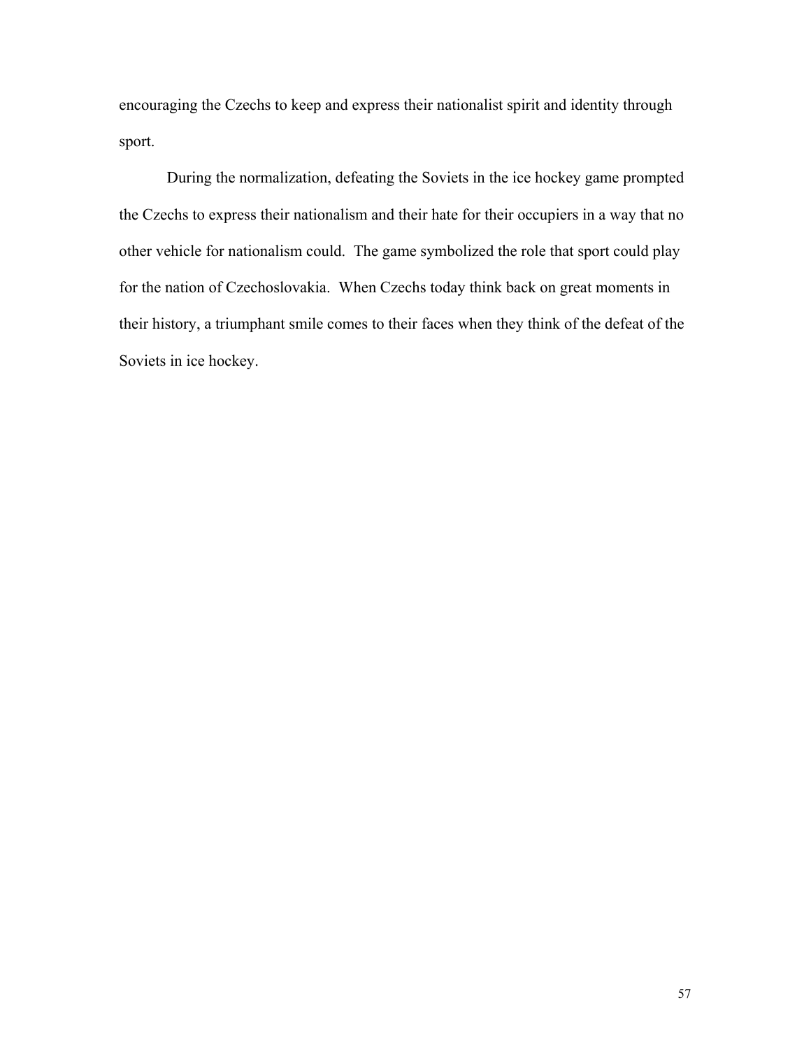encouraging the Czechs to keep and express their nationalist spirit and identity through sport.

During the normalization, defeating the Soviets in the ice hockey game prompted the Czechs to express their nationalism and their hate for their occupiers in a way that no other vehicle for nationalism could. The game symbolized the role that sport could play for the nation of Czechoslovakia. When Czechs today think back on great moments in their history, a triumphant smile comes to their faces when they think of the defeat of the Soviets in ice hockey.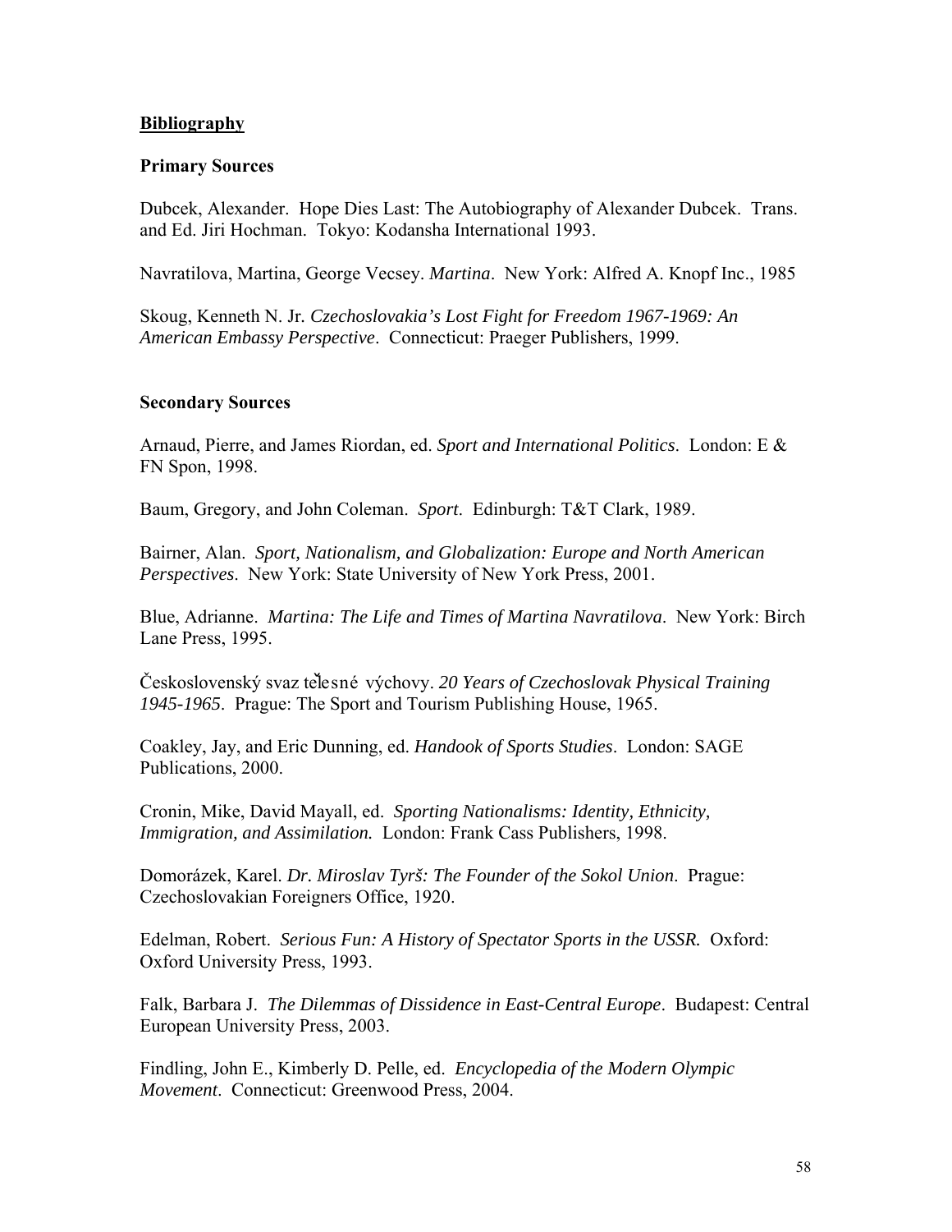**<u>Bibliography</u>**

**Primary Sources**

Dubcek, Alexander. Hope Dies Last: The Autobiography of Alexander Dubcek. Trans. and Ed. Jiri Hochman. Tokyo: Kodansha International 1993.

Navratilova, Martina, George Vecsey. *Martina*. New York: Alfred A. Knopf Inc., 1985

Skoug, Kenneth N. Jr. *Czechoslovakia's Lost Fight for Freedom 1967-1969: An American Embassy Perspective*. Connecticut: Praeger Publishers, 1999.

**Secondary Sources**

Arnaud, Pierre, and James Riordan, ed. *Sport and International Politics*. London: E & FN Spon, 1998.

Baum, Gregory, and John Coleman. *Sport*. Edinburgh: T&T Clark, 1989.

Bairner, Alan. *Sport, Nationalism, and Globalization: Europe and North American Perspectives*. New York: State University of New York Press, 2001.

Blue, Adrianne. *Martina: The Life and Times of Martina Navratilova*. New York: Birch Lane Press, 1995.

Československý svaz tělesné výchovy. *20 Years of Czechoslovak Physical Training 1945-1965*. Prague: The Sport and Tourism Publishing House, 1965.

Coakley, Jay, and Eric Dunning, ed. *Handook of Sports Studies*. London: SAGE Publications, 2000.

Cronin, Mike, David Mayall, ed. *Sporting Nationalisms: Identity, Ethnicity, Immigration, and Assimilation.* London: Frank Cass Publishers, 1998.

Domorázek, Karel. *Dr. Miroslav Tyrš: The Founder of the Sokol Union*. Prague: Czechoslovakian Foreigners Office, 1920.

Edelman, Robert. *Serious Fun: A History of Spectator Sports in the USSR.* Oxford: Oxford University Press, 1993.

Falk, Barbara J. *The Dilemmas of Dissidence in East-Central Europe*. Budapest: Central European University Press, 2003.

Findling, John E., Kimberly D. Pelle, ed. *Encyclopedia of the Modern Olympic Movement*. Connecticut: Greenwood Press, 2004.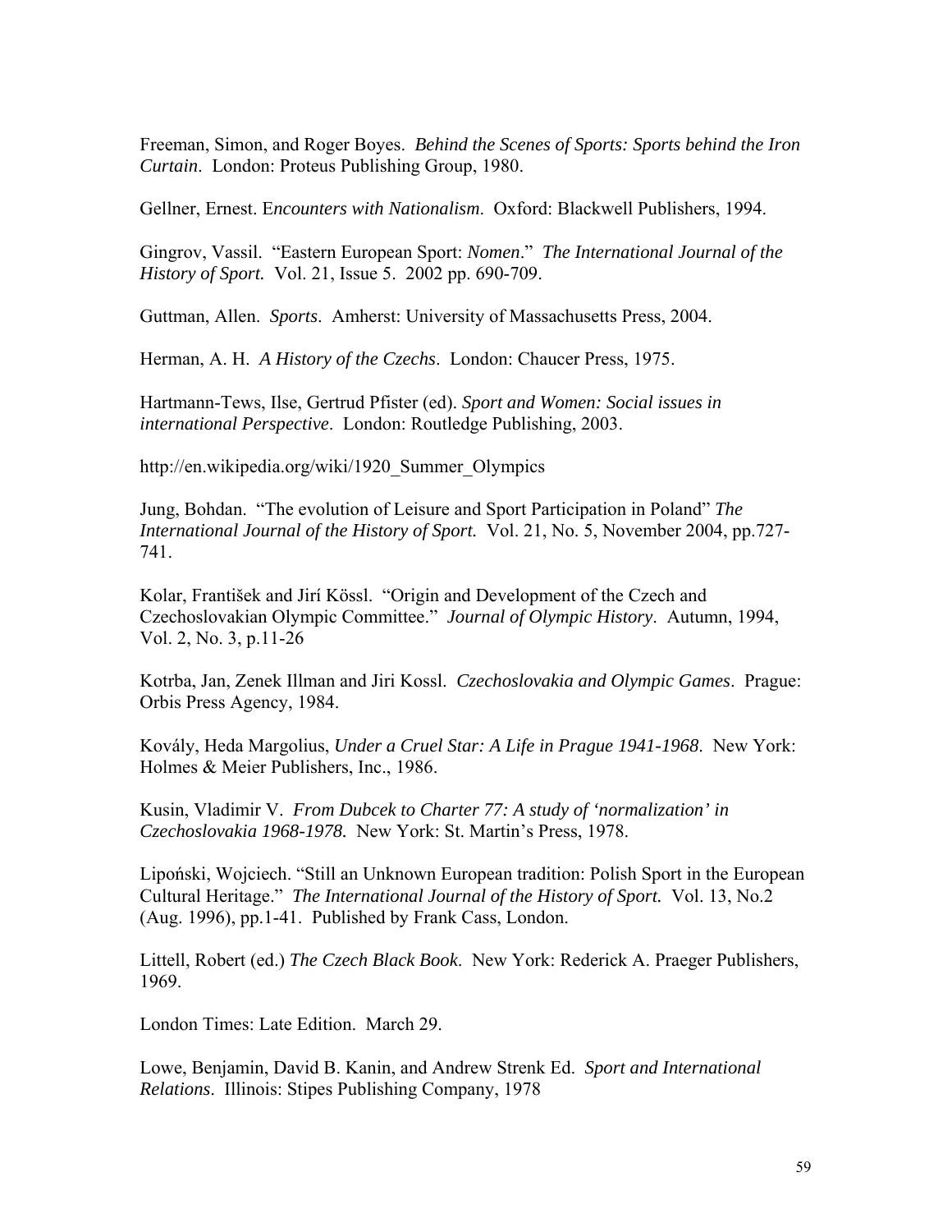Freeman, Simon, and Roger Boyes. *Behind the Scenes of Sports: Sports behind the Iron Curtain*. London: Proteus Publishing Group, 1980.

Gellner, Ernest. E*ncounters with Nationalism*. Oxford: Blackwell Publishers, 1994.

Gingrov, Vassil. "Eastern European Sport: *Nomen*." *The International Journal of the History of Sport.* Vol. 21, Issue 5. 2002 pp. 690-709.

Guttman, Allen. *Sports*. Amherst: University of Massachusetts Press, 2004.

Herman, A. H. *A History of the Czechs*. London: Chaucer Press, 1975.

Hartmann-Tews, Ilse, Gertrud Pfister (ed). *Sport and Women: Social issues in international Perspective*. London: Routledge Publishing, 2003.

http://en.wikipedia.org/wiki/1920_Summer_Olympics

Jung, Bohdan. "The evolution of Leisure and Sport Participation in Poland" *The International Journal of the History of Sport.* Vol. 21, No. 5, November 2004, pp.727-741.

Kolar, František and Jirí Kössl. "Origin and Development of the Czech and Czechoslovakian Olympic Committee." *Journal of Olympic History*. Autumn, 1994, Vol. 2, No. 3, p.11-26

Kotrba, Jan, Zenek Illman and Jiri Kossl. *Czechoslovakia and Olympic Games*. Prague: Orbis Press Agency, 1984.

Kovály, Heda Margolius, *Under a Cruel Star: A Life in Prague 1941-1968*. New York: Holmes & Meier Publishers, Inc., 1986.

Kusin, Vladimir V. *From Dubcek to Charter 77: A study of 'normalization' in Czechoslovakia 1968-1978.* New York: St. Martin's Press, 1978.

Lipoński, Wojciech. "Still an Unknown European tradition: Polish Sport in the European Cultural Heritage." *The International Journal of the History of Sport.* Vol. 13, No.2 (Aug. 1996), pp.1-41. Published by Frank Cass, London.

Littell, Robert (ed.) *The Czech Black Book*. New York: Rederick A. Praeger Publishers, 1969.

London Times: Late Edition. March 29.

Lowe, Benjamin, David B. Kanin, and Andrew Strenk Ed. *Sport and International Relations*. Illinois: Stipes Publishing Company, 1978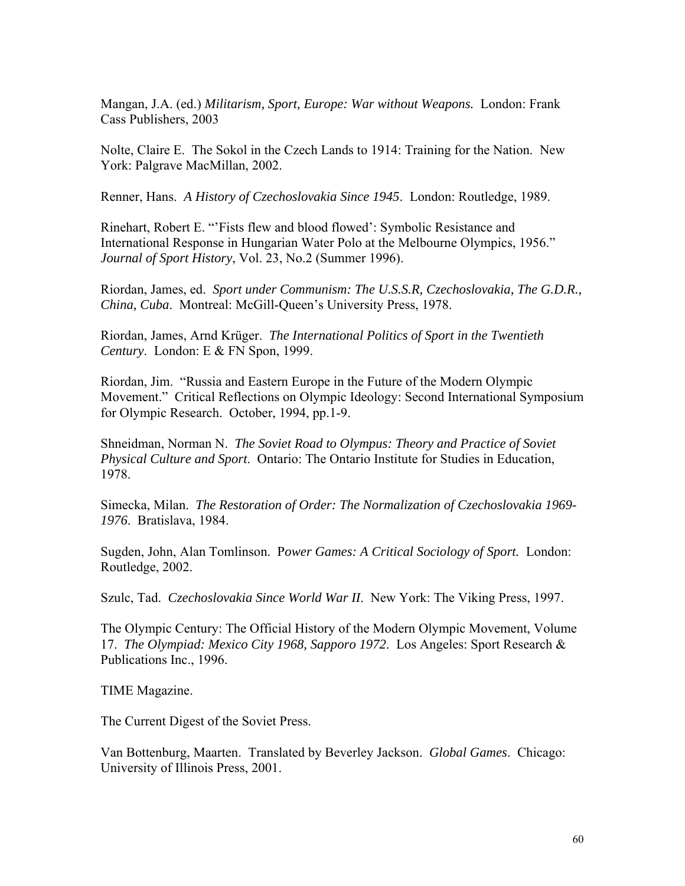Mangan, J.A. (ed.) *Militarism, Sport, Europe: War without Weapons.* London: Frank Cass Publishers, 2003

Nolte, Claire E. The Sokol in the Czech Lands to 1914: Training for the Nation. New York: Palgrave MacMillan, 2002.

Renner, Hans. *A History of Czechoslovakia Since 1945*. London: Routledge, 1989.

Rinehart, Robert E. "'Fists flew and blood flowed': Symbolic Resistance and International Response in Hungarian Water Polo at the Melbourne Olympics, 1956." *Journal of Sport History*, Vol. 23, No.2 (Summer 1996).

Riordan, James, ed. *Sport under Communism: The U.S.S.R, Czechoslovakia, The G.D.R., China, Cuba*. Montreal: McGill-Queen's University Press, 1978.

Riordan, James, Arnd Krüger. *The International Politics of Sport in the Twentieth Century*. London: E & FN Spon, 1999.

Riordan, Jim. "Russia and Eastern Europe in the Future of the Modern Olympic Movement." Critical Reflections on Olympic Ideology: Second International Symposium for Olympic Research. October, 1994, pp.1-9.

Shneidman, Norman N. *The Soviet Road to Olympus: Theory and Practice of Soviet Physical Culture and Sport*. Ontario: The Ontario Institute for Studies in Education, 1978.

Simecka, Milan. *The Restoration of Order: The Normalization of Czechoslovakia 1969-1976*. Bratislava, 1984.

Sugden, John, Alan Tomlinson. P*ower Games: A Critical Sociology of Sport.* London: Routledge, 2002.

Szulc, Tad. *Czechoslovakia Since World War II*. New York: The Viking Press, 1997.

The Olympic Century: The Official History of the Modern Olympic Movement, Volume 17. *The Olympiad: Mexico City 1968, Sapporo 1972*. Los Angeles: Sport Research & Publications Inc., 1996.

TIME Magazine.

The Current Digest of the Soviet Press.

Van Bottenburg, Maarten. Translated by Beverley Jackson. *Global Games*. Chicago: University of Illinois Press, 2001.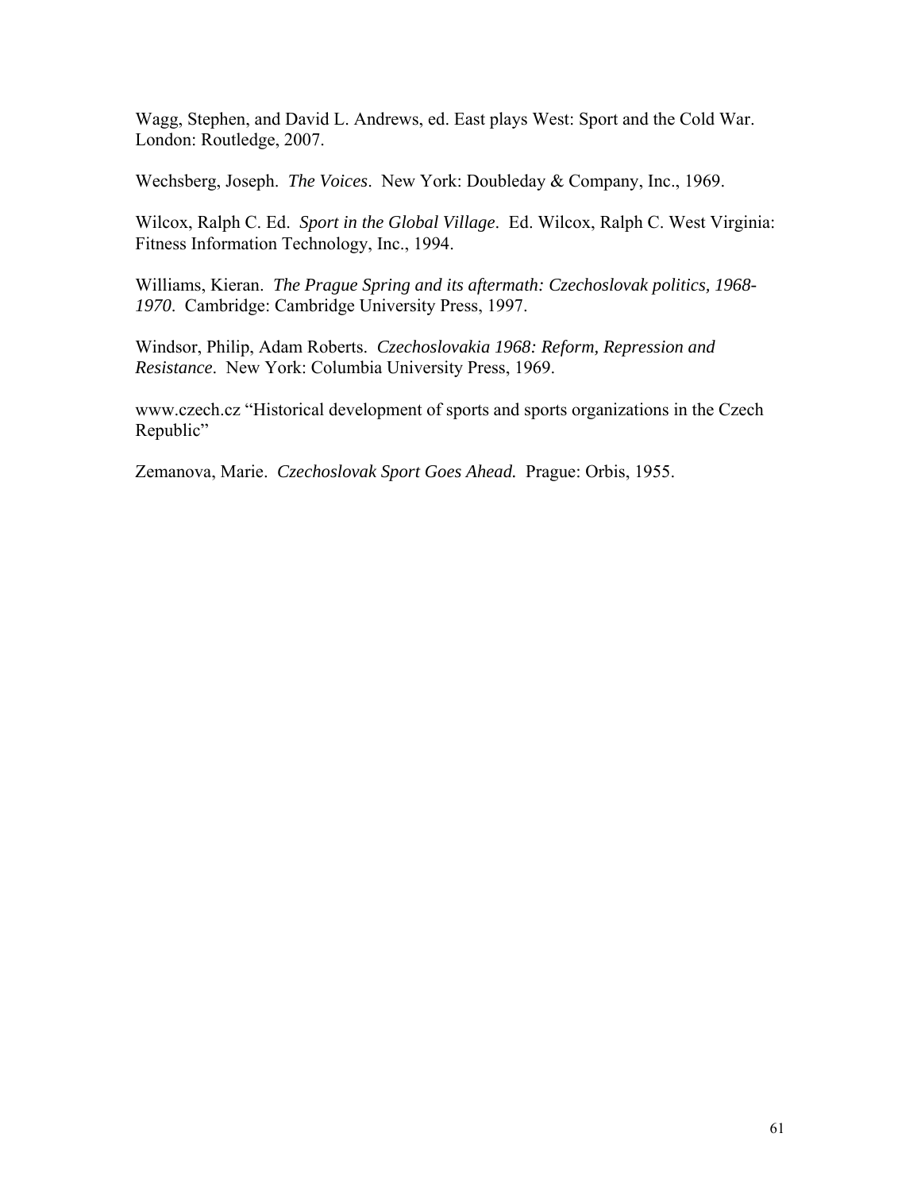Wagg, Stephen, and David L. Andrews, ed. East plays West: Sport and the Cold War. London: Routledge, 2007.

Wechsberg, Joseph. *The Voices*. New York: Doubleday & Company, Inc., 1969.

Wilcox, Ralph C. Ed. *Sport in the Global Village*. Ed. Wilcox, Ralph C. West Virginia: Fitness Information Technology, Inc., 1994.

Williams, Kieran. *The Prague Spring and its aftermath: Czechoslovak politics, 1968-1970*. Cambridge: Cambridge University Press, 1997.

Windsor, Philip, Adam Roberts. *Czechoslovakia 1968: Reform, Repression and Resistance*. New York: Columbia University Press, 1969.

www.czech.cz "Historical development of sports and sports organizations in the Czech Republic"

Zemanova, Marie. *Czechoslovak Sport Goes Ahead.* Prague: Orbis, 1955.